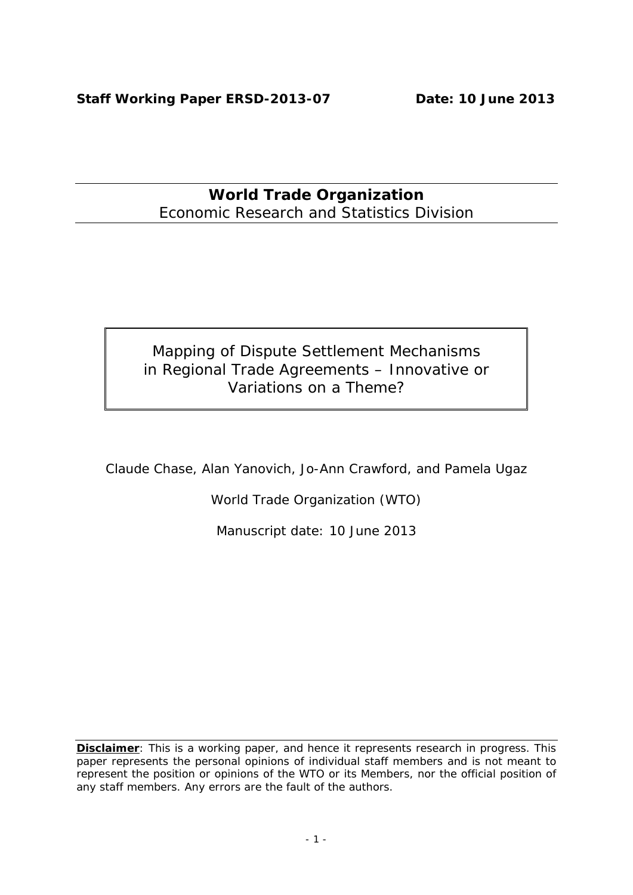**Staff Working Paper ERSD-2013-07** **Date: 10 June 2013**

# World Trade Organization

Economic Research and Statistics Division

## Mapping of Dispute Settlement Mechanisms in Regional Trade Agreements – Innovative or Variations on a Theme?

Claude Chase, Alan Yanovich, Jo-Ann Crawford, and Pamela Ugaz

World Trade Organization (WTO)

Manuscript date: 10 June 2013

**Disclaimer**: This is a working paper, and hence it represents research in progress. This paper represents the personal opinions of individual staff members and is not meant to represent the position or opinions of the WTO or its Members, nor the official position of any staff members. Any errors are the fault of the authors.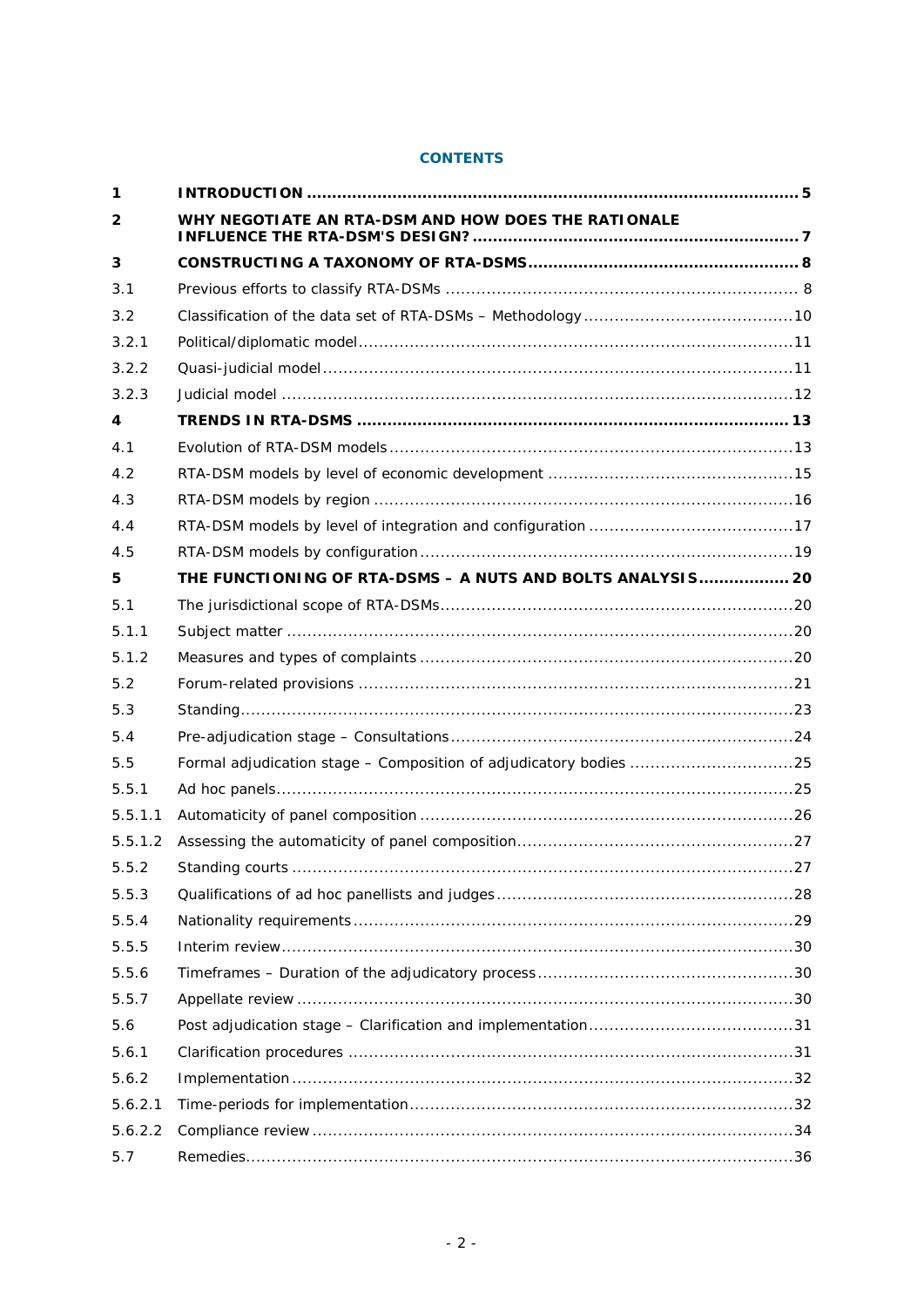**CONTENTS**

| | | |
|---|---|---|
| **1** | **INTRODUCTION** | **5** |
| **2** | **WHY NEGOTIATE AN RTA-DSM AND HOW DOES THE RATIONALE INFLUENCE THE RTA-DSM'S DESIGN?** | **7** |
| **3** | **CONSTRUCTING A TAXONOMY OF RTA-DSMS** | **8** |
| 3.1 | Previous efforts to classify RTA-DSMs | 8 |
| 3.2 | Classification of the data set of RTA-DSMs – Methodology | 10 |
| 3.2.1 | Political/diplomatic model | 11 |
| 3.2.2 | Quasi-judicial model | 11 |
| 3.2.3 | Judicial model | 12 |
| **4** | **TRENDS IN RTA-DSMS** | **13** |
| 4.1 | Evolution of RTA-DSM models | 13 |
| 4.2 | RTA-DSM models by level of economic development | 15 |
| 4.3 | RTA-DSM models by region | 16 |
| 4.4 | RTA-DSM models by level of integration and configuration | 17 |
| 4.5 | RTA-DSM models by configuration | 19 |
| **5** | **THE FUNCTIONING OF RTA-DSMS – A NUTS AND BOLTS ANALYSIS** | **20** |
| 5.1 | The jurisdictional scope of RTA-DSMs | 20 |
| 5.1.1 | Subject matter | 20 |
| 5.1.2 | Measures and types of complaints | 20 |
| 5.2 | Forum-related provisions | 21 |
| 5.3 | Standing | 23 |
| 5.4 | Pre-adjudication stage – Consultations | 24 |
| 5.5 | Formal adjudication stage – Composition of adjudicatory bodies | 25 |
| 5.5.1 | Ad hoc panels | 25 |
| 5.5.1.1 | Automaticity of panel composition | 26 |
| 5.5.1.2 | Assessing the automaticity of panel composition | 27 |
| 5.5.2 | Standing courts | 27 |
| 5.5.3 | Qualifications of ad hoc panellists and judges | 28 |
| 5.5.4 | Nationality requirements | 29 |
| 5.5.5 | Interim review | 30 |
| 5.5.6 | Timeframes – Duration of the adjudicatory process | 30 |
| 5.5.7 | Appellate review | 30 |
| 5.6 | Post adjudication stage – Clarification and implementation | 31 |
| 5.6.1 | Clarification procedures | 31 |
| 5.6.2 | Implementation | 32 |
| 5.6.2.1 | Time-periods for implementation | 32 |
| 5.6.2.2 | Compliance review | 34 |
| 5.7 | Remedies | 36 |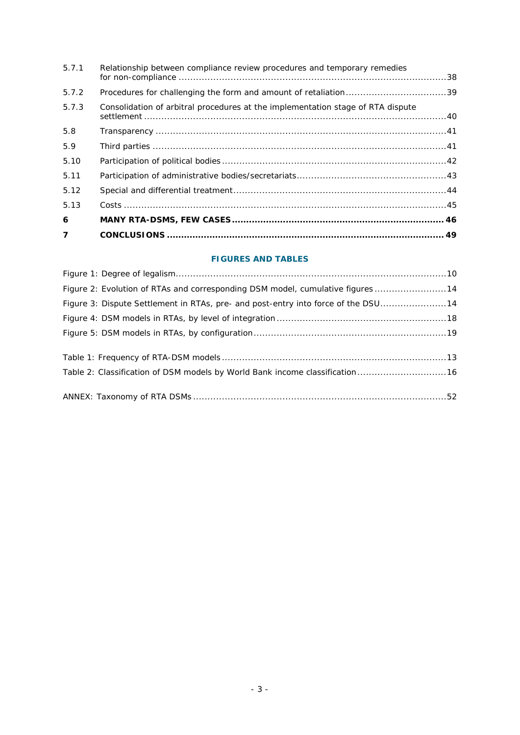| | | |
|---|---|---|
| 5.7.1 | Relationship between compliance review procedures and temporary remedies for non-compliance | 38 |
| 5.7.2 | Procedures for challenging the form and amount of retaliation | 39 |
| 5.7.3 | Consolidation of arbitral procedures at the implementation stage of RTA dispute settlement | 40 |
| 5.8 | Transparency | 41 |
| 5.9 | Third parties | 41 |
| 5.10 | Participation of political bodies | 42 |
| 5.11 | Participation of administrative bodies/secretariats | 43 |
| 5.12 | Special and differential treatment | 44 |
| 5.13 | Costs | 45 |
| **6** | **MANY RTA-DSMS, FEW CASES** | **46** |
| **7** | **CONCLUSIONS** | **49** |

## FIGURES AND TABLES

| | |
|---|---|
| Figure 1: Degree of legalism | 10 |
| Figure 2: Evolution of RTAs and corresponding DSM model, cumulative figures | 14 |
| Figure 3: Dispute Settlement in RTAs, pre- and post-entry into force of the DSU | 14 |
| Figure 4: DSM models in RTAs, by level of integration | 18 |
| Figure 5: DSM models in RTAs, by configuration | 19 |
| Table 1: Frequency of RTA-DSM models | 13 |
| Table 2: Classification of DSM models by World Bank income classification | 16 |
| ANNEX: Taxonomy of RTA DSMs | 52 |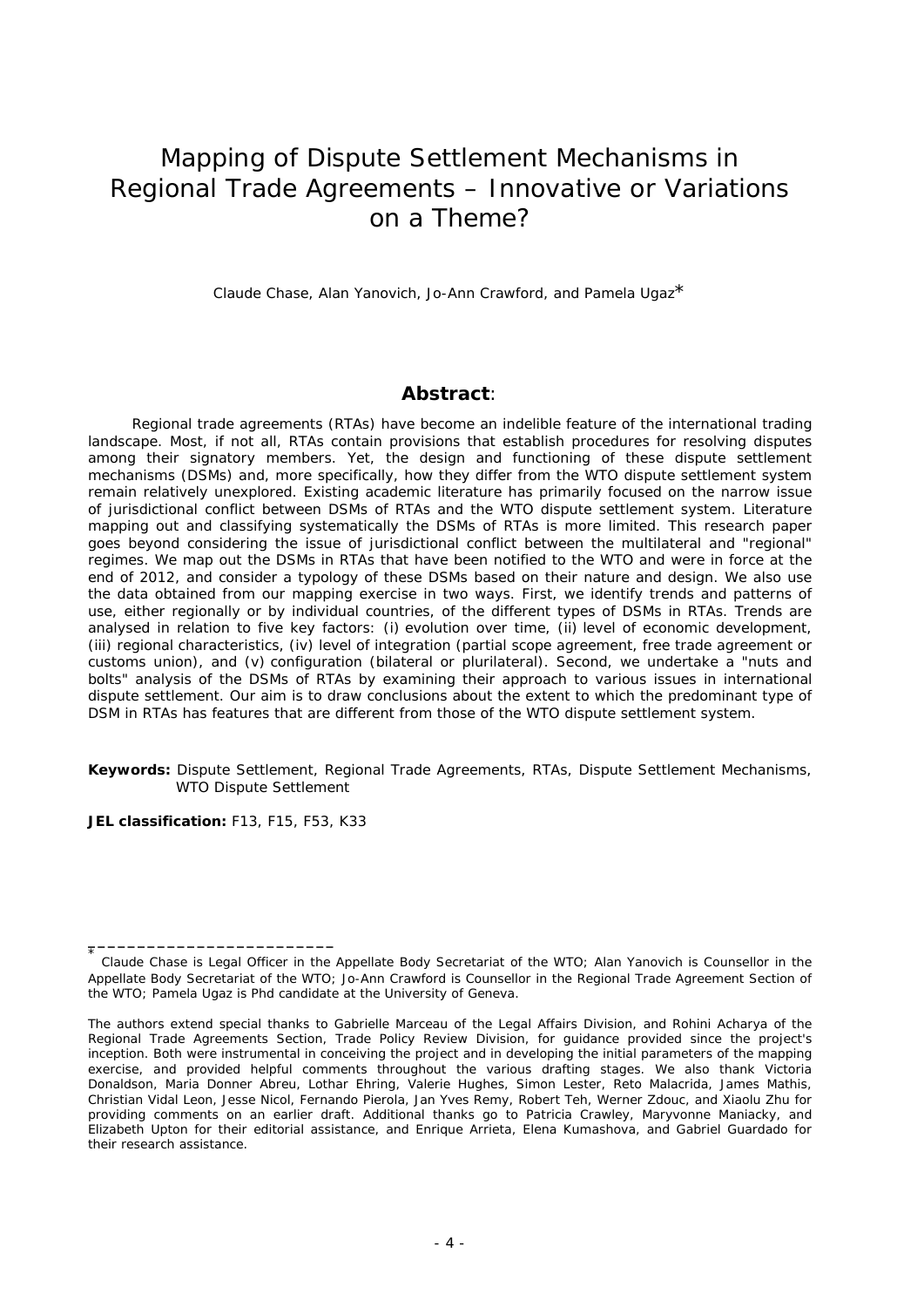# Mapping of Dispute Settlement Mechanisms in Regional Trade Agreements – Innovative or Variations on a Theme?

Claude Chase, Alan Yanovich, Jo-Ann Crawford, and Pamela Ugaz*

## Abstract:

Regional trade agreements (RTAs) have become an indelible feature of the international trading landscape. Most, if not all, RTAs contain provisions that establish procedures for resolving disputes among their signatory members. Yet, the design and functioning of these dispute settlement mechanisms (DSMs) and, more specifically, how they differ from the WTO dispute settlement system remain relatively unexplored. Existing academic literature has primarily focused on the narrow issue of jurisdictional conflict between DSMs of RTAs and the WTO dispute settlement system. Literature mapping out and classifying systematically the DSMs of RTAs is more limited. This research paper goes beyond considering the issue of jurisdictional conflict between the multilateral and "regional" regimes. We map out the DSMs in RTAs that have been notified to the WTO and were in force at the end of 2012, and consider a typology of these DSMs based on their nature and design. We also use the data obtained from our mapping exercise in two ways. First, we identify trends and patterns of use, either regionally or by individual countries, of the different types of DSMs in RTAs. Trends are analysed in relation to five key factors: (i) evolution over time, (ii) level of economic development, (iii) regional characteristics, (iv) level of integration (partial scope agreement, free trade agreement or customs union), and (v) configuration (bilateral or plurilateral). Second, we undertake a "nuts and bolts" analysis of the DSMs of RTAs by examining their approach to various issues in international dispute settlement. Our aim is to draw conclusions about the extent to which the predominant type of DSM in RTAs has features that are different from those of the WTO dispute settlement system.

**Keywords:** Dispute Settlement, Regional Trade Agreements, RTAs, Dispute Settlement Mechanisms, WTO Dispute Settlement

**JEL classification:** F13, F15, F53, K33

---

* Claude Chase is Legal Officer in the Appellate Body Secretariat of the WTO; Alan Yanovich is Counsellor in the Appellate Body Secretariat of the WTO; Jo-Ann Crawford is Counsellor in the Regional Trade Agreement Section of the WTO; Pamela Ugaz is Phd candidate at the University of Geneva.

The authors extend special thanks to Gabrielle Marceau of the Legal Affairs Division, and Rohini Acharya of the Regional Trade Agreements Section, Trade Policy Review Division, for guidance provided since the project's inception. Both were instrumental in conceiving the project and in developing the initial parameters of the mapping exercise, and provided helpful comments throughout the various drafting stages. We also thank Victoria Donaldson, Maria Donner Abreu, Lothar Ehring, Valerie Hughes, Simon Lester, Reto Malacrida, James Mathis, Christian Vidal Leon, Jesse Nicol, Fernando Pierola, Jan Yves Remy, Robert Teh, Werner Zdouc, and Xiaolu Zhu for providing comments on an earlier draft. Additional thanks go to Patricia Crawley, Maryvonne Maniacky, and Elizabeth Upton for their editorial assistance, and Enrique Arrieta, Elena Kumashova, and Gabriel Guardado for their research assistance.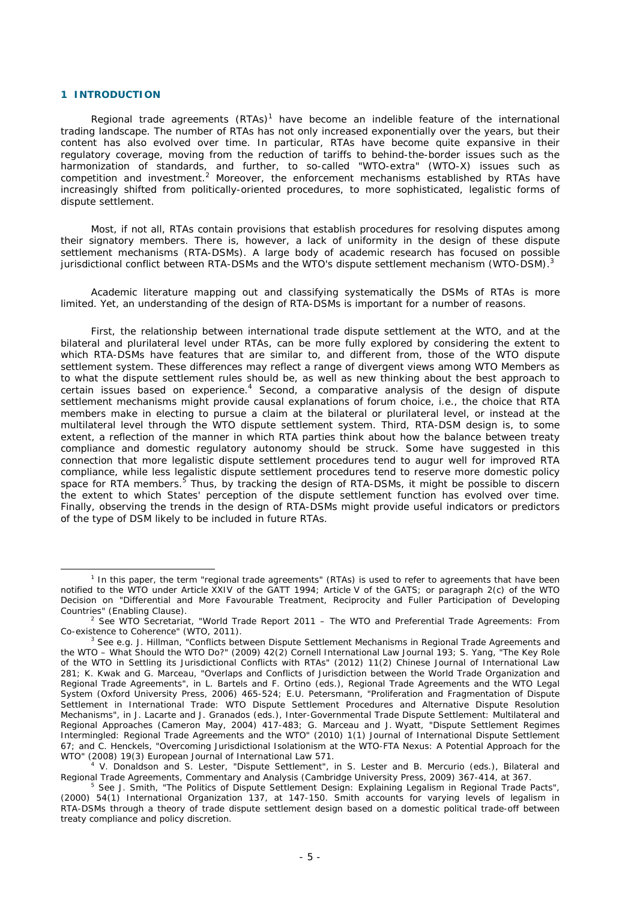# 1 INTRODUCTION

Regional trade agreements (RTAs)[1] have become an indelible feature of the international trading landscape. The number of RTAs has not only increased exponentially over the years, but their content has also evolved over time. In particular, RTAs have become quite expansive in their regulatory coverage, moving from the reduction of tariffs to behind-the-border issues such as the harmonization of standards, and further, to so-called "WTO-extra" (WTO-X) issues such as competition and investment.[2] Moreover, the enforcement mechanisms established by RTAs have increasingly shifted from politically-oriented procedures, to more sophisticated, legalistic forms of dispute settlement.

Most, if not all, RTAs contain provisions that establish procedures for resolving disputes among their signatory members. There is, however, a lack of uniformity in the design of these dispute settlement mechanisms (RTA-DSMs). A large body of academic research has focused on possible jurisdictional conflict between RTA-DSMs and the WTO's dispute settlement mechanism (WTO-DSM).[3]

Academic literature mapping out and classifying systematically the DSMs of RTAs is more limited. Yet, an understanding of the design of RTA-DSMs is important for a number of reasons.

First, the relationship between international trade dispute settlement at the WTO, and at the bilateral and plurilateral level under RTAs, can be more fully explored by considering the extent to which RTA-DSMs have features that are similar to, and different from, those of the WTO dispute settlement system. These differences may reflect a range of divergent views among WTO Members as to what the dispute settlement rules should be, as well as new thinking about the best approach to certain issues based on experience.[4] Second, a comparative analysis of the design of dispute settlement mechanisms might provide causal explanations of forum choice, i.e., the choice that RTA members make in electing to pursue a claim at the bilateral or plurilateral level, or instead at the multilateral level through the WTO dispute settlement system. Third, RTA-DSM design is, to some extent, a reflection of the manner in which RTA parties think about how the balance between treaty compliance and domestic regulatory autonomy should be struck. Some have suggested in this connection that more legalistic dispute settlement procedures tend to augur well for improved RTA compliance, while less legalistic dispute settlement procedures tend to reserve more domestic policy space for RTA members.[5] Thus, by tracking the design of RTA-DSMs, it might be possible to discern the extent to which States' perception of the dispute settlement function has evolved over time. Finally, observing the trends in the design of RTA-DSMs might provide useful indicators or predictors of the type of DSM likely to be included in future RTAs.

---

[1] In this paper, the term "regional trade agreements" (RTAs) is used to refer to agreements that have been notified to the WTO under Article XXIV of the GATT 1994; Article V of the GATS; or paragraph 2(c) of the WTO Decision on "Differential and More Favourable Treatment, Reciprocity and Fuller Participation of Developing Countries" (Enabling Clause).

[2] See WTO Secretariat, "World Trade Report 2011 – The WTO and Preferential Trade Agreements: From Co-existence to Coherence" (WTO, 2011).

[3] See e.g. J. Hillman, "Conflicts between Dispute Settlement Mechanisms in Regional Trade Agreements and the WTO – What Should the WTO Do?" (2009) 42(2) Cornell International Law Journal 193; S. Yang, "The Key Role of the WTO in Settling its Jurisdictional Conflicts with RTAs" (2012) 11(2) Chinese Journal of International Law 281; K. Kwak and G. Marceau, "Overlaps and Conflicts of Jurisdiction between the World Trade Organization and Regional Trade Agreements", in L. Bartels and F. Ortino (eds.), Regional Trade Agreements and the WTO Legal System (Oxford University Press, 2006) 465-524; E.U. Petersmann, "Proliferation and Fragmentation of Dispute Settlement in International Trade: WTO Dispute Settlement Procedures and Alternative Dispute Resolution Mechanisms", in J. Lacarte and J. Granados (eds.), Inter-Governmental Trade Dispute Settlement: Multilateral and Regional Approaches (Cameron May, 2004) 417-483; G. Marceau and J. Wyatt, "Dispute Settlement Regimes Intermingled: Regional Trade Agreements and the WTO" (2010) 1(1) Journal of International Dispute Settlement 67; and C. Henckels, "Overcoming Jurisdictional Isolationism at the WTO-FTA Nexus: A Potential Approach for the WTO" (2008) 19(3) European Journal of International Law 571.

[4] V. Donaldson and S. Lester, "Dispute Settlement", in S. Lester and B. Mercurio (eds.), Bilateral and Regional Trade Agreements, Commentary and Analysis (Cambridge University Press, 2009) 367-414, at 367.

[5] See J. Smith, "The Politics of Dispute Settlement Design: Explaining Legalism in Regional Trade Pacts", (2000) 54(1) International Organization 137, at 147-150. Smith accounts for varying levels of legalism in RTA-DSMs through a theory of trade dispute settlement design based on a domestic political trade-off between treaty compliance and policy discretion.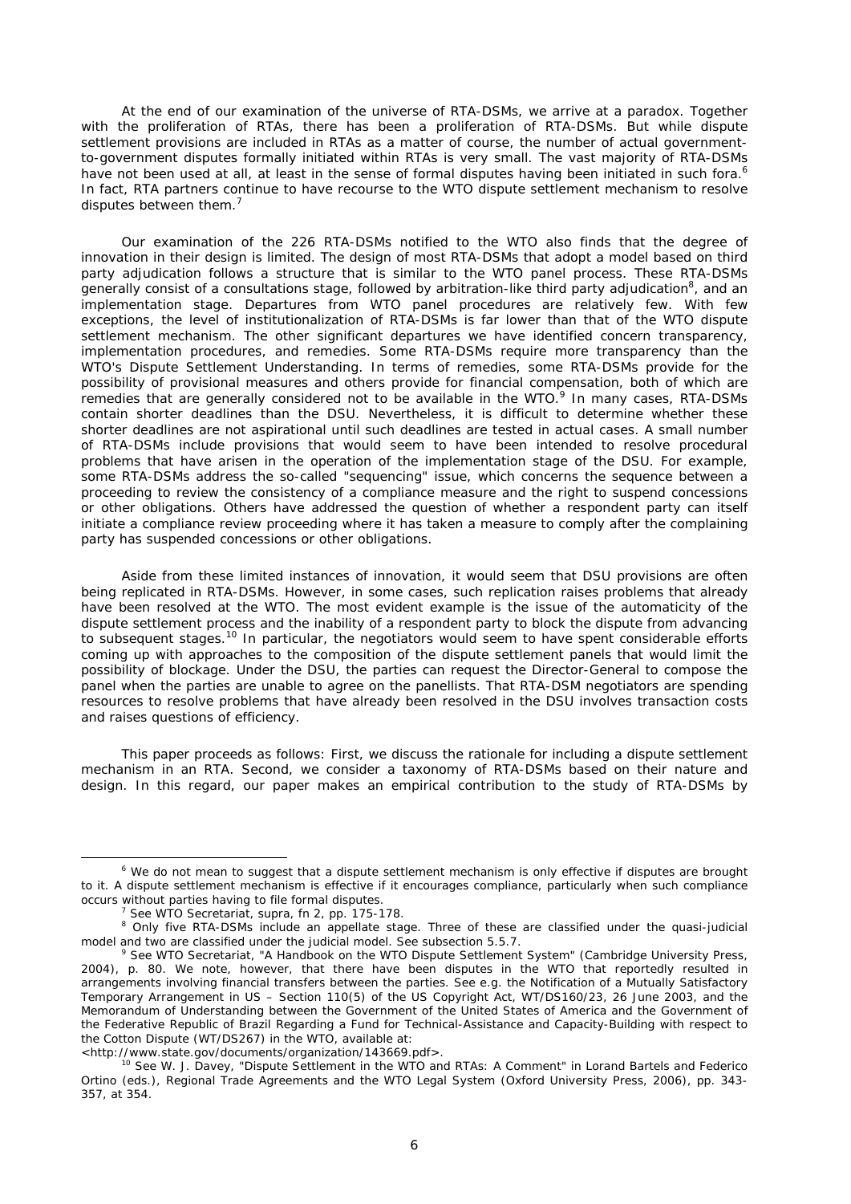At the end of our examination of the universe of RTA-DSMs, we arrive at a paradox. Together with the proliferation of RTAs, there has been a proliferation of RTA-DSMs. But while dispute settlement provisions are included in RTAs as a matter of course, the number of actual government-to-government disputes formally initiated within RTAs is very small. The vast majority of RTA-DSMs have not been used at all, at least in the sense of formal disputes having been initiated in such fora.[6] In fact, RTA partners continue to have recourse to the WTO dispute settlement mechanism to resolve disputes between them.[7]

Our examination of the 226 RTA-DSMs notified to the WTO also finds that the degree of innovation in their design is limited. The design of most RTA-DSMs that adopt a model based on third party adjudication follows a structure that is similar to the WTO panel process. These RTA-DSMs generally consist of a consultations stage, followed by arbitration-like third party adjudication[8], and an implementation stage. Departures from WTO panel procedures are relatively few. With few exceptions, the level of institutionalization of RTA-DSMs is far lower than that of the WTO dispute settlement mechanism. The other significant departures we have identified concern transparency, implementation procedures, and remedies. Some RTA-DSMs require more transparency than the WTO's Dispute Settlement Understanding. In terms of remedies, some RTA-DSMs provide for the possibility of provisional measures and others provide for financial compensation, both of which are remedies that are generally considered not to be available in the WTO.[9] In many cases, RTA-DSMs contain shorter deadlines than the DSU. Nevertheless, it is difficult to determine whether these shorter deadlines are not aspirational until such deadlines are tested in actual cases. A small number of RTA-DSMs include provisions that would seem to have been intended to resolve procedural problems that have arisen in the operation of the implementation stage of the DSU. For example, some RTA-DSMs address the so-called "sequencing" issue, which concerns the sequence between a proceeding to review the consistency of a compliance measure and the right to suspend concessions or other obligations. Others have addressed the question of whether a respondent party can itself initiate a compliance review proceeding where it has taken a measure to comply after the complaining party has suspended concessions or other obligations.

Aside from these limited instances of innovation, it would seem that DSU provisions are often being replicated in RTA-DSMs. However, in some cases, such replication raises problems that already have been resolved at the WTO. The most evident example is the issue of the automaticity of the dispute settlement process and the inability of a respondent party to block the dispute from advancing to subsequent stages.[10] In particular, the negotiators would seem to have spent considerable efforts coming up with approaches to the composition of the dispute settlement panels that would limit the possibility of blockage. Under the DSU, the parties can request the Director-General to compose the panel when the parties are unable to agree on the panellists. That RTA-DSM negotiators are spending resources to resolve problems that have already been resolved in the DSU involves transaction costs and raises questions of efficiency.

This paper proceeds as follows: First, we discuss the rationale for including a dispute settlement mechanism in an RTA. Second, we consider a taxonomy of RTA-DSMs based on their nature and design. In this regard, our paper makes an empirical contribution to the study of RTA-DSMs by

---

[6] We do not mean to suggest that a dispute settlement mechanism is only effective if disputes are brought to it. A dispute settlement mechanism is effective if it encourages compliance, particularly when such compliance occurs without parties having to file formal disputes.

[7] See WTO Secretariat, supra, fn 2, pp. 175-178.

[8] Only five RTA-DSMs include an appellate stage. Three of these are classified under the quasi-judicial model and two are classified under the judicial model. See subsection 5.5.7.

[9] See WTO Secretariat, "A Handbook on the WTO Dispute Settlement System" (Cambridge University Press, 2004), p. 80. We note, however, that there have been disputes in the WTO that reportedly resulted in arrangements involving financial transfers between the parties. See e.g. the Notification of a Mutually Satisfactory Temporary Arrangement in US – Section 110(5) of the US Copyright Act, WT/DS160/23, 26 June 2003, and the Memorandum of Understanding between the Government of the United States of America and the Government of the Federative Republic of Brazil Regarding a Fund for Technical-Assistance and Capacity-Building with respect to the Cotton Dispute (WT/DS267) in the WTO, available at: <http://www.state.gov/documents/organization/143669.pdf>.

[10] See W. J. Davey, "Dispute Settlement in the WTO and RTAs: A Comment" in Lorand Bartels and Federico Ortino (eds.), Regional Trade Agreements and the WTO Legal System (Oxford University Press, 2006), pp. 343-357, at 354.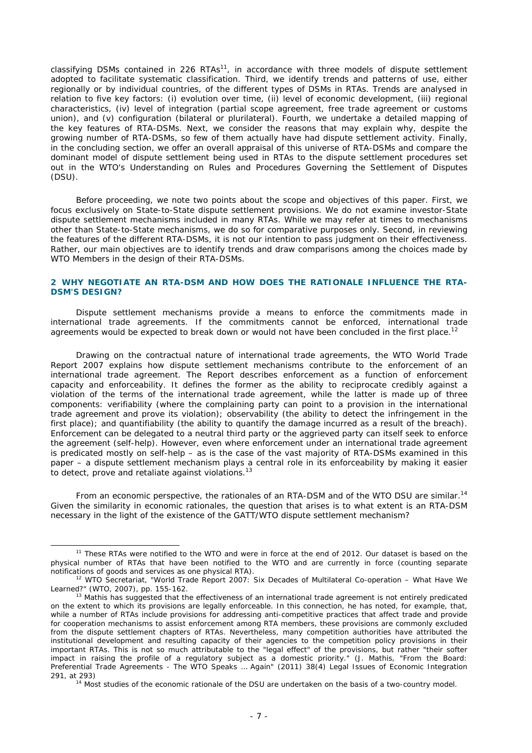classifying DSMs contained in 226 RTAs[11], in accordance with three models of dispute settlement adopted to facilitate systematic classification. Third, we identify trends and patterns of use, either regionally or by individual countries, of the different types of DSMs in RTAs. Trends are analysed in relation to five key factors: (i) evolution over time, (ii) level of economic development, (iii) regional characteristics, (iv) level of integration (partial scope agreement, free trade agreement or customs union), and (v) configuration (bilateral or plurilateral). Fourth, we undertake a detailed mapping of the key features of RTA-DSMs. Next, we consider the reasons that may explain why, despite the growing number of RTA-DSMs, so few of them actually have had dispute settlement activity. Finally, in the concluding section, we offer an overall appraisal of this universe of RTA-DSMs and compare the dominant model of dispute settlement being used in RTAs to the dispute settlement procedures set out in the WTO's Understanding on Rules and Procedures Governing the Settlement of Disputes (DSU).

Before proceeding, we note two points about the scope and objectives of this paper. First, we focus exclusively on State-to-State dispute settlement provisions. We do not examine investor-State dispute settlement mechanisms included in many RTAs. While we may refer at times to mechanisms other than State-to-State mechanisms, we do so for comparative purposes only. Second, in reviewing the features of the different RTA-DSMs, it is not our intention to pass judgment on their effectiveness. Rather, our main objectives are to identify trends and draw comparisons among the choices made by WTO Members in the design of their RTA-DSMs.

## 2 WHY NEGOTIATE AN RTA-DSM AND HOW DOES THE RATIONALE INFLUENCE THE RTA-DSM'S DESIGN?

Dispute settlement mechanisms provide a means to enforce the commitments made in international trade agreements. If the commitments cannot be enforced, international trade agreements would be expected to break down or would not have been concluded in the first place.[12]

Drawing on the contractual nature of international trade agreements, the WTO World Trade Report 2007 explains how dispute settlement mechanisms contribute to the enforcement of an international trade agreement. The Report describes enforcement as a function of enforcement capacity and enforceability. It defines the former as the ability to reciprocate credibly against a violation of the terms of the international trade agreement, while the latter is made up of three components: verifiability (where the complaining party can point to a provision in the international trade agreement and prove its violation); observability (the ability to detect the infringement in the first place); and quantifiability (the ability to quantify the damage incurred as a result of the breach). Enforcement can be delegated to a neutral third party or the aggrieved party can itself seek to enforce the agreement (self-help). However, even where enforcement under an international trade agreement is predicated mostly on self-help – as is the case of the vast majority of RTA-DSMs examined in this paper – a dispute settlement mechanism plays a central role in its enforceability by making it easier to detect, prove and retaliate against violations.[13]

From an economic perspective, the rationales of an RTA-DSM and of the WTO DSU are similar.[14] Given the similarity in economic rationales, the question that arises is to what extent is an RTA-DSM necessary in the light of the existence of the GATT/WTO dispute settlement mechanism?

---

[11] These RTAs were notified to the WTO and were in force at the end of 2012. Our dataset is based on the physical number of RTAs that have been notified to the WTO and are currently in force (counting separate notifications of goods and services as one physical RTA).

[12] WTO Secretariat, "World Trade Report 2007: Six Decades of Multilateral Co-operation – What Have We Learned?" (WTO, 2007), pp. 155-162.

[13] Mathis has suggested that the effectiveness of an international trade agreement is not entirely predicated on the extent to which its provisions are legally enforceable. In this connection, he has noted, for example, that, while a number of RTAs include provisions for addressing anti-competitive practices that affect trade and provide for cooperation mechanisms to assist enforcement among RTA members, these provisions are commonly excluded from the dispute settlement chapters of RTAs. Nevertheless, many competition authorities have attributed the institutional development and resulting capacity of their agencies to the competition policy provisions in their important RTAs. This is not so much attributable to the "legal effect" of the provisions, but rather "their softer impact in raising the profile of a regulatory subject as a domestic priority." (J. Mathis, "From the Board: Preferential Trade Agreements - The WTO Speaks ... Again" (2011) 38(4) Legal Issues of Economic Integration 291, at 293)

[14] Most studies of the economic rationale of the DSU are undertaken on the basis of a two-country model.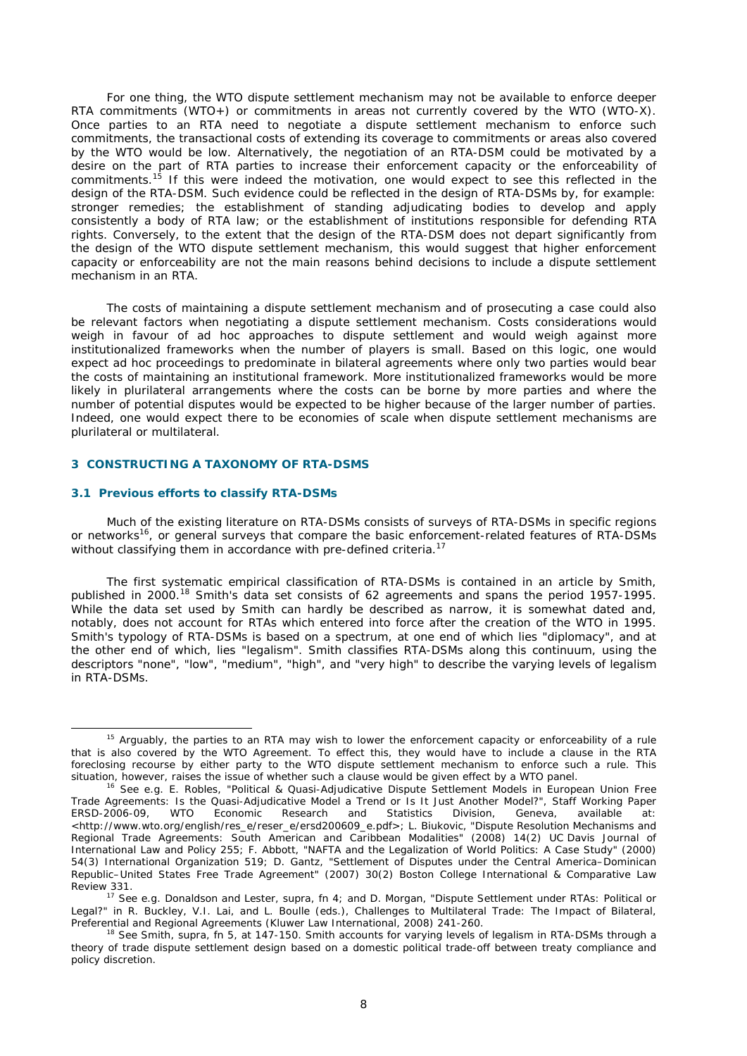For one thing, the WTO dispute settlement mechanism may not be available to enforce deeper RTA commitments (WTO+) or commitments in areas not currently covered by the WTO (WTO-X). Once parties to an RTA need to negotiate a dispute settlement mechanism to enforce such commitments, the transactional costs of extending its coverage to commitments or areas also covered by the WTO would be low. Alternatively, the negotiation of an RTA-DSM could be motivated by a desire on the part of RTA parties to increase their enforcement capacity or the enforceability of commitments.[15] If this were indeed the motivation, one would expect to see this reflected in the design of the RTA-DSM. Such evidence could be reflected in the design of RTA-DSMs by, for example: stronger remedies; the establishment of standing adjudicating bodies to develop and apply consistently a body of RTA law; or the establishment of institutions responsible for defending RTA rights. Conversely, to the extent that the design of the RTA-DSM does not depart significantly from the design of the WTO dispute settlement mechanism, this would suggest that higher enforcement capacity or enforceability are not the main reasons behind decisions to include a dispute settlement mechanism in an RTA.

The costs of maintaining a dispute settlement mechanism and of prosecuting a case could also be relevant factors when negotiating a dispute settlement mechanism. Costs considerations would weigh in favour of ad hoc approaches to dispute settlement and would weigh against more institutionalized frameworks when the number of players is small. Based on this logic, one would expect ad hoc proceedings to predominate in bilateral agreements where only two parties would bear the costs of maintaining an institutional framework. More institutionalized frameworks would be more likely in plurilateral arrangements where the costs can be borne by more parties and where the number of potential disputes would be expected to be higher because of the larger number of parties. Indeed, one would expect there to be economies of scale when dispute settlement mechanisms are plurilateral or multilateral.

## 3 CONSTRUCTING A TAXONOMY OF RTA-DSMS

### 3.1 Previous efforts to classify RTA-DSMs

Much of the existing literature on RTA-DSMs consists of surveys of RTA-DSMs in specific regions or networks[16], or general surveys that compare the basic enforcement-related features of RTA-DSMs without classifying them in accordance with pre-defined criteria.[17]

The first systematic empirical classification of RTA-DSMs is contained in an article by Smith, published in 2000.[18] Smith's data set consists of 62 agreements and spans the period 1957-1995. While the data set used by Smith can hardly be described as narrow, it is somewhat dated and, notably, does not account for RTAs which entered into force after the creation of the WTO in 1995. Smith's typology of RTA-DSMs is based on a spectrum, at one end of which lies "diplomacy", and at the other end of which, lies "legalism". Smith classifies RTA-DSMs along this continuum, using the descriptors "none", "low", "medium", "high", and "very high" to describe the varying levels of legalism in RTA-DSMs.

---

[15] Arguably, the parties to an RTA may wish to lower the enforcement capacity or enforceability of a rule that is also covered by the WTO Agreement. To effect this, they would have to include a clause in the RTA foreclosing recourse by either party to the WTO dispute settlement mechanism to enforce such a rule. This situation, however, raises the issue of whether such a clause would be given effect by a WTO panel.

[16] See e.g. E. Robles, "Political & Quasi-Adjudicative Dispute Settlement Models in European Union Free Trade Agreements: Is the Quasi-Adjudicative Model a Trend or Is It Just Another Model?", Staff Working Paper ERSD-2006-09, WTO Economic Research and Statistics Division, Geneva, available at: <http://www.wto.org/english/res_e/reser_e/ersd200609_e.pdf>; L. Biukovic, "Dispute Resolution Mechanisms and Regional Trade Agreements: South American and Caribbean Modalities" (2008) 14(2) UC Davis Journal of International Law and Policy 255; F. Abbott, "NAFTA and the Legalization of World Politics: A Case Study" (2000) 54(3) International Organization 519; D. Gantz, "Settlement of Disputes under the Central America–Dominican Republic–United States Free Trade Agreement" (2007) 30(2) Boston College International & Comparative Law Review 331.

[17] See e.g. Donaldson and Lester, supra, fn 4; and D. Morgan, "Dispute Settlement under RTAs: Political or Legal?" in R. Buckley, V.I. Lai, and L. Boulle (eds.), Challenges to Multilateral Trade: The Impact of Bilateral, Preferential and Regional Agreements (Kluwer Law International, 2008) 241-260.

[18] See Smith, supra, fn 5, at 147-150. Smith accounts for varying levels of legalism in RTA-DSMs through a theory of trade dispute settlement design based on a domestic political trade-off between treaty compliance and policy discretion.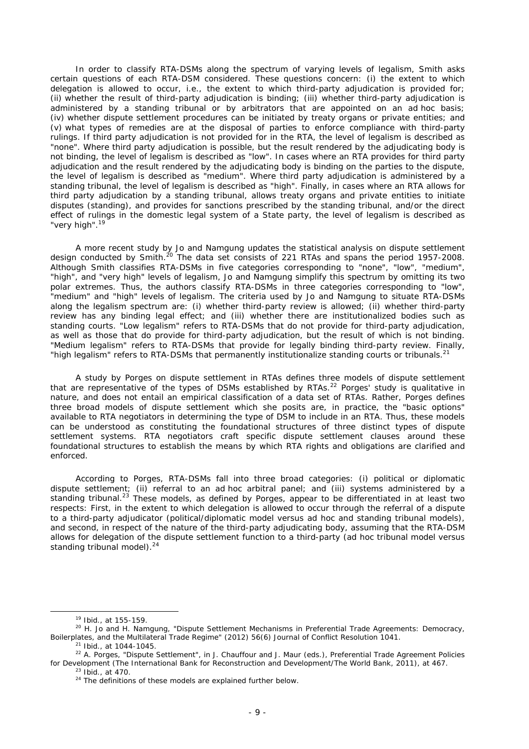In order to classify RTA-DSMs along the spectrum of varying levels of legalism, Smith asks certain questions of each RTA-DSM considered. These questions concern: (i) the extent to which delegation is allowed to occur, i.e., the extent to which third-party adjudication is provided for; (ii) whether the result of third-party adjudication is binding; (iii) whether third-party adjudication is administered by a standing tribunal or by arbitrators that are appointed on an *ad hoc* basis; (iv) whether dispute settlement procedures can be initiated by treaty organs or private entities; and (v) what types of remedies are at the disposal of parties to enforce compliance with third-party rulings. If third party adjudication is not provided for in the RTA, the level of legalism is described as "none". Where third party adjudication is possible, but the result rendered by the adjudicating body is not binding, the level of legalism is described as "low". In cases where an RTA provides for third party adjudication and the result rendered by the adjudicating body is binding on the parties to the dispute, the level of legalism is described as "medium". Where third party adjudication is administered by a standing tribunal, the level of legalism is described as "high". Finally, in cases where an RTA allows for third party adjudication by a standing tribunal, allows treaty organs and private entities to initiate disputes (standing), and provides for sanctions prescribed by the standing tribunal, and/or the direct effect of rulings in the domestic legal system of a State party, the level of legalism is described as "very high".[19]

A more recent study by Jo and Namgung updates the statistical analysis on dispute settlement design conducted by Smith.[20] The data set consists of 221 RTAs and spans the period 1957-2008. Although Smith classifies RTA-DSMs in five categories corresponding to "none", "low", "medium", "high", and "very high" levels of legalism, Jo and Namgung simplify this spectrum by omitting its two polar extremes. Thus, the authors classify RTA-DSMs in three categories corresponding to "low", "medium" and "high" levels of legalism. The criteria used by Jo and Namgung to situate RTA-DSMs along the legalism spectrum are: (i) whether third-party review is allowed; (ii) whether third-party review has any binding legal effect; and (iii) whether there are institutionalized bodies such as standing courts. "Low legalism" refers to RTA-DSMs that do not provide for third-party adjudication, as well as those that do provide for third-party adjudication, but the result of which is not binding. "Medium legalism" refers to RTA-DSMs that provide for legally binding third-party review. Finally, "high legalism" refers to RTA-DSMs that permanently institutionalize standing courts or tribunals.[21]

A study by Porges on dispute settlement in RTAs defines three models of dispute settlement that are representative of the types of DSMs established by RTAs.[22] Porges' study is qualitative in nature, and does not entail an empirical classification of a data set of RTAs. Rather, Porges defines three broad models of dispute settlement which she posits are, in practice, the "basic options" available to RTA negotiators in determining the type of DSM to include in an RTA. Thus, these models can be understood as constituting the foundational structures of three distinct types of dispute settlement systems. RTA negotiators craft specific dispute settlement clauses around these foundational structures to establish the means by which RTA rights and obligations are clarified and enforced.

According to Porges, RTA-DSMs fall into three broad categories: (i) political or diplomatic dispute settlement; (ii) referral to an *ad hoc* arbitral panel; and (iii) systems administered by a standing tribunal.[23] These models, as defined by Porges, appear to be differentiated in at least two respects: First, in the extent to which delegation is allowed to occur through the referral of a dispute to a third-party adjudicator (political/diplomatic model versus ad hoc and standing tribunal models), and second, in respect of the nature of the third-party adjudicating body, assuming that the RTA-DSM allows for delegation of the dispute settlement function to a third-party (ad hoc tribunal model versus standing tribunal model).[24]

---

[19] *Ibid.*, at 155-159.

[20] H. Jo and H. Namgung, "Dispute Settlement Mechanisms in Preferential Trade Agreements: Democracy, Boilerplates, and the Multilateral Trade Regime" (2012) 56(6) *Journal of Conflict Resolution* 1041.

[21] *Ibid.*, at 1044-1045.

[22] A. Porges, "Dispute Settlement", in J. Chauffour and J. Maur (eds.), *Preferential Trade Agreement Policies for Development* (The International Bank for Reconstruction and Development/The World Bank, 2011), at 467.

[23] *Ibid.*, at 470.

[24] The definitions of these models are explained further below.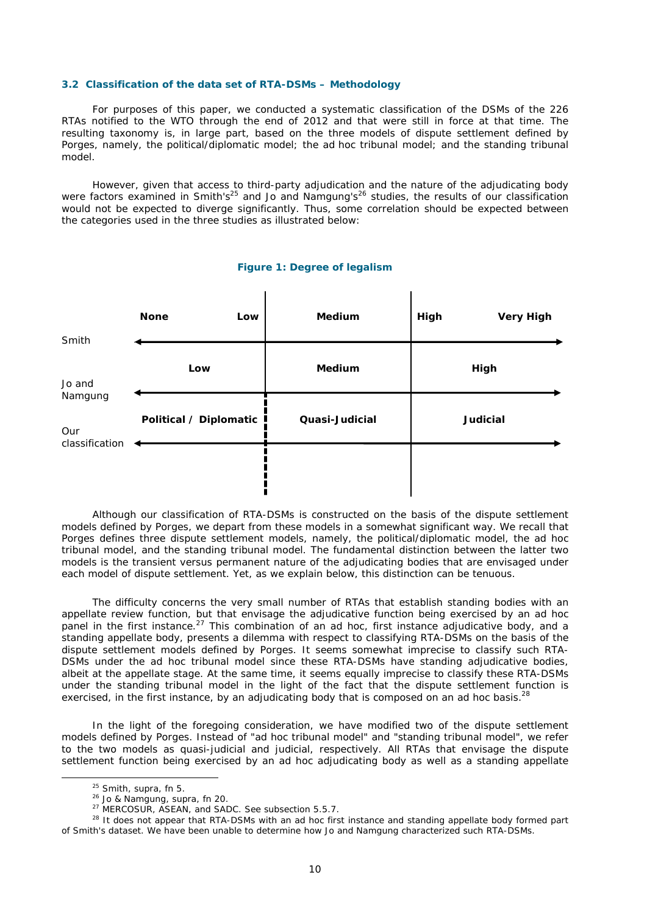### 3.2 Classification of the data set of RTA-DSMs – Methodology

For purposes of this paper, we conducted a systematic classification of the DSMs of the 226 RTAs notified to the WTO through the end of 2012 and that were still in force at that time. The resulting taxonomy is, in large part, based on the three models of dispute settlement defined by Porges, namely, the political/diplomatic model; the ad hoc tribunal model; and the standing tribunal model.

However, given that access to third-party adjudication and the nature of the adjudicating body were factors examined in Smith's[25] and Jo and Namgung's[26] studies, the results of our classification would not be expected to diverge significantly. Thus, some correlation should be expected between the categories used in the three studies as illustrated below:

**Figure 1: Degree of legalism**

| | | | |
|---|---|---|---|
| Smith | None / Low | Medium | High / Very High |
| Jo and Namgung | Low | Medium | High |
| Our classification | Political / Diplomatic | Quasi-Judicial | Judicial |

Although our classification of RTA-DSMs is constructed on the basis of the dispute settlement models defined by Porges, we depart from these models in a somewhat significant way. We recall that Porges defines three dispute settlement models, namely, the political/diplomatic model, the ad hoc tribunal model, and the standing tribunal model. The fundamental distinction between the latter two models is the transient versus permanent nature of the adjudicating bodies that are envisaged under each model of dispute settlement. Yet, as we explain below, this distinction can be tenuous.

The difficulty concerns the very small number of RTAs that establish standing bodies with an appellate review function, but that envisage the adjudicative function being exercised by an ad hoc panel in the first instance.[27] This combination of an ad hoc, first instance adjudicative body, and a standing appellate body, presents a dilemma with respect to classifying RTA-DSMs on the basis of the dispute settlement models defined by Porges. It seems somewhat imprecise to classify such RTA-DSMs under the ad hoc tribunal model since these RTA-DSMs have standing adjudicative bodies, albeit at the appellate stage. At the same time, it seems equally imprecise to classify these RTA-DSMs under the standing tribunal model in the light of the fact that the dispute settlement function is exercised, in the first instance, by an adjudicating body that is composed on an ad hoc basis.[28]

In the light of the foregoing consideration, we have modified two of the dispute settlement models defined by Porges. Instead of "ad hoc tribunal model" and "standing tribunal model", we refer to the two models as quasi-judicial and judicial, respectively. All RTAs that envisage the dispute settlement function being exercised by an ad hoc adjudicating body as well as a standing appellate

---

[25] Smith, supra, fn 5.

[26] Jo & Namgung, supra, fn 20.

[27] MERCOSUR, ASEAN, and SADC. See subsection 5.5.7.

[28] It does not appear that RTA-DSMs with an ad hoc first instance and standing appellate body formed part of Smith's dataset. We have been unable to determine how Jo and Namgung characterized such RTA-DSMs.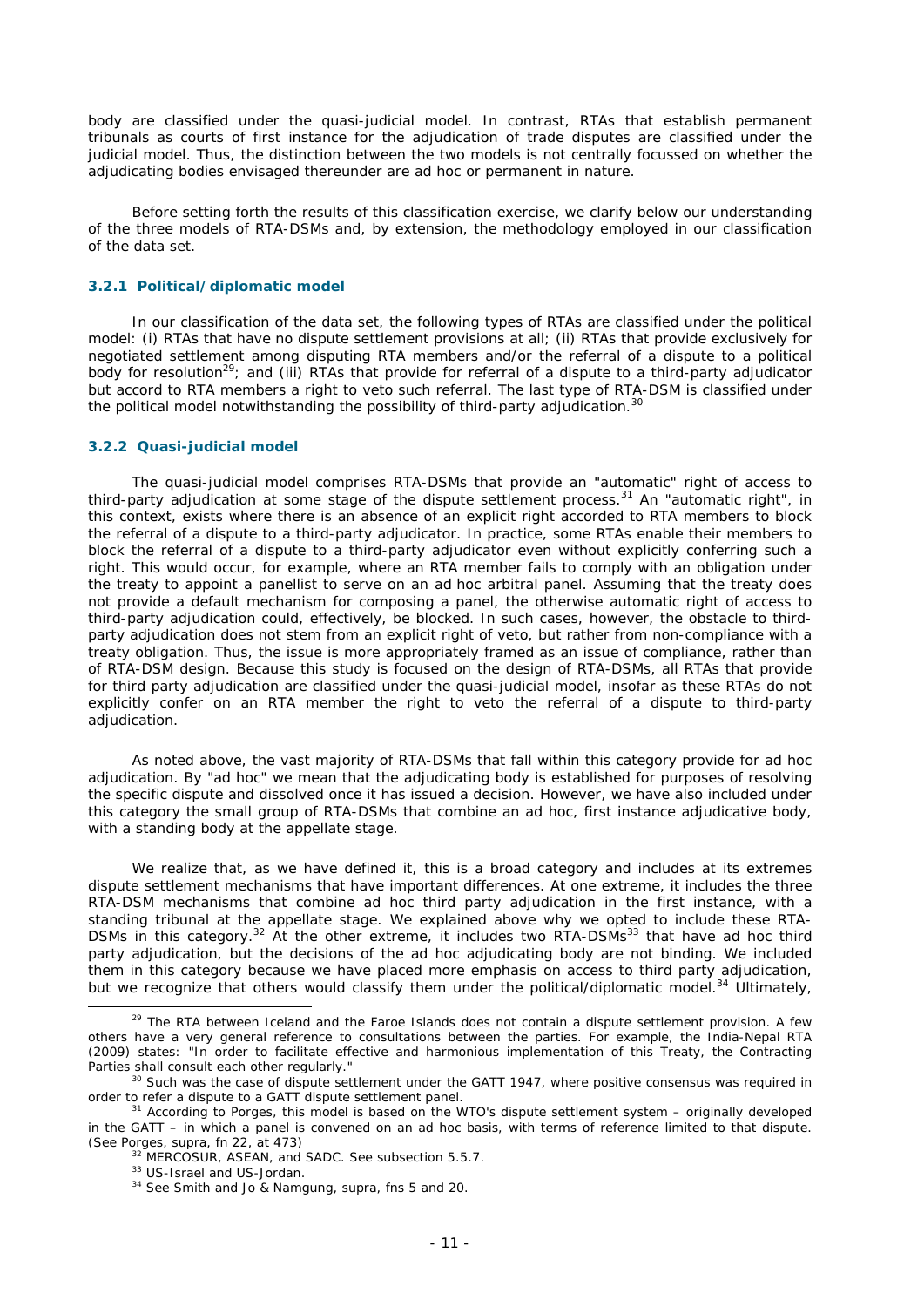body are classified under the quasi-judicial model. In contrast, RTAs that establish permanent tribunals as courts of first instance for the adjudication of trade disputes are classified under the judicial model. Thus, the distinction between the two models is not centrally focussed on whether the adjudicating bodies envisaged thereunder are ad hoc or permanent in nature.

Before setting forth the results of this classification exercise, we clarify below our understanding of the three models of RTA-DSMs and, by extension, the methodology employed in our classification of the data set.

### 3.2.1 Political/diplomatic model

In our classification of the data set, the following types of RTAs are classified under the political model: (i) RTAs that have no dispute settlement provisions at all; (ii) RTAs that provide exclusively for negotiated settlement among disputing RTA members and/or the referral of a dispute to a political body for resolution[29]; and (iii) RTAs that provide for referral of a dispute to a third-party adjudicator but accord to RTA members a right to veto such referral. The last type of RTA-DSM is classified under the political model notwithstanding the possibility of third-party adjudication.[30]

### 3.2.2 Quasi-judicial model

The quasi-judicial model comprises RTA-DSMs that provide an "automatic" right of access to third-party adjudication at some stage of the dispute settlement process.[31] An "automatic right", in this context, exists where there is an absence of an explicit right accorded to RTA members to block the referral of a dispute to a third-party adjudicator. In practice, some RTAs enable their members to block the referral of a dispute to a third-party adjudicator even without explicitly conferring such a right. This would occur, for example, where an RTA member fails to comply with an obligation under the treaty to appoint a panellist to serve on an ad hoc arbitral panel. Assuming that the treaty does not provide a default mechanism for composing a panel, the otherwise automatic right of access to third-party adjudication could, effectively, be blocked. In such cases, however, the obstacle to third-party adjudication does not stem from an explicit right of veto, but rather from non-compliance with a treaty obligation. Thus, the issue is more appropriately framed as an issue of compliance, rather than of RTA-DSM design. Because this study is focused on the design of RTA-DSMs, all RTAs that provide for third party adjudication are classified under the quasi-judicial model, insofar as these RTAs do not explicitly confer on an RTA member the right to veto the referral of a dispute to third-party adjudication.

As noted above, the vast majority of RTA-DSMs that fall within this category provide for ad hoc adjudication. By "ad hoc" we mean that the adjudicating body is established for purposes of resolving the specific dispute and dissolved once it has issued a decision. However, we have also included under this category the small group of RTA-DSMs that combine an ad hoc, first instance adjudicative body, with a standing body at the appellate stage.

We realize that, as we have defined it, this is a broad category and includes at its extremes dispute settlement mechanisms that have important differences. At one extreme, it includes the three RTA-DSM mechanisms that combine ad hoc third party adjudication in the first instance, with a standing tribunal at the appellate stage. We explained above why we opted to include these RTA-DSMs in this category.[32] At the other extreme, it includes two RTA-DSMs[33] that have ad hoc third party adjudication, but the decisions of the ad hoc adjudicating body are not binding. We included them in this category because we have placed more emphasis on access to third party adjudication, but we recognize that others would classify them under the political/diplomatic model.[34] Ultimately,

---

[29] The RTA between Iceland and the Faroe Islands does not contain a dispute settlement provision. A few others have a very general reference to consultations between the parties. For example, the India-Nepal RTA (2009) states: "In order to facilitate effective and harmonious implementation of this Treaty, the Contracting Parties shall consult each other regularly."

[30] Such was the case of dispute settlement under the GATT 1947, where positive consensus was required in order to refer a dispute to a GATT dispute settlement panel.

[31] According to Porges, this model is based on the WTO's dispute settlement system – originally developed in the GATT – in which a panel is convened on an ad hoc basis, with terms of reference limited to that dispute. (See Porges, supra, fn 22, at 473)

[32] MERCOSUR, ASEAN, and SADC. See subsection 5.5.7.

[33] US-Israel and US-Jordan.

[34] See Smith and Jo & Namgung, supra, fns 5 and 20.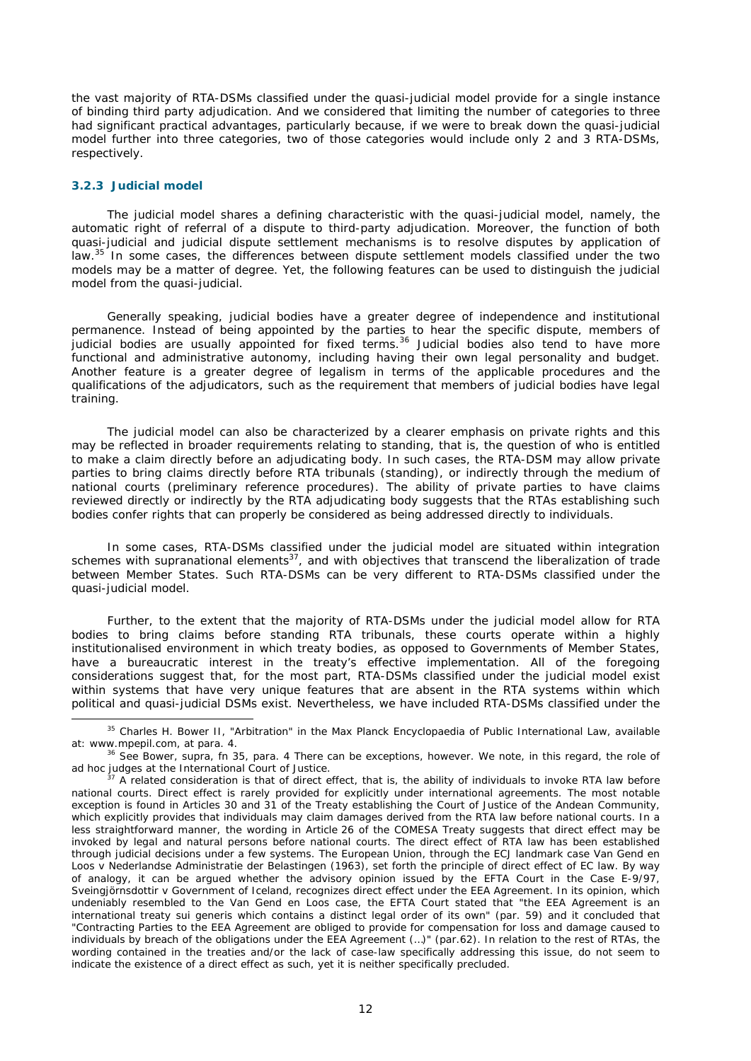the vast majority of RTA-DSMs classified under the quasi-judicial model provide for a single instance of binding third party adjudication. And we considered that limiting the number of categories to three had significant practical advantages, particularly because, if we were to break down the quasi-judicial model further into three categories, two of those categories would include only 2 and 3 RTA-DSMs, respectively.

### 3.2.3 Judicial model

The judicial model shares a defining characteristic with the quasi-judicial model, namely, the automatic right of referral of a dispute to third-party adjudication. Moreover, the function of both quasi-judicial and judicial dispute settlement mechanisms is to resolve disputes by application of law.[35] In some cases, the differences between dispute settlement models classified under the two models may be a matter of degree. Yet, the following features can be used to distinguish the judicial model from the quasi-judicial.

Generally speaking, judicial bodies have a greater degree of independence and institutional permanence. Instead of being appointed by the parties to hear the specific dispute, members of judicial bodies are usually appointed for fixed terms.[36] Judicial bodies also tend to have more functional and administrative autonomy, including having their own legal personality and budget. Another feature is a greater degree of legalism in terms of the applicable procedures and the qualifications of the adjudicators, such as the requirement that members of judicial bodies have legal training.

The judicial model can also be characterized by a clearer emphasis on private rights and this may be reflected in broader requirements relating to standing, that is, the question of who is entitled to make a claim directly before an adjudicating body. In such cases, the RTA-DSM may allow private parties to bring claims directly before RTA tribunals (standing), or indirectly through the medium of national courts (preliminary reference procedures). The ability of private parties to have claims reviewed directly or indirectly by the RTA adjudicating body suggests that the RTAs establishing such bodies confer rights that can properly be considered as being addressed directly to individuals.

In some cases, RTA-DSMs classified under the judicial model are situated within integration schemes with supranational elements[37], and with objectives that transcend the liberalization of trade between Member States. Such RTA-DSMs can be very different to RTA-DSMs classified under the quasi-judicial model.

Further, to the extent that the majority of RTA-DSMs under the judicial model allow for RTA bodies to bring claims before standing RTA tribunals, these courts operate within a highly institutionalised environment in which treaty bodies, as opposed to Governments of Member States, have a bureaucratic interest in the treaty's effective implementation. All of the foregoing considerations suggest that, for the most part, RTA-DSMs classified under the judicial model exist within systems that have very unique features that are absent in the RTA systems within which political and quasi-judicial DSMs exist. Nevertheless, we have included RTA-DSMs classified under the

---

[35] Charles H. Bower II, "Arbitration" in the Max Planck Encyclopaedia of Public International Law, available at: www.mpepil.com, at para. 4.

[36] See Bower, supra, fn 35, para. 4 There can be exceptions, however. We note, in this regard, the role of ad hoc judges at the International Court of Justice.

[37] A related consideration is that of direct effect, that is, the ability of individuals to invoke RTA law before national courts. Direct effect is rarely provided for explicitly under international agreements. The most notable exception is found in Articles 30 and 31 of the Treaty establishing the Court of Justice of the Andean Community, which explicitly provides that individuals may claim damages derived from the RTA law before national courts. In a less straightforward manner, the wording in Article 26 of the COMESA Treaty suggests that direct effect may be invoked by legal and natural persons before national courts. The direct effect of RTA law has been established through judicial decisions under a few systems. The European Union, through the ECJ landmark case Van Gend en Loos v Nederlandse Administratie der Belastingen (1963), set forth the principle of direct effect of EC law. By way of analogy, it can be argued whether the advisory opinion issued by the EFTA Court in the Case E-9/97, Sveingjörnsdottir v Government of Iceland, recognizes direct effect under the EEA Agreement. In its opinion, which undeniably resembled to the Van Gend en Loos case, the EFTA Court stated that "the EEA Agreement is an international treaty sui generis which contains a distinct legal order of its own" (par. 59) and it concluded that "Contracting Parties to the EEA Agreement are obliged to provide for compensation for loss and damage caused to individuals by breach of the obligations under the EEA Agreement (…)" (par.62). In relation to the rest of RTAs, the wording contained in the treaties and/or the lack of case-law specifically addressing this issue, do not seem to indicate the existence of a direct effect as such, yet it is neither specifically precluded.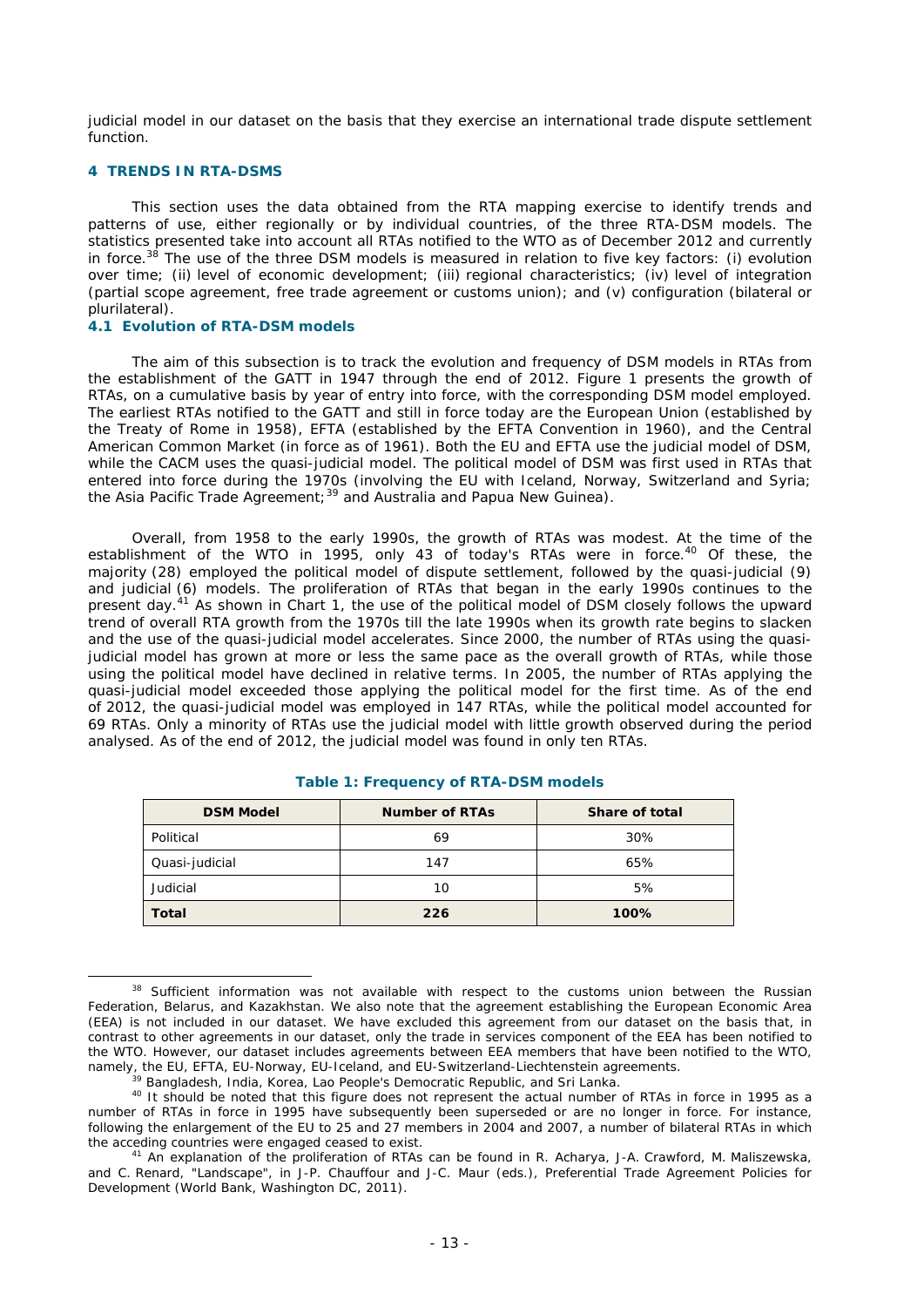judicial model in our dataset on the basis that they exercise an international trade dispute settlement function.

## 4 TRENDS IN RTA-DSMS

This section uses the data obtained from the RTA mapping exercise to identify trends and patterns of use, either regionally or by individual countries, of the three RTA-DSM models. The statistics presented take into account all RTAs notified to the WTO as of December 2012 and currently in force.[38] The use of the three DSM models is measured in relation to five key factors: (i) evolution over time; (ii) level of economic development; (iii) regional characteristics; (iv) level of integration (partial scope agreement, free trade agreement or customs union); and (v) configuration (bilateral or plurilateral).

### 4.1 Evolution of RTA-DSM models

The aim of this subsection is to track the evolution and frequency of DSM models in RTAs from the establishment of the GATT in 1947 through the end of 2012. Figure 1 presents the growth of RTAs, on a cumulative basis by year of entry into force, with the corresponding DSM model employed. The earliest RTAs notified to the GATT and still in force today are the European Union (established by the Treaty of Rome in 1958), EFTA (established by the EFTA Convention in 1960), and the Central American Common Market (in force as of 1961). Both the EU and EFTA use the judicial model of DSM, while the CACM uses the quasi-judicial model. The political model of DSM was first used in RTAs that entered into force during the 1970s (involving the EU with Iceland, Norway, Switzerland and Syria; the Asia Pacific Trade Agreement;[39] and Australia and Papua New Guinea).

Overall, from 1958 to the early 1990s, the growth of RTAs was modest. At the time of the establishment of the WTO in 1995, only 43 of today's RTAs were in force.[40] Of these, the majority (28) employed the political model of dispute settlement, followed by the quasi-judicial (9) and judicial (6) models. The proliferation of RTAs that began in the early 1990s continues to the present day.[41] As shown in Chart 1, the use of the political model of DSM closely follows the upward trend of overall RTA growth from the 1970s till the late 1990s when its growth rate begins to slacken and the use of the quasi-judicial model accelerates. Since 2000, the number of RTAs using the quasi-judicial model has grown at more or less the same pace as the overall growth of RTAs, while those using the political model have declined in relative terms. In 2005, the number of RTAs applying the quasi-judicial model exceeded those applying the political model for the first time. As of the end of 2012, the quasi-judicial model was employed in 147 RTAs, while the political model accounted for 69 RTAs. Only a minority of RTAs use the judicial model with little growth observed during the period analysed. As of the end of 2012, the judicial model was found in only ten RTAs.

**Table 1: Frequency of RTA-DSM models**

| DSM Model | Number of RTAs | Share of total |
|---|---|---|
| Political | 69 | 30% |
| Quasi-judicial | 147 | 65% |
| Judicial | 10 | 5% |
| **Total** | **226** | **100%** |

[38] Sufficient information was not available with respect to the customs union between the Russian Federation, Belarus, and Kazakhstan. We also note that the agreement establishing the European Economic Area (EEA) is not included in our dataset. We have excluded this agreement from our dataset on the basis that, in contrast to other agreements in our dataset, only the trade in services component of the EEA has been notified to the WTO. However, our dataset includes agreements between EEA members that have been notified to the WTO, namely, the EU, EFTA, EU-Norway, EU-Iceland, and EU-Switzerland-Liechtenstein agreements.

[39] Bangladesh, India, Korea, Lao People's Democratic Republic, and Sri Lanka.

[40] It should be noted that this figure does not represent the actual number of RTAs in force in 1995 as a number of RTAs in force in 1995 have subsequently been superseded or are no longer in force. For instance, following the enlargement of the EU to 25 and 27 members in 2004 and 2007, a number of bilateral RTAs in which the acceding countries were engaged ceased to exist.

[41] An explanation of the proliferation of RTAs can be found in R. Acharya, J-A. Crawford, M. Maliszewska, and C. Renard, "Landscape", in J-P. Chauffour and J-C. Maur (eds.), Preferential Trade Agreement Policies for Development (World Bank, Washington DC, 2011).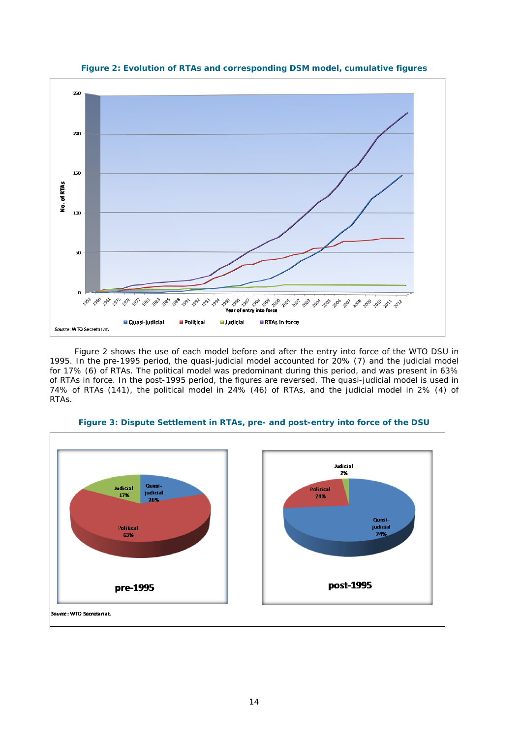**Figure 2: Evolution of RTAs and corresponding DSM model, cumulative figures**

*Source*: WTO Secretariat.

Figure 2 shows the use of each model before and after the entry into force of the WTO DSU in 1995. In the pre-1995 period, the quasi-judicial model accounted for 20% (7) and the judicial model for 17% (6) of RTAs. The political model was predominant during this period, and was present in 63% of RTAs in force. In the post-1995 period, the figures are reversed. The quasi-judicial model is used in 74% of RTAs (141), the political model in 24% (46) of RTAs, and the judicial model in 2% (4) of RTAs.

**Figure 3: Dispute Settlement in RTAs, pre- and post-entry into force of the DSU**

*Source*: WTO Secretariat.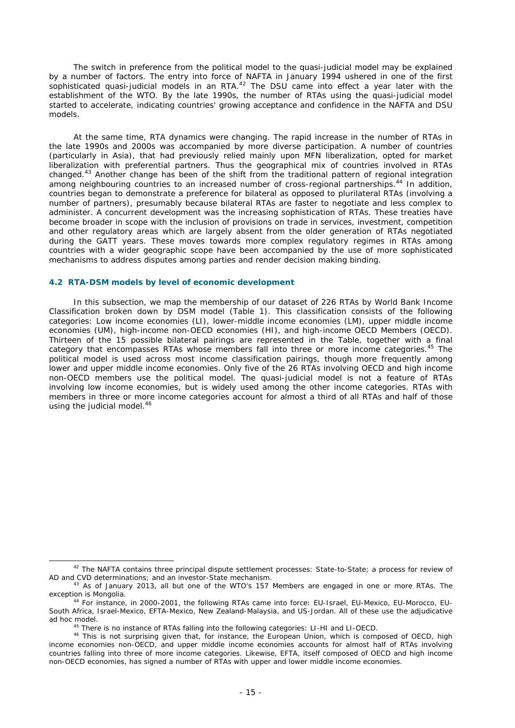The switch in preference from the political model to the quasi-judicial model may be explained by a number of factors. The entry into force of NAFTA in January 1994 ushered in one of the first sophisticated quasi-judicial models in an RTA.[42] The DSU came into effect a year later with the establishment of the WTO. By the late 1990s, the number of RTAs using the quasi-judicial model started to accelerate, indicating countries' growing acceptance and confidence in the NAFTA and DSU models.

At the same time, RTA dynamics were changing. The rapid increase in the number of RTAs in the late 1990s and 2000s was accompanied by more diverse participation. A number of countries (particularly in Asia), that had previously relied mainly upon MFN liberalization, opted for market liberalization with preferential partners. Thus the geographical mix of countries involved in RTAs changed.[43] Another change has been of the shift from the traditional pattern of regional integration among neighbouring countries to an increased number of cross-regional partnerships.[44] In addition, countries began to demonstrate a preference for bilateral as opposed to plurilateral RTAs (involving a number of partners), presumably because bilateral RTAs are faster to negotiate and less complex to administer. A concurrent development was the increasing sophistication of RTAs. These treaties have become broader in scope with the inclusion of provisions on trade in services, investment, competition and other regulatory areas which are largely absent from the older generation of RTAs negotiated during the GATT years. These moves towards more complex regulatory regimes in RTAs among countries with a wider geographic scope have been accompanied by the use of more sophisticated mechanisms to address disputes among parties and render decision making binding.

### 4.2 RTA-DSM models by level of economic development

In this subsection, we map the membership of our dataset of 226 RTAs by World Bank Income Classification broken down by DSM model (Table 1). This classification consists of the following categories: Low income economies (LI), lower-middle income economies (LM), upper middle income economies (UM), high-income non-OECD economies (HI), and high-income OECD Members (OECD). Thirteen of the 15 possible bilateral pairings are represented in the Table, together with a final category that encompasses RTAs whose members fall into three or more income categories.[45] The political model is used across most income classification pairings, though more frequently among lower and upper middle income economies. Only five of the 26 RTAs involving OECD and high income non-OECD members use the political model. The quasi-judicial model is not a feature of RTAs involving low income economies, but is widely used among the other income categories. RTAs with members in three or more income categories account for almost a third of all RTAs and half of those using the judicial model.[46]

---

[42] The NAFTA contains three principal dispute settlement processes: State-to-State; a process for review of AD and CVD determinations; and an investor-State mechanism.

[43] As of January 2013, all but one of the WTO's 157 Members are engaged in one or more RTAs. The exception is Mongolia.

[44] For instance, in 2000-2001, the following RTAs came into force: EU-Israel, EU-Mexico, EU-Morocco, EU-South Africa, Israel-Mexico, EFTA-Mexico, New Zealand-Malaysia, and US-Jordan. All of these use the adjudicative ad hoc model.

[45] There is no instance of RTAs falling into the following categories: LI-HI and LI-OECD.

[46] This is not surprising given that, for instance, the European Union, which is composed of OECD, high income economies non-OECD, and upper middle income economies accounts for almost half of RTAs involving countries falling into three of more income categories. Likewise, EFTA, itself composed of OECD and high income non-OECD economies, has signed a number of RTAs with upper and lower middle income economies.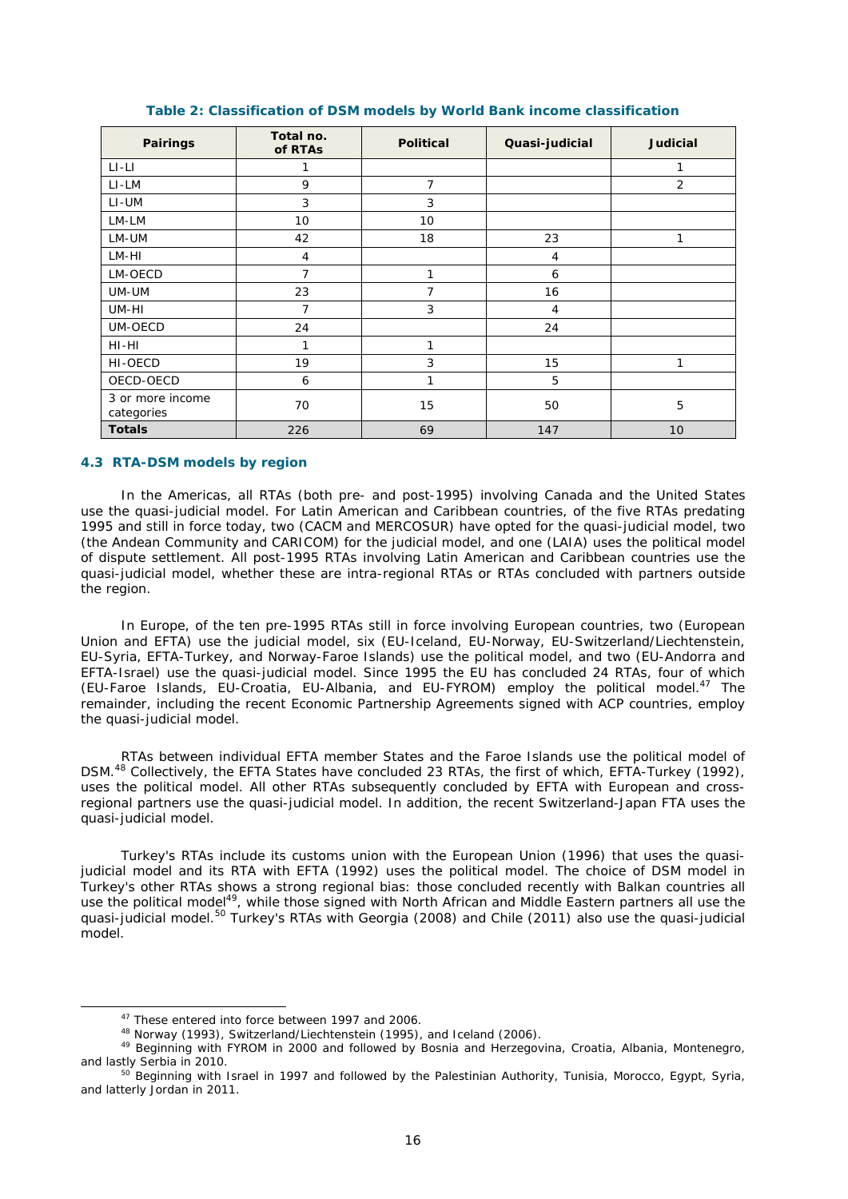**Table 2: Classification of DSM models by World Bank income classification**

| Pairings | Total no. of RTAs | Political | Quasi-judicial | Judicial |
|---|---|---|---|---|
| LI-LI | 1 | | | 1 |
| LI-LM | 9 | 7 | | 2 |
| LI-UM | 3 | 3 | | |
| LM-LM | 10 | 10 | | |
| LM-UM | 42 | 18 | 23 | 1 |
| LM-HI | 4 | | 4 | |
| LM-OECD | 7 | 1 | 6 | |
| UM-UM | 23 | 7 | 16 | |
| UM-HI | 7 | 3 | 4 | |
| UM-OECD | 24 | | 24 | |
| HI-HI | 1 | 1 | | |
| HI-OECD | 19 | 3 | 15 | 1 |
| OECD-OECD | 6 | 1 | 5 | |
| 3 or more income categories | 70 | 15 | 50 | 5 |
| **Totals** | 226 | 69 | 147 | 10 |

### 4.3 RTA-DSM models by region

In the Americas, all RTAs (both pre- and post-1995) involving Canada and the United States use the quasi-judicial model. For Latin American and Caribbean countries, of the five RTAs predating 1995 and still in force today, two (CACM and MERCOSUR) have opted for the quasi-judicial model, two (the Andean Community and CARICOM) for the judicial model, and one (LAIA) uses the political model of dispute settlement. All post-1995 RTAs involving Latin American and Caribbean countries use the quasi-judicial model, whether these are intra-regional RTAs or RTAs concluded with partners outside the region.

In Europe, of the ten pre-1995 RTAs still in force involving European countries, two (European Union and EFTA) use the judicial model, six (EU-Iceland, EU-Norway, EU-Switzerland/Liechtenstein, EU-Syria, EFTA-Turkey, and Norway-Faroe Islands) use the political model, and two (EU-Andorra and EFTA-Israel) use the quasi-judicial model. Since 1995 the EU has concluded 24 RTAs, four of which (EU-Faroe Islands, EU-Croatia, EU-Albania, and EU-FYROM) employ the political model.[47] The remainder, including the recent Economic Partnership Agreements signed with ACP countries, employ the quasi-judicial model.

RTAs between individual EFTA member States and the Faroe Islands use the political model of DSM.[48] Collectively, the EFTA States have concluded 23 RTAs, the first of which, EFTA-Turkey (1992), uses the political model. All other RTAs subsequently concluded by EFTA with European and cross-regional partners use the quasi-judicial model. In addition, the recent Switzerland-Japan FTA uses the quasi-judicial model.

Turkey's RTAs include its customs union with the European Union (1996) that uses the quasi-judicial model and its RTA with EFTA (1992) uses the political model. The choice of DSM model in Turkey's other RTAs shows a strong regional bias: those concluded recently with Balkan countries all use the political model[49], while those signed with North African and Middle Eastern partners all use the quasi-judicial model.[50] Turkey's RTAs with Georgia (2008) and Chile (2011) also use the quasi-judicial model.

---

[47] These entered into force between 1997 and 2006.

[48] Norway (1993), Switzerland/Liechtenstein (1995), and Iceland (2006).

[49] Beginning with FYROM in 2000 and followed by Bosnia and Herzegovina, Croatia, Albania, Montenegro, and lastly Serbia in 2010.

[50] Beginning with Israel in 1997 and followed by the Palestinian Authority, Tunisia, Morocco, Egypt, Syria, and latterly Jordan in 2011.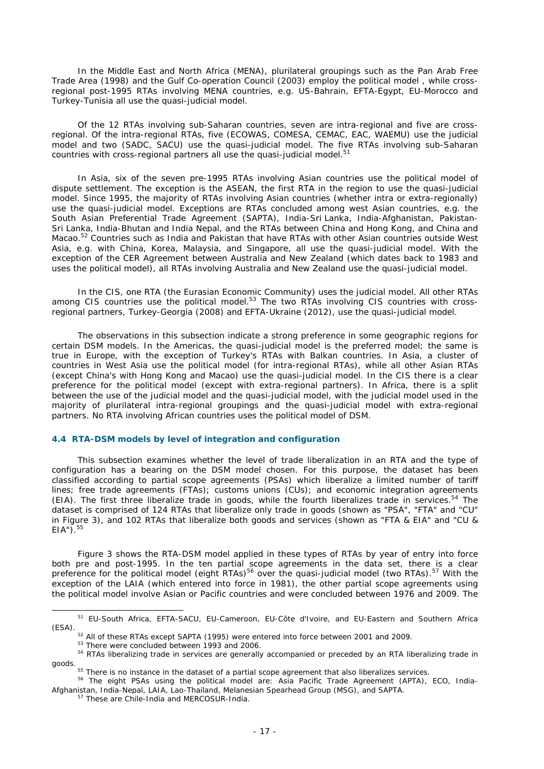In the Middle East and North Africa (MENA), plurilateral groupings such as the Pan Arab Free Trade Area (1998) and the Gulf Co-operation Council (2003) employ the political model , while cross-regional post-1995 RTAs involving MENA countries, e.g. US-Bahrain, EFTA-Egypt, EU-Morocco and Turkey-Tunisia all use the quasi-judicial model.

Of the 12 RTAs involving sub-Saharan countries, seven are intra-regional and five are cross-regional. Of the intra-regional RTAs, five (ECOWAS, COMESA, CEMAC, EAC, WAEMU) use the judicial model and two (SADC, SACU) use the quasi-judicial model. The five RTAs involving sub-Saharan countries with cross-regional partners all use the quasi-judicial model.[51]

In Asia, six of the seven pre-1995 RTAs involving Asian countries use the political model of dispute settlement. The exception is the ASEAN, the first RTA in the region to use the quasi-judicial model. Since 1995, the majority of RTAs involving Asian countries (whether intra or extra-regionally) use the quasi-judicial model. Exceptions are RTAs concluded among west Asian countries, e.g. the South Asian Preferential Trade Agreement (SAPTA), India-Sri Lanka, India-Afghanistan, Pakistan-Sri Lanka, India-Bhutan and India Nepal, and the RTAs between China and Hong Kong, and China and Macao.[52] Countries such as India and Pakistan that have RTAs with other Asian countries outside West Asia, e.g. with China, Korea, Malaysia, and Singapore, all use the quasi-judicial model. With the exception of the CER Agreement between Australia and New Zealand (which dates back to 1983 and uses the political model), all RTAs involving Australia and New Zealand use the quasi-judicial model.

In the CIS, one RTA (the Eurasian Economic Community) uses the judicial model. All other RTAs among CIS countries use the political model.[53] The two RTAs involving CIS countries with cross-regional partners, Turkey-Georgia (2008) and EFTA-Ukraine (2012), use the quasi-judicial model.

The observations in this subsection indicate a strong preference in some geographic regions for certain DSM models. In the Americas, the quasi-judicial model is the preferred model; the same is true in Europe, with the exception of Turkey's RTAs with Balkan countries. In Asia, a cluster of countries in West Asia use the political model (for intra-regional RTAs), while all other Asian RTAs (except China's with Hong Kong and Macao) use the quasi-judicial model. In the CIS there is a clear preference for the political model (except with extra-regional partners). In Africa, there is a split between the use of the judicial model and the quasi-judicial model, with the judicial model used in the majority of plurilateral intra-regional groupings and the quasi-judicial model with extra-regional partners. No RTA involving African countries uses the political model of DSM.

### 4.4 RTA-DSM models by level of integration and configuration

This subsection examines whether the level of trade liberalization in an RTA and the type of configuration has a bearing on the DSM model chosen. For this purpose, the dataset has been classified according to partial scope agreements (PSAs) which liberalize a limited number of tariff lines; free trade agreements (FTAs); customs unions (CUs); and economic integration agreements (EIA). The first three liberalize trade in goods, while the fourth liberalizes trade in services.[54] The dataset is comprised of 124 RTAs that liberalize only trade in goods (shown as "PSA", "FTA" and "CU" in Figure 3), and 102 RTAs that liberalize both goods and services (shown as "FTA & EIA" and "CU & EIA").[55]

Figure 3 shows the RTA-DSM model applied in these types of RTAs by year of entry into force both pre and post-1995. In the ten partial scope agreements in the data set, there is a clear preference for the political model (eight RTAs)[56] over the quasi-judicial model (two RTAs).[57] With the exception of the LAIA (which entered into force in 1981), the other partial scope agreements using the political model involve Asian or Pacific countries and were concluded between 1976 and 2009. The

---

[51] EU-South Africa, EFTA-SACU, EU-Cameroon, EU-Côte d'Ivoire, and EU-Eastern and Southern Africa (ESA).

[52] All of these RTAs except SAPTA (1995) were entered into force between 2001 and 2009.

[53] There were concluded between 1993 and 2006.

[54] RTAs liberalizing trade in services are generally accompanied or preceded by an RTA liberalizing trade in goods.

[55] There is no instance in the dataset of a partial scope agreement that also liberalizes services.

[56] The eight PSAs using the political model are: Asia Pacific Trade Agreement (APTA), ECO, India-Afghanistan, India-Nepal, LAIA, Lao-Thailand, Melanesian Spearhead Group (MSG), and SAPTA.

[57] These are Chile-India and MERCOSUR-India.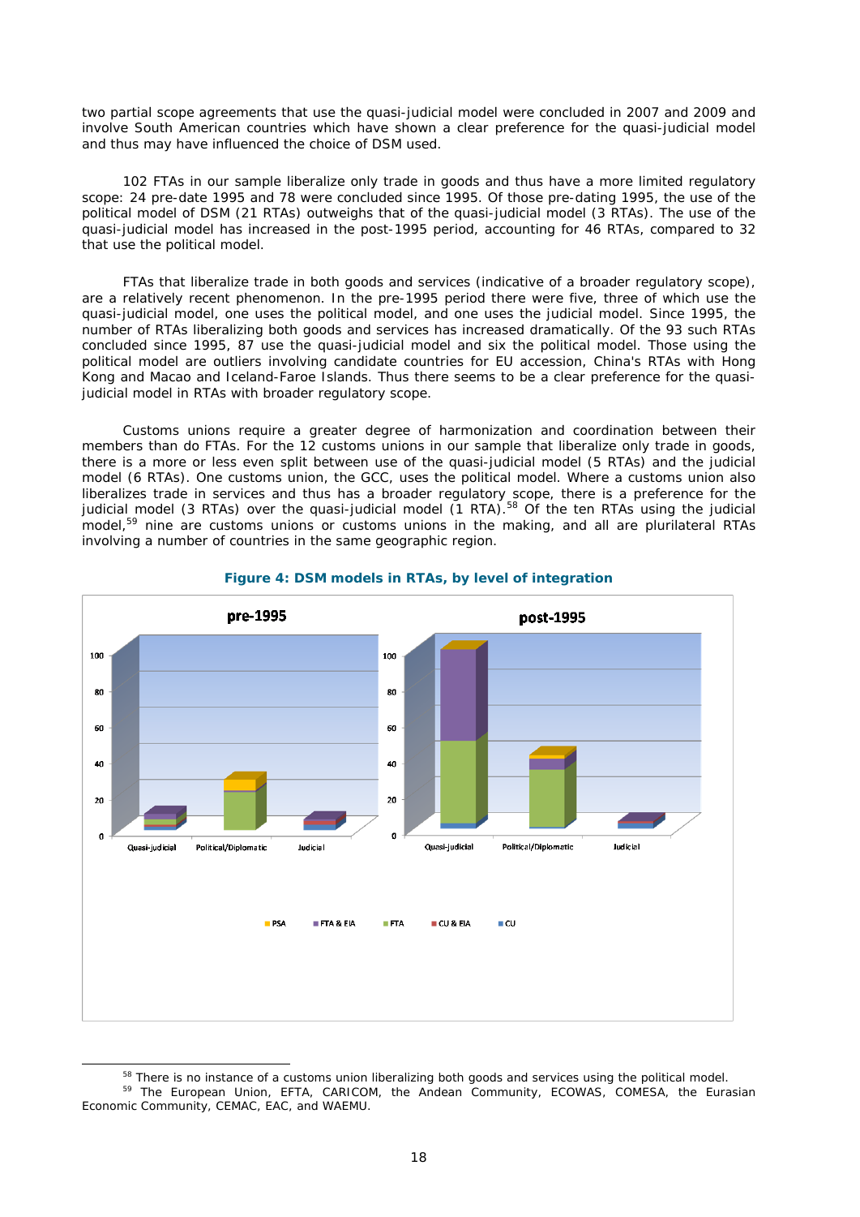two partial scope agreements that use the quasi-judicial model were concluded in 2007 and 2009 and involve South American countries which have shown a clear preference for the quasi-judicial model and thus may have influenced the choice of DSM used.

102 FTAs in our sample liberalize only trade in goods and thus have a more limited regulatory scope: 24 pre-date 1995 and 78 were concluded since 1995. Of those pre-dating 1995, the use of the political model of DSM (21 RTAs) outweighs that of the quasi-judicial model (3 RTAs). The use of the quasi-judicial model has increased in the post-1995 period, accounting for 46 RTAs, compared to 32 that use the political model.

FTAs that liberalize trade in both goods and services (indicative of a broader regulatory scope), are a relatively recent phenomenon. In the pre-1995 period there were five, three of which use the quasi-judicial model, one uses the political model, and one uses the judicial model. Since 1995, the number of RTAs liberalizing both goods and services has increased dramatically. Of the 93 such RTAs concluded since 1995, 87 use the quasi-judicial model and six the political model. Those using the political model are outliers involving candidate countries for EU accession, China's RTAs with Hong Kong and Macao and Iceland-Faroe Islands. Thus there seems to be a clear preference for the quasi-judicial model in RTAs with broader regulatory scope.

Customs unions require a greater degree of harmonization and coordination between their members than do FTAs. For the 12 customs unions in our sample that liberalize only trade in goods, there is a more or less even split between use of the quasi-judicial model (5 RTAs) and the judicial model (6 RTAs). One customs union, the GCC, uses the political model. Where a customs union also liberalizes trade in services and thus has a broader regulatory scope, there is a preference for the judicial model (3 RTAs) over the quasi-judicial model (1 RTA).[58] Of the ten RTAs using the judicial model,[59] nine are customs unions or customs unions in the making, and all are plurilateral RTAs involving a number of countries in the same geographic region.

**Figure 4: DSM models in RTAs, by level of integration**

[58] There is no instance of a customs union liberalizing both goods and services using the political model.

[59] The European Union, EFTA, CARICOM, the Andean Community, ECOWAS, COMESA, the Eurasian Economic Community, CEMAC, EAC, and WAEMU.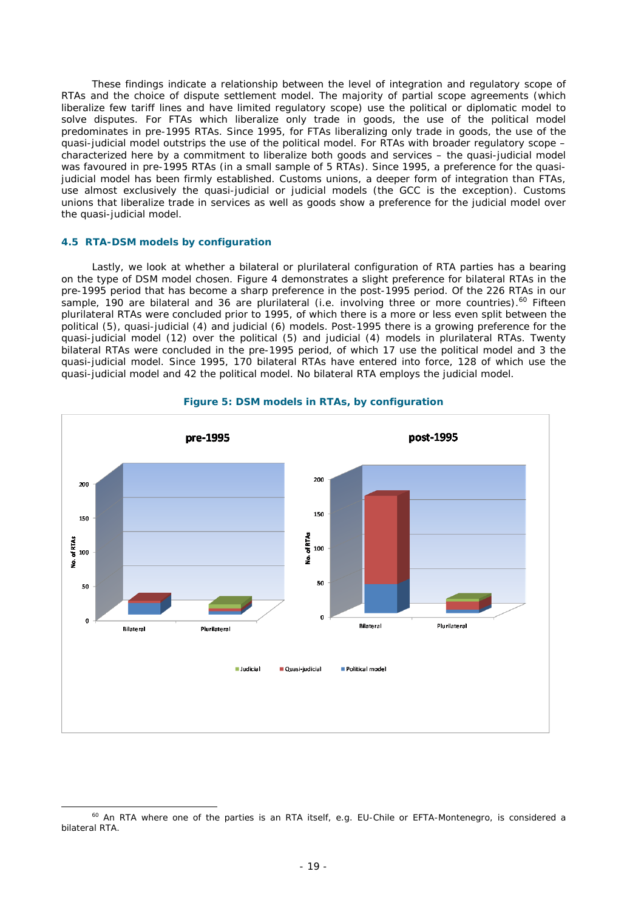These findings indicate a relationship between the level of integration and regulatory scope of RTAs and the choice of dispute settlement model. The majority of partial scope agreements (which liberalize few tariff lines and have limited regulatory scope) use the political or diplomatic model to solve disputes. For FTAs which liberalize only trade in goods, the use of the political model predominates in pre-1995 RTAs. Since 1995, for FTAs liberalizing only trade in goods, the use of the quasi-judicial model outstrips the use of the political model. For RTAs with broader regulatory scope – characterized here by a commitment to liberalize both goods and services – the quasi-judicial model was favoured in pre-1995 RTAs (in a small sample of 5 RTAs). Since 1995, a preference for the quasi-judicial model has been firmly established. Customs unions, a deeper form of integration than FTAs, use almost exclusively the quasi-judicial or judicial models (the GCC is the exception). Customs unions that liberalize trade in services as well as goods show a preference for the judicial model over the quasi-judicial model.

### 4.5 RTA-DSM models by configuration

Lastly, we look at whether a bilateral or plurilateral configuration of RTA parties has a bearing on the type of DSM model chosen. Figure 4 demonstrates a slight preference for bilateral RTAs in the pre-1995 period that has become a sharp preference in the post-1995 period. Of the 226 RTAs in our sample, 190 are bilateral and 36 are plurilateral (i.e. involving three or more countries).[60] Fifteen plurilateral RTAs were concluded prior to 1995, of which there is a more or less even split between the political (5), quasi-judicial (4) and judicial (6) models. Post-1995 there is a growing preference for the quasi-judicial model (12) over the political (5) and judicial (4) models in plurilateral RTAs. Twenty bilateral RTAs were concluded in the pre-1995 period, of which 17 use the political model and 3 the quasi-judicial model. Since 1995, 170 bilateral RTAs have entered into force, 128 of which use the quasi-judicial model and 42 the political model. No bilateral RTA employs the judicial model.

**Figure 5: DSM models in RTAs, by configuration**

[60] An RTA where one of the parties is an RTA itself, e.g. EU-Chile or EFTA-Montenegro, is considered a bilateral RTA.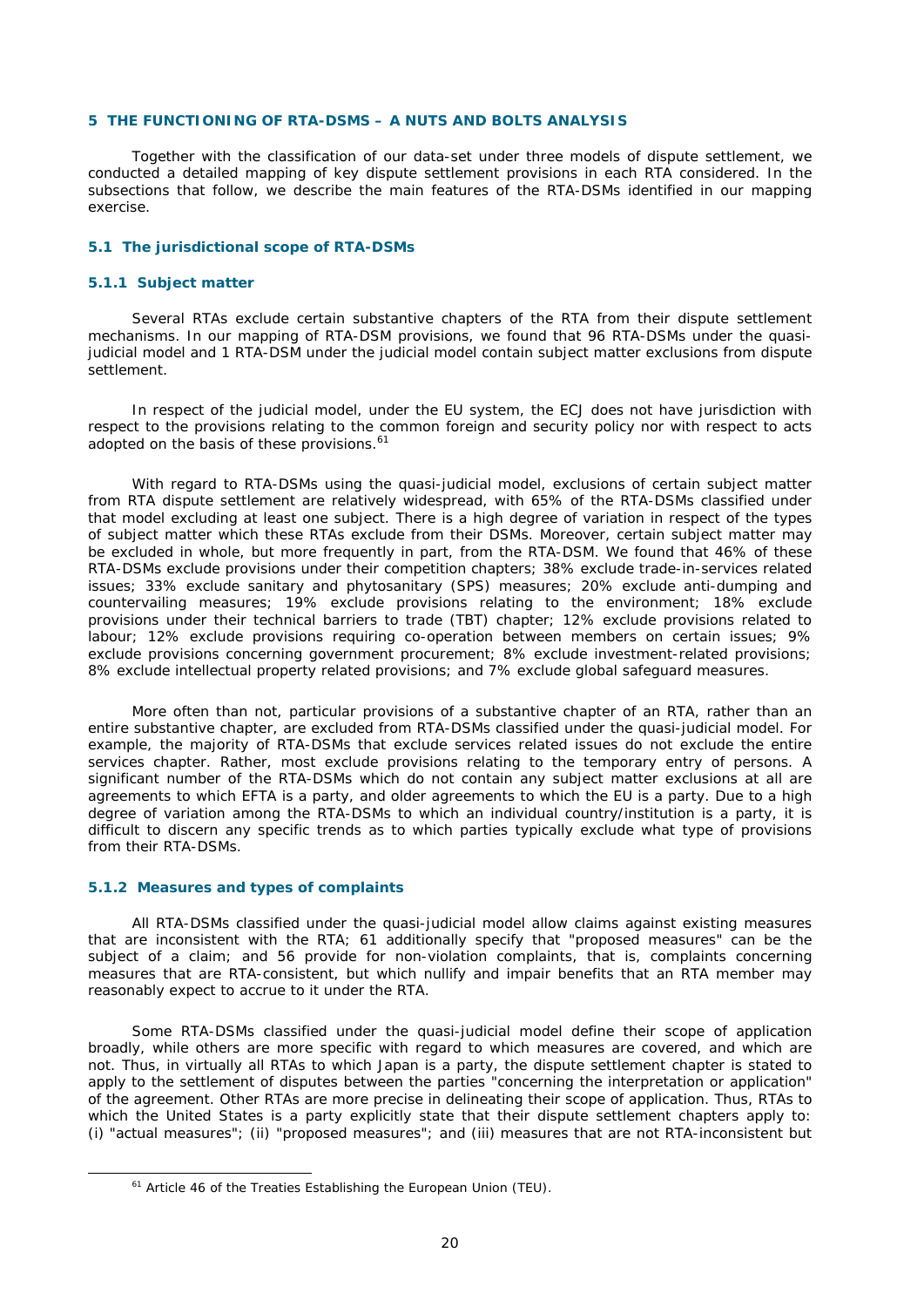## 5 THE FUNCTIONING OF RTA-DSMS – A NUTS AND BOLTS ANALYSIS

Together with the classification of our data-set under three models of dispute settlement, we conducted a detailed mapping of key dispute settlement provisions in each RTA considered. In the subsections that follow, we describe the main features of the RTA-DSMs identified in our mapping exercise.

### 5.1 The jurisdictional scope of RTA-DSMs

#### 5.1.1 Subject matter

Several RTAs exclude certain substantive chapters of the RTA from their dispute settlement mechanisms. In our mapping of RTA-DSM provisions, we found that 96 RTA-DSMs under the quasi-judicial model and 1 RTA-DSM under the judicial model contain subject matter exclusions from dispute settlement.

In respect of the judicial model, under the EU system, the ECJ does not have jurisdiction with respect to the provisions relating to the common foreign and security policy nor with respect to acts adopted on the basis of these provisions.[61]

With regard to RTA-DSMs using the quasi-judicial model, exclusions of certain subject matter from RTA dispute settlement are relatively widespread, with 65% of the RTA-DSMs classified under that model excluding at least one subject. There is a high degree of variation in respect of the types of subject matter which these RTAs exclude from their DSMs. Moreover, certain subject matter may be excluded in whole, but more frequently in part, from the RTA-DSM. We found that 46% of these RTA-DSMs exclude provisions under their competition chapters; 38% exclude trade-in-services related issues; 33% exclude sanitary and phytosanitary (SPS) measures; 20% exclude anti-dumping and countervailing measures; 19% exclude provisions relating to the environment; 18% exclude provisions under their technical barriers to trade (TBT) chapter; 12% exclude provisions related to labour; 12% exclude provisions requiring co-operation between members on certain issues; 9% exclude provisions concerning government procurement; 8% exclude investment-related provisions; 8% exclude intellectual property related provisions; and 7% exclude global safeguard measures.

More often than not, particular provisions of a substantive chapter of an RTA, rather than an entire substantive chapter, are excluded from RTA-DSMs classified under the quasi-judicial model. For example, the majority of RTA-DSMs that exclude services related issues do not exclude the entire services chapter. Rather, most exclude provisions relating to the temporary entry of persons. A significant number of the RTA-DSMs which do not contain any subject matter exclusions at all are agreements to which EFTA is a party, and older agreements to which the EU is a party. Due to a high degree of variation among the RTA-DSMs to which an individual country/institution is a party, it is difficult to discern any specific trends as to which parties typically exclude what type of provisions from their RTA-DSMs.

#### 5.1.2 Measures and types of complaints

All RTA-DSMs classified under the quasi-judicial model allow claims against existing measures that are inconsistent with the RTA; 61 additionally specify that "proposed measures" can be the subject of a claim; and 56 provide for non-violation complaints, that is, complaints concerning measures that are RTA-consistent, but which nullify and impair benefits that an RTA member may reasonably expect to accrue to it under the RTA.

Some RTA-DSMs classified under the quasi-judicial model define their scope of application broadly, while others are more specific with regard to which measures are covered, and which are not. Thus, in virtually all RTAs to which Japan is a party, the dispute settlement chapter is stated to apply to the settlement of disputes between the parties "concerning the interpretation or application" of the agreement. Other RTAs are more precise in delineating their scope of application. Thus, RTAs to which the United States is a party explicitly state that their dispute settlement chapters apply to: (i) "actual measures"; (ii) "proposed measures"; and (iii) measures that are not RTA-inconsistent but

---

[61] Article 46 of the Treaties Establishing the European Union (TEU).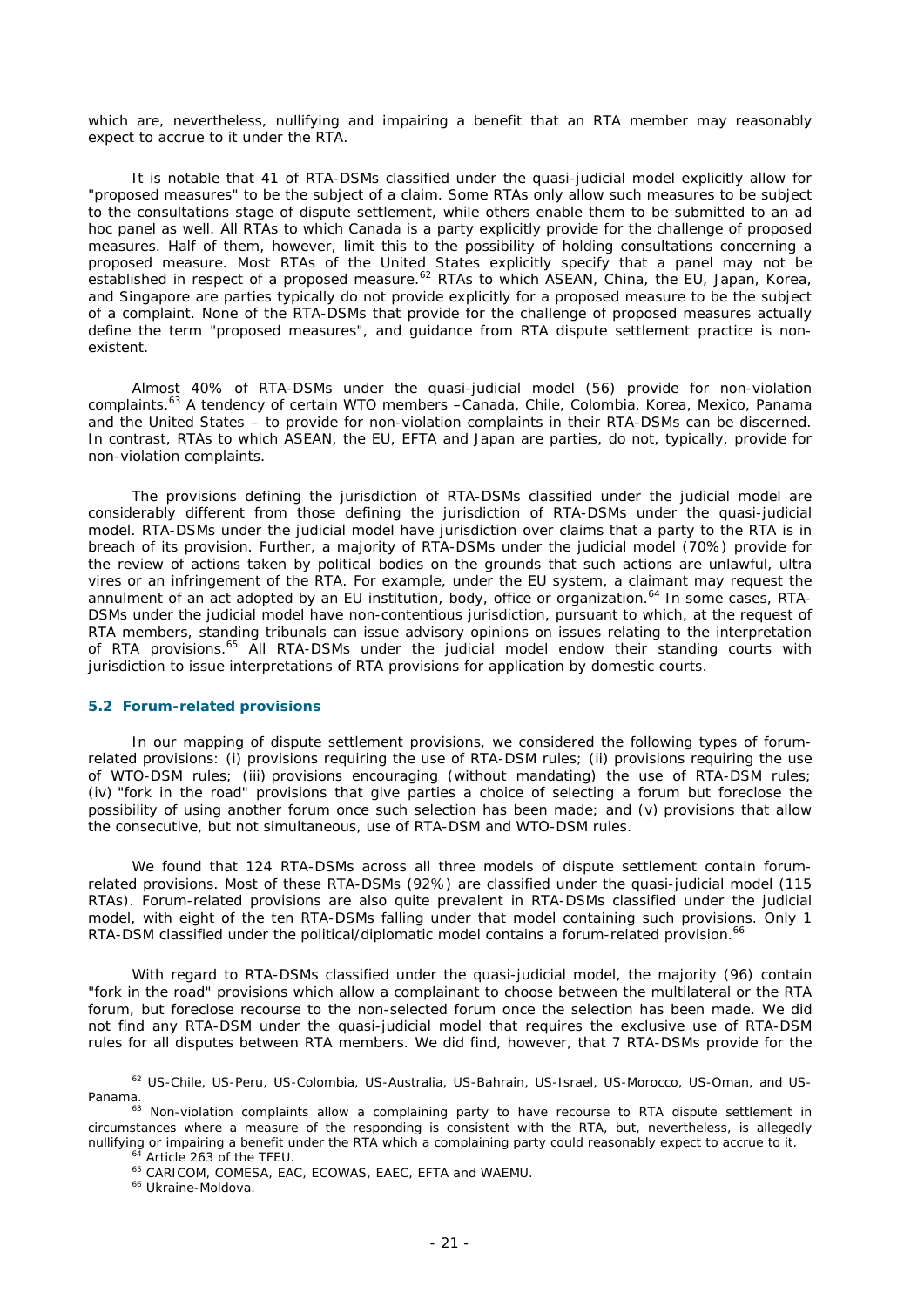which are, nevertheless, nullifying and impairing a benefit that an RTA member may reasonably expect to accrue to it under the RTA.

It is notable that 41 of RTA-DSMs classified under the quasi-judicial model explicitly allow for "proposed measures" to be the subject of a claim. Some RTAs only allow such measures to be subject to the consultations stage of dispute settlement, while others enable them to be submitted to an ad hoc panel as well. All RTAs to which Canada is a party explicitly provide for the challenge of proposed measures. Half of them, however, limit this to the possibility of holding consultations concerning a proposed measure. Most RTAs of the United States explicitly specify that a panel may not be established in respect of a proposed measure.[62] RTAs to which ASEAN, China, the EU, Japan, Korea, and Singapore are parties typically do not provide explicitly for a proposed measure to be the subject of a complaint. None of the RTA-DSMs that provide for the challenge of proposed measures actually define the term "proposed measures", and guidance from RTA dispute settlement practice is non-existent.

Almost 40% of RTA-DSMs under the quasi-judicial model (56) provide for non-violation complaints.[63] A tendency of certain WTO members –Canada, Chile, Colombia, Korea, Mexico, Panama and the United States – to provide for non-violation complaints in their RTA-DSMs can be discerned. In contrast, RTAs to which ASEAN, the EU, EFTA and Japan are parties, do not, typically, provide for non-violation complaints.

The provisions defining the jurisdiction of RTA-DSMs classified under the judicial model are considerably different from those defining the jurisdiction of RTA-DSMs under the quasi-judicial model. RTA-DSMs under the judicial model have jurisdiction over claims that a party to the RTA is in breach of its provision. Further, a majority of RTA-DSMs under the judicial model (70%) provide for the review of actions taken by political bodies on the grounds that such actions are unlawful, ultra vires or an infringement of the RTA. For example, under the EU system, a claimant may request the annulment of an act adopted by an EU institution, body, office or organization.[64] In some cases, RTA-DSMs under the judicial model have non-contentious jurisdiction, pursuant to which, at the request of RTA members, standing tribunals can issue advisory opinions on issues relating to the interpretation of RTA provisions.[65] All RTA-DSMs under the judicial model endow their standing courts with jurisdiction to issue interpretations of RTA provisions for application by domestic courts.

### 5.2 Forum-related provisions

In our mapping of dispute settlement provisions, we considered the following types of forum-related provisions: (i) provisions requiring the use of RTA-DSM rules; (ii) provisions requiring the use of WTO-DSM rules; (iii) provisions encouraging (without mandating) the use of RTA-DSM rules; (iv) "fork in the road" provisions that give parties a choice of selecting a forum but foreclose the possibility of using another forum once such selection has been made; and (v) provisions that allow the consecutive, but not simultaneous, use of RTA-DSM and WTO-DSM rules.

We found that 124 RTA-DSMs across all three models of dispute settlement contain forum-related provisions. Most of these RTA-DSMs (92%) are classified under the quasi-judicial model (115 RTAs). Forum-related provisions are also quite prevalent in RTA-DSMs classified under the judicial model, with eight of the ten RTA-DSMs falling under that model containing such provisions. Only 1 RTA-DSM classified under the political/diplomatic model contains a forum-related provision.[66]

With regard to RTA-DSMs classified under the quasi-judicial model, the majority (96) contain "fork in the road" provisions which allow a complainant to choose between the multilateral or the RTA forum, but foreclose recourse to the non-selected forum once the selection has been made. We did not find any RTA-DSM under the quasi-judicial model that requires the exclusive use of RTA-DSM rules for all disputes between RTA members. We did find, however, that 7 RTA-DSMs provide for the

---

[62] US-Chile, US-Peru, US-Colombia, US-Australia, US-Bahrain, US-Israel, US-Morocco, US-Oman, and US-Panama.

[63] Non-violation complaints allow a complaining party to have recourse to RTA dispute settlement in circumstances where a measure of the responding is consistent with the RTA, but, nevertheless, is allegedly nullifying or impairing a benefit under the RTA which a complaining party could reasonably expect to accrue to it.

[64] Article 263 of the TFEU.

[65] CARICOM, COMESA, EAC, ECOWAS, EAEC, EFTA and WAEMU.

[66] Ukraine-Moldova.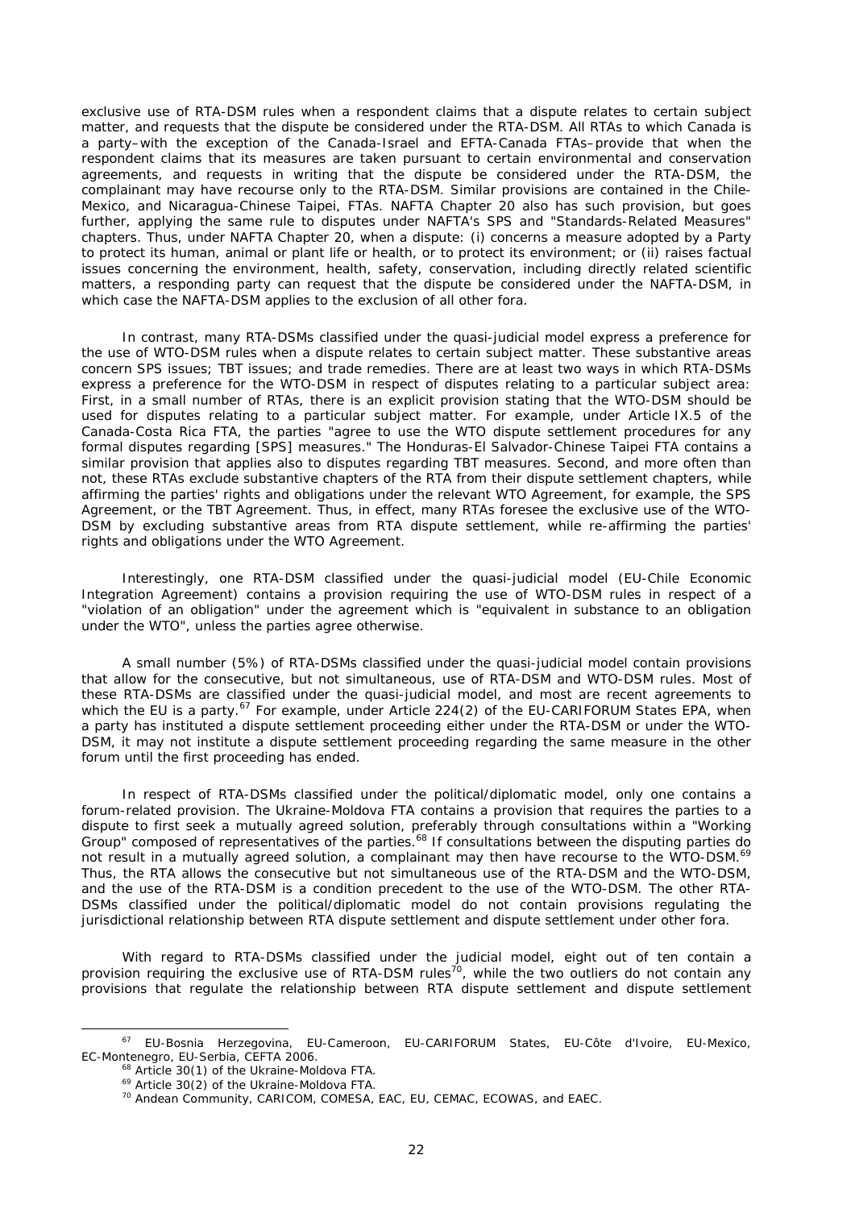exclusive use of RTA-DSM rules when a respondent claims that a dispute relates to certain subject matter, and requests that the dispute be considered under the RTA-DSM. All RTAs to which Canada is a party–with the exception of the Canada-Israel and EFTA-Canada FTAs–provide that when the respondent claims that its measures are taken pursuant to certain environmental and conservation agreements, and requests in writing that the dispute be considered under the RTA-DSM, the complainant may have recourse only to the RTA-DSM. Similar provisions are contained in the Chile-Mexico, and Nicaragua-Chinese Taipei, FTAs. NAFTA Chapter 20 also has such provision, but goes further, applying the same rule to disputes under NAFTA's SPS and "Standards-Related Measures" chapters. Thus, under NAFTA Chapter 20, when a dispute: (i) concerns a measure adopted by a Party to protect its human, animal or plant life or health, or to protect its environment; or (ii) raises factual issues concerning the environment, health, safety, conservation, including directly related scientific matters, a responding party can request that the dispute be considered under the NAFTA-DSM, in which case the NAFTA-DSM applies to the exclusion of all other fora.

In contrast, many RTA-DSMs classified under the quasi-judicial model express a preference for the use of WTO-DSM rules when a dispute relates to certain subject matter. These substantive areas concern SPS issues; TBT issues; and trade remedies. There are at least two ways in which RTA-DSMs express a preference for the WTO-DSM in respect of disputes relating to a particular subject area: First, in a small number of RTAs, there is an explicit provision stating that the WTO-DSM should be used for disputes relating to a particular subject matter. For example, under Article IX.5 of the Canada-Costa Rica FTA, the parties "agree to use the WTO dispute settlement procedures for any formal disputes regarding [SPS] measures." The Honduras-El Salvador-Chinese Taipei FTA contains a similar provision that applies also to disputes regarding TBT measures. Second, and more often than not, these RTAs exclude substantive chapters of the RTA from their dispute settlement chapters, while affirming the parties' rights and obligations under the relevant WTO Agreement, for example, the SPS Agreement, or the TBT Agreement. Thus, in effect, many RTAs foresee the exclusive use of the WTO-DSM by excluding substantive areas from RTA dispute settlement, while re-affirming the parties' rights and obligations under the WTO Agreement.

Interestingly, one RTA-DSM classified under the quasi-judicial model (EU-Chile Economic Integration Agreement) contains a provision requiring the use of WTO-DSM rules in respect of a "violation of an obligation" under the agreement which is "equivalent in substance to an obligation under the WTO", unless the parties agree otherwise.

A small number (5%) of RTA-DSMs classified under the quasi-judicial model contain provisions that allow for the consecutive, but not simultaneous, use of RTA-DSM and WTO-DSM rules. Most of these RTA-DSMs are classified under the quasi-judicial model, and most are recent agreements to which the EU is a party.[67] For example, under Article 224(2) of the EU-CARIFORUM States EPA, when a party has instituted a dispute settlement proceeding either under the RTA-DSM or under the WTO-DSM, it may not institute a dispute settlement proceeding regarding the same measure in the other forum until the first proceeding has ended.

In respect of RTA-DSMs classified under the political/diplomatic model, only one contains a forum-related provision. The Ukraine-Moldova FTA contains a provision that requires the parties to a dispute to first seek a mutually agreed solution, preferably through consultations within a "Working Group" composed of representatives of the parties.[68] If consultations between the disputing parties do not result in a mutually agreed solution, a complainant may then have recourse to the WTO-DSM.[69] Thus, the RTA allows the consecutive but not simultaneous use of the RTA-DSM and the WTO-DSM, and the use of the RTA-DSM is a condition precedent to the use of the WTO-DSM. The other RTA-DSMs classified under the political/diplomatic model do not contain provisions regulating the jurisdictional relationship between RTA dispute settlement and dispute settlement under other fora.

With regard to RTA-DSMs classified under the judicial model, eight out of ten contain a provision requiring the exclusive use of RTA-DSM rules[70], while the two outliers do not contain any provisions that regulate the relationship between RTA dispute settlement and dispute settlement

---

[67] EU-Bosnia Herzegovina, EU-Cameroon, EU-CARIFORUM States, EU-Côte d'Ivoire, EU-Mexico, EC-Montenegro, EU-Serbia, CEFTA 2006.

[68] Article 30(1) of the Ukraine-Moldova FTA.

[69] Article 30(2) of the Ukraine-Moldova FTA.

[70] Andean Community, CARICOM, COMESA, EAC, EU, CEMAC, ECOWAS, and EAEC.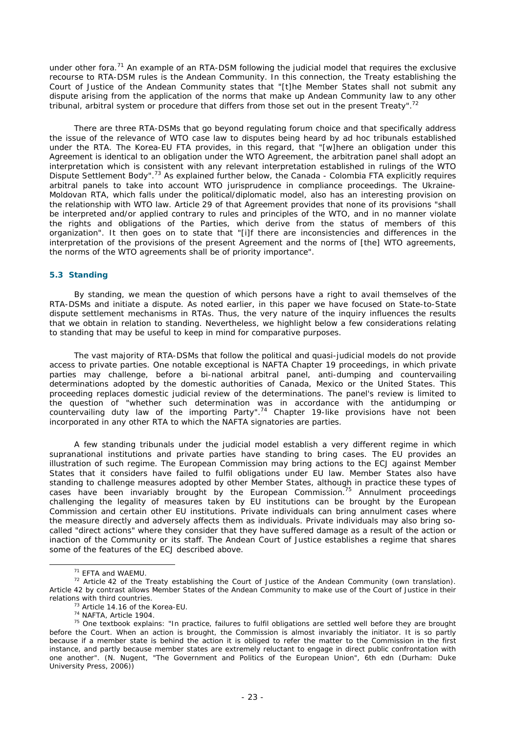under other fora.[71] An example of an RTA-DSM following the judicial model that requires the exclusive recourse to RTA-DSM rules is the Andean Community. In this connection, the Treaty establishing the Court of Justice of the Andean Community states that "[t]he Member States shall not submit any dispute arising from the application of the norms that make up Andean Community law to any other tribunal, arbitral system or procedure that differs from those set out in the present Treaty".[72]

There are three RTA-DSMs that go beyond regulating forum choice and that specifically address the issue of the relevance of WTO case law to disputes being heard by ad hoc tribunals established under the RTA. The Korea-EU FTA provides, in this regard, that "[w]here an obligation under this Agreement is identical to an obligation under the WTO Agreement, the arbitration panel shall adopt an interpretation which is consistent with any relevant interpretation established in rulings of the WTO Dispute Settlement Body".[73] As explained further below, the Canada - Colombia FTA explicitly requires arbitral panels to take into account WTO jurisprudence in compliance proceedings. The Ukraine-Moldovan RTA, which falls under the political/diplomatic model, also has an interesting provision on the relationship with WTO law. Article 29 of that Agreement provides that none of its provisions "shall be interpreted and/or applied contrary to rules and principles of the WTO, and in no manner violate the rights and obligations of the Parties, which derive from the status of members of this organization". It then goes on to state that "[i]f there are inconsistencies and differences in the interpretation of the provisions of the present Agreement and the norms of [the] WTO agreements, the norms of the WTO agreements shall be of priority importance".

### 5.3 Standing

By standing, we mean the question of which persons have a right to avail themselves of the RTA-DSMs and initiate a dispute. As noted earlier, in this paper we have focused on State-to-State dispute settlement mechanisms in RTAs. Thus, the very nature of the inquiry influences the results that we obtain in relation to standing. Nevertheless, we highlight below a few considerations relating to standing that may be useful to keep in mind for comparative purposes.

The vast majority of RTA-DSMs that follow the political and quasi-judicial models do not provide access to private parties. One notable exceptional is NAFTA Chapter 19 proceedings, in which private parties may challenge, before a bi-national arbitral panel, anti-dumping and countervailing determinations adopted by the domestic authorities of Canada, Mexico or the United States. This proceeding replaces domestic judicial review of the determinations. The panel's review is limited to the question of "whether such determination was in accordance with the antidumping or countervailing duty law of the importing Party".[74] Chapter 19-like provisions have not been incorporated in any other RTA to which the NAFTA signatories are parties.

A few standing tribunals under the judicial model establish a very different regime in which supranational institutions and private parties have standing to bring cases. The EU provides an illustration of such regime. The European Commission may bring actions to the ECJ against Member States that it considers have failed to fulfil obligations under EU law. Member States also have standing to challenge measures adopted by other Member States, although in practice these types of cases have been invariably brought by the European Commission.[75] Annulment proceedings challenging the legality of measures taken by EU institutions can be brought by the European Commission and certain other EU institutions. Private individuals can bring annulment cases where the measure directly and adversely affects them as individuals. Private individuals may also bring so-called "direct actions" where they consider that they have suffered damage as a result of the action or inaction of the Community or its staff. The Andean Court of Justice establishes a regime that shares some of the features of the ECJ described above.

---

[71] EFTA and WAEMU.

[72] Article 42 of the Treaty establishing the Court of Justice of the Andean Community (own translation). Article 42 by contrast allows Member States of the Andean Community to make use of the Court of Justice in their relations with third countries.

[73] Article 14.16 of the Korea-EU.

[74] NAFTA, Article 1904.

[75] One textbook explains: "In practice, failures to fulfil obligations are settled well before they are brought before the Court. When an action is brought, the Commission is almost invariably the initiator. It is so partly because if a member state is behind the action it is obliged to refer the matter to the Commission in the first instance, and partly because member states are extremely reluctant to engage in direct public confrontation with one another". (N. Nugent, "The Government and Politics of the European Union", 6th edn (Durham: Duke University Press, 2006))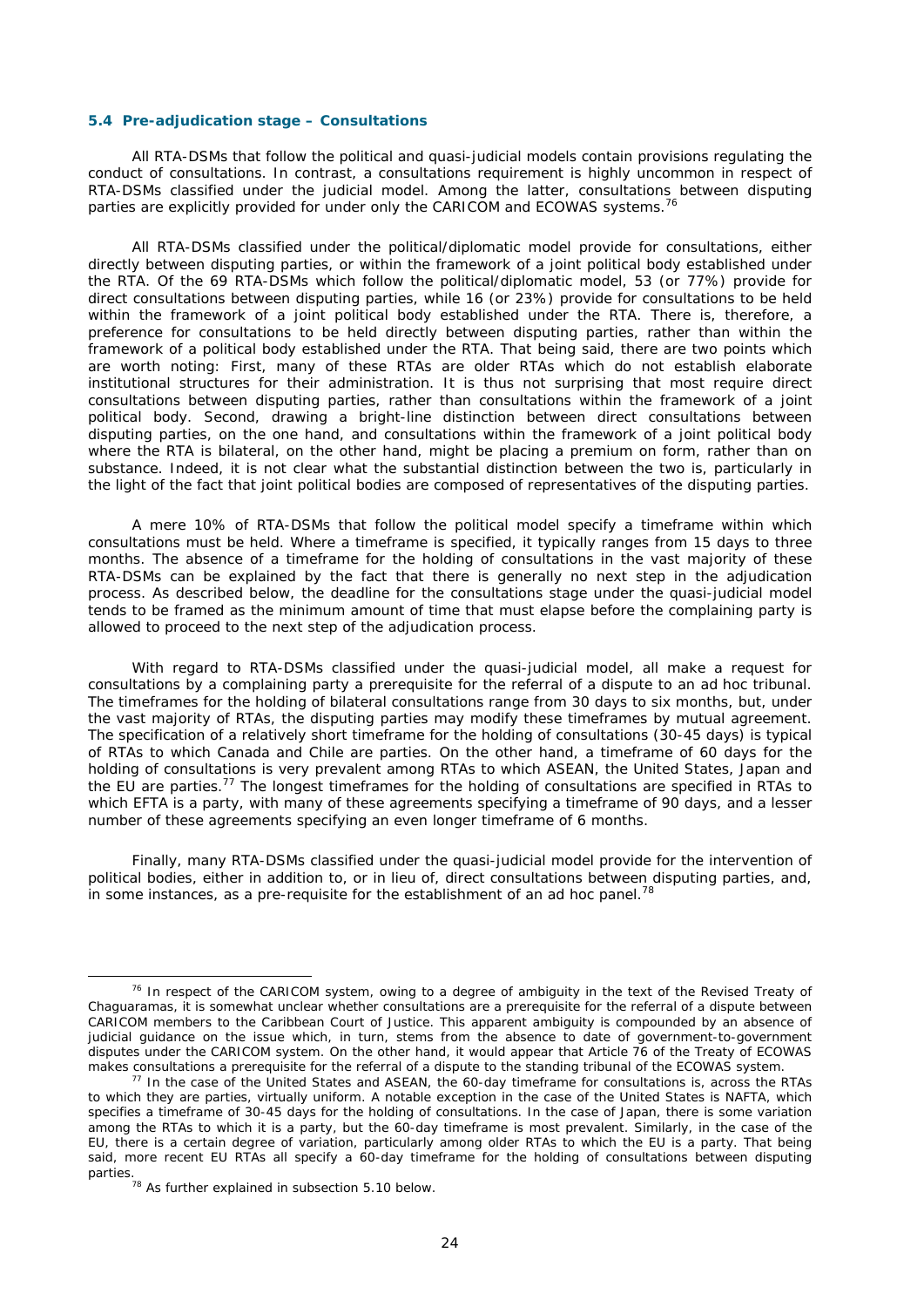### 5.4 Pre-adjudication stage – Consultations

All RTA-DSMs that follow the political and quasi-judicial models contain provisions regulating the conduct of consultations. In contrast, a consultations requirement is highly uncommon in respect of RTA-DSMs classified under the judicial model. Among the latter, consultations between disputing parties are explicitly provided for under only the CARICOM and ECOWAS systems.[76]

All RTA-DSMs classified under the political/diplomatic model provide for consultations, either directly between disputing parties, or within the framework of a joint political body established under the RTA. Of the 69 RTA-DSMs which follow the political/diplomatic model, 53 (or 77%) provide for direct consultations between disputing parties, while 16 (or 23%) provide for consultations to be held within the framework of a joint political body established under the RTA. There is, therefore, a preference for consultations to be held directly between disputing parties, rather than within the framework of a political body established under the RTA. That being said, there are two points which are worth noting: First, many of these RTAs are older RTAs which do not establish elaborate institutional structures for their administration. It is thus not surprising that most require direct consultations between disputing parties, rather than consultations within the framework of a joint political body. Second, drawing a bright-line distinction between direct consultations between disputing parties, on the one hand, and consultations within the framework of a joint political body where the RTA is bilateral, on the other hand, might be placing a premium on form, rather than on substance. Indeed, it is not clear what the substantial distinction between the two is, particularly in the light of the fact that joint political bodies are composed of representatives of the disputing parties.

A mere 10% of RTA-DSMs that follow the political model specify a timeframe within which consultations must be held. Where a timeframe is specified, it typically ranges from 15 days to three months. The absence of a timeframe for the holding of consultations in the vast majority of these RTA-DSMs can be explained by the fact that there is generally no next step in the adjudication process. As described below, the deadline for the consultations stage under the quasi-judicial model tends to be framed as the minimum amount of time that must elapse before the complaining party is allowed to proceed to the next step of the adjudication process.

With regard to RTA-DSMs classified under the quasi-judicial model, all make a request for consultations by a complaining party a prerequisite for the referral of a dispute to an ad hoc tribunal. The timeframes for the holding of bilateral consultations range from 30 days to six months, but, under the vast majority of RTAs, the disputing parties may modify these timeframes by mutual agreement. The specification of a relatively short timeframe for the holding of consultations (30-45 days) is typical of RTAs to which Canada and Chile are parties. On the other hand, a timeframe of 60 days for the holding of consultations is very prevalent among RTAs to which ASEAN, the United States, Japan and the EU are parties.[77] The longest timeframes for the holding of consultations are specified in RTAs to which EFTA is a party, with many of these agreements specifying a timeframe of 90 days, and a lesser number of these agreements specifying an even longer timeframe of 6 months.

Finally, many RTA-DSMs classified under the quasi-judicial model provide for the intervention of political bodies, either in addition to, or in lieu of, direct consultations between disputing parties, and, in some instances, as a pre-requisite for the establishment of an ad hoc panel.[78]

---

[76] In respect of the CARICOM system, owing to a degree of ambiguity in the text of the Revised Treaty of Chaguaramas, it is somewhat unclear whether consultations are a prerequisite for the referral of a dispute between CARICOM members to the Caribbean Court of Justice. This apparent ambiguity is compounded by an absence of judicial guidance on the issue which, in turn, stems from the absence to date of government-to-government disputes under the CARICOM system. On the other hand, it would appear that Article 76 of the Treaty of ECOWAS makes consultations a prerequisite for the referral of a dispute to the standing tribunal of the ECOWAS system.

[77] In the case of the United States and ASEAN, the 60-day timeframe for consultations is, across the RTAs to which they are parties, virtually uniform. A notable exception in the case of the United States is NAFTA, which specifies a timeframe of 30-45 days for the holding of consultations. In the case of Japan, there is some variation among the RTAs to which it is a party, but the 60-day timeframe is most prevalent. Similarly, in the case of the EU, there is a certain degree of variation, particularly among older RTAs to which the EU is a party. That being said, more recent EU RTAs all specify a 60-day timeframe for the holding of consultations between disputing parties.

[78] As further explained in subsection 5.10 below.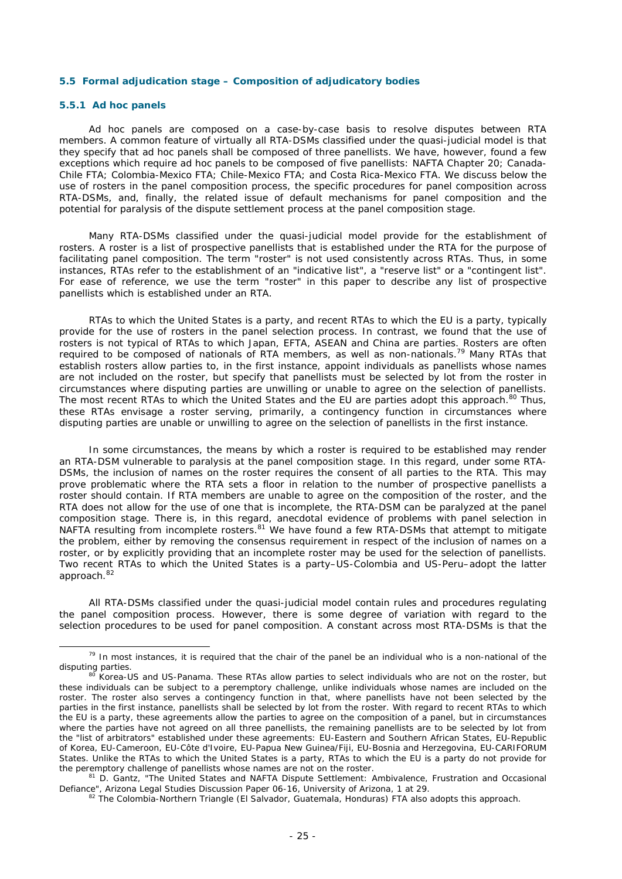### 5.5 Formal adjudication stage – Composition of adjudicatory bodies

#### 5.5.1 Ad hoc panels

Ad hoc panels are composed on a case-by-case basis to resolve disputes between RTA members. A common feature of virtually all RTA-DSMs classified under the quasi-judicial model is that they specify that ad hoc panels shall be composed of three panellists. We have, however, found a few exceptions which require ad hoc panels to be composed of five panellists: NAFTA Chapter 20; Canada-Chile FTA; Colombia-Mexico FTA; Chile-Mexico FTA; and Costa Rica-Mexico FTA. We discuss below the use of rosters in the panel composition process, the specific procedures for panel composition across RTA-DSMs, and, finally, the related issue of default mechanisms for panel composition and the potential for paralysis of the dispute settlement process at the panel composition stage.

Many RTA-DSMs classified under the quasi-judicial model provide for the establishment of rosters. A roster is a list of prospective panellists that is established under the RTA for the purpose of facilitating panel composition. The term "roster" is not used consistently across RTAs. Thus, in some instances, RTAs refer to the establishment of an "indicative list", a "reserve list" or a "contingent list". For ease of reference, we use the term "roster" in this paper to describe any list of prospective panellists which is established under an RTA.

RTAs to which the United States is a party, and recent RTAs to which the EU is a party, typically provide for the use of rosters in the panel selection process. In contrast, we found that the use of rosters is not typical of RTAs to which Japan, EFTA, ASEAN and China are parties. Rosters are often required to be composed of nationals of RTA members, as well as non-nationals.[79] Many RTAs that establish rosters allow parties to, in the first instance, appoint individuals as panellists whose names are not included on the roster, but specify that panellists must be selected by lot from the roster in circumstances where disputing parties are unwilling or unable to agree on the selection of panellists. The most recent RTAs to which the United States and the EU are parties adopt this approach.[80] Thus, these RTAs envisage a roster serving, primarily, a contingency function in circumstances where disputing parties are unable or unwilling to agree on the selection of panellists in the first instance.

In some circumstances, the means by which a roster is required to be established may render an RTA-DSM vulnerable to paralysis at the panel composition stage. In this regard, under some RTA-DSMs, the inclusion of names on the roster requires the consent of all parties to the RTA. This may prove problematic where the RTA sets a floor in relation to the number of prospective panellists a roster should contain. If RTA members are unable to agree on the composition of the roster, and the RTA does not allow for the use of one that is incomplete, the RTA-DSM can be paralyzed at the panel composition stage. There is, in this regard, anecdotal evidence of problems with panel selection in NAFTA resulting from incomplete rosters.[81] We have found a few RTA-DSMs that attempt to mitigate the problem, either by removing the consensus requirement in respect of the inclusion of names on a roster, or by explicitly providing that an incomplete roster may be used for the selection of panellists. Two recent RTAs to which the United States is a party–US-Colombia and US-Peru–adopt the latter approach.[82]

All RTA-DSMs classified under the quasi-judicial model contain rules and procedures regulating the panel composition process. However, there is some degree of variation with regard to the selection procedures to be used for panel composition. A constant across most RTA-DSMs is that the

---

[79] In most instances, it is required that the chair of the panel be an individual who is a non-national of the disputing parties.

[80] Korea-US and US-Panama. These RTAs allow parties to select individuals who are not on the roster, but these individuals can be subject to a peremptory challenge, unlike individuals whose names are included on the roster. The roster also serves a contingency function in that, where panellists have not been selected by the parties in the first instance, panellists shall be selected by lot from the roster. With regard to recent RTAs to which the EU is a party, these agreements allow the parties to agree on the composition of a panel, but in circumstances where the parties have not agreed on all three panellists, the remaining panellists are to be selected by lot from the "list of arbitrators" established under these agreements: EU-Eastern and Southern African States, EU-Republic of Korea, EU-Cameroon, EU-Côte d'Ivoire, EU-Papua New Guinea/Fiji, EU-Bosnia and Herzegovina, EU-CARIFORUM States. Unlike the RTAs to which the United States is a party, RTAs to which the EU is a party do not provide for the peremptory challenge of panellists whose names are not on the roster.

[81] D. Gantz, "The United States and NAFTA Dispute Settlement: Ambivalence, Frustration and Occasional Defiance", Arizona Legal Studies Discussion Paper 06-16, University of Arizona, 1 at 29.

[82] The Colombia-Northern Triangle (El Salvador, Guatemala, Honduras) FTA also adopts this approach.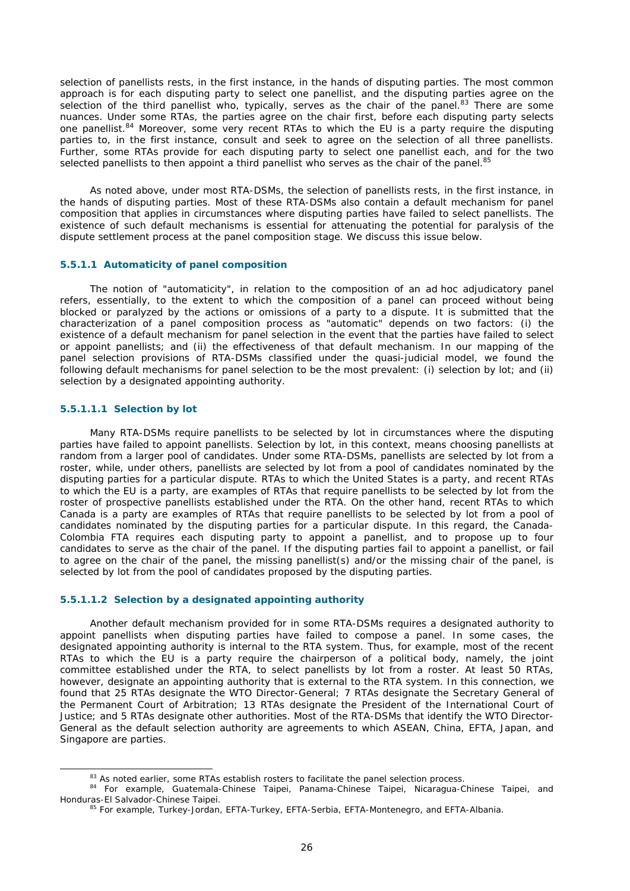selection of panellists rests, in the first instance, in the hands of disputing parties. The most common approach is for each disputing party to select one panellist, and the disputing parties agree on the selection of the third panellist who, typically, serves as the chair of the panel.[83] There are some nuances. Under some RTAs, the parties agree on the chair first, before each disputing party selects one panellist.[84] Moreover, some very recent RTAs to which the EU is a party require the disputing parties to, in the first instance, consult and seek to agree on the selection of all three panellists. Further, some RTAs provide for each disputing party to select one panellist each, and for the two selected panellists to then appoint a third panellist who serves as the chair of the panel.[85]

As noted above, under most RTA-DSMs, the selection of panellists rests, in the first instance, in the hands of disputing parties. Most of these RTA-DSMs also contain a default mechanism for panel composition that applies in circumstances where disputing parties have failed to select panellists. The existence of such default mechanisms is essential for attenuating the potential for paralysis of the dispute settlement process at the panel composition stage. We discuss this issue below.

#### 5.5.1.1 Automaticity of panel composition

The notion of "automaticity", in relation to the composition of an ad hoc adjudicatory panel refers, essentially, to the extent to which the composition of a panel can proceed without being blocked or paralyzed by the actions or omissions of a party to a dispute. It is submitted that the characterization of a panel composition process as "automatic" depends on two factors: (i) the existence of a default mechanism for panel selection in the event that the parties have failed to select or appoint panellists; and (ii) the effectiveness of that default mechanism. In our mapping of the panel selection provisions of RTA-DSMs classified under the quasi-judicial model, we found the following default mechanisms for panel selection to be the most prevalent: (i) selection by lot; and (ii) selection by a designated appointing authority.

##### 5.5.1.1.1 Selection by lot

Many RTA-DSMs require panellists to be selected by lot in circumstances where the disputing parties have failed to appoint panellists. Selection by lot, in this context, means choosing panellists at random from a larger pool of candidates. Under some RTA-DSMs, panellists are selected by lot from a roster, while, under others, panellists are selected by lot from a pool of candidates nominated by the disputing parties for a particular dispute. RTAs to which the United States is a party, and recent RTAs to which the EU is a party, are examples of RTAs that require panellists to be selected by lot from the roster of prospective panellists established under the RTA. On the other hand, recent RTAs to which Canada is a party are examples of RTAs that require panellists to be selected by lot from a pool of candidates nominated by the disputing parties for a particular dispute. In this regard, the Canada-Colombia FTA requires each disputing party to appoint a panellist, and to propose up to four candidates to serve as the chair of the panel. If the disputing parties fail to appoint a panellist, or fail to agree on the chair of the panel, the missing panellist(s) and/or the missing chair of the panel, is selected by lot from the pool of candidates proposed by the disputing parties.

##### 5.5.1.1.2 Selection by a designated appointing authority

Another default mechanism provided for in some RTA-DSMs requires a designated authority to appoint panellists when disputing parties have failed to compose a panel. In some cases, the designated appointing authority is internal to the RTA system. Thus, for example, most of the recent RTAs to which the EU is a party require the chairperson of a political body, namely, the joint committee established under the RTA, to select panellists by lot from a roster. At least 50 RTAs, however, designate an appointing authority that is external to the RTA system. In this connection, we found that 25 RTAs designate the WTO Director-General; 7 RTAs designate the Secretary General of the Permanent Court of Arbitration; 13 RTAs designate the President of the International Court of Justice; and 5 RTAs designate other authorities. Most of the RTA-DSMs that identify the WTO Director-General as the default selection authority are agreements to which ASEAN, China, EFTA, Japan, and Singapore are parties.

---

[83] As noted earlier, some RTAs establish rosters to facilitate the panel selection process.

[84] For example, Guatemala-Chinese Taipei, Panama-Chinese Taipei, Nicaragua-Chinese Taipei, and Honduras-El Salvador-Chinese Taipei.

[85] For example, Turkey-Jordan, EFTA-Turkey, EFTA-Serbia, EFTA-Montenegro, and EFTA-Albania.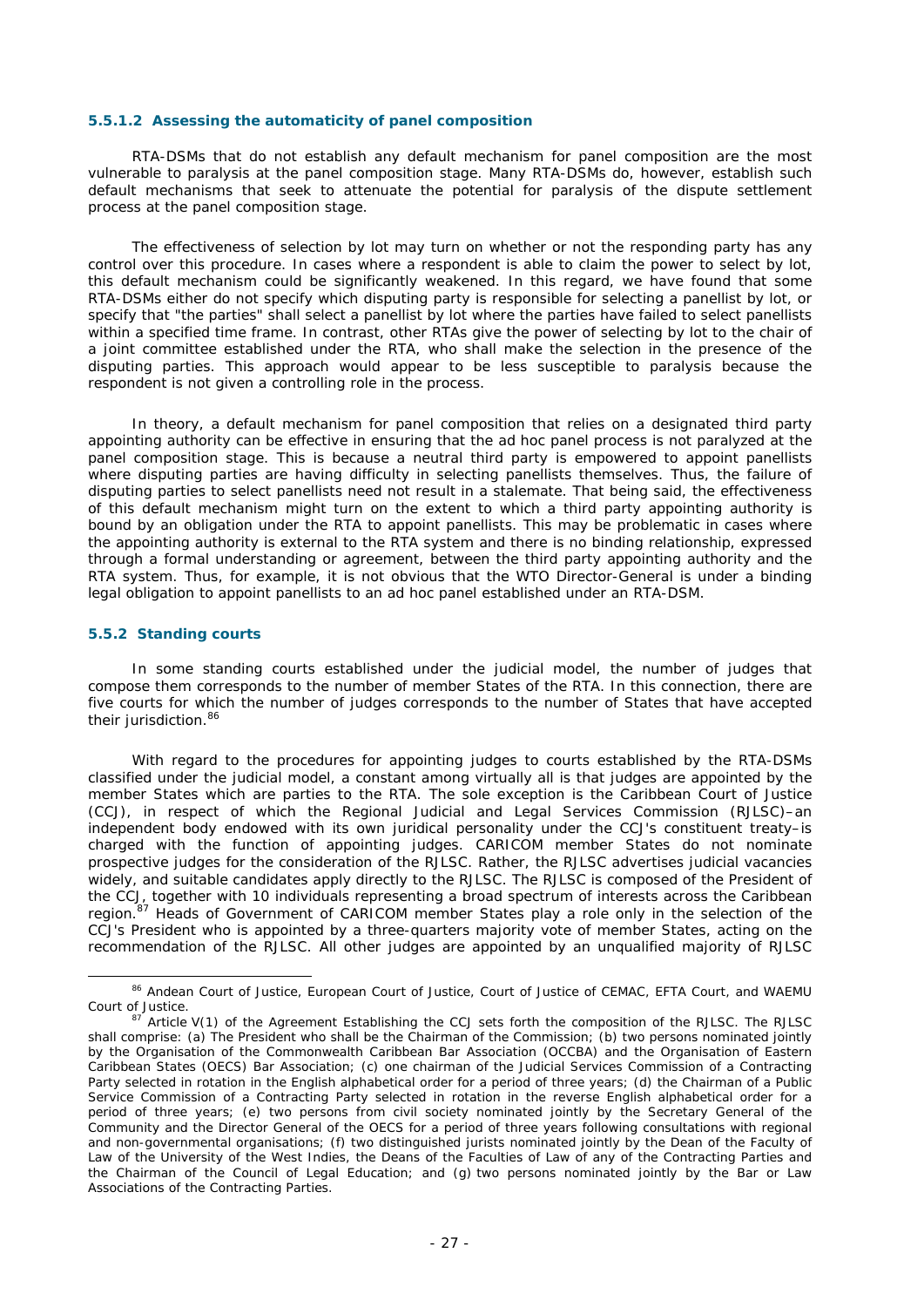#### 5.5.1.2 Assessing the automaticity of panel composition

RTA-DSMs that do not establish any default mechanism for panel composition are the most vulnerable to paralysis at the panel composition stage. Many RTA-DSMs do, however, establish such default mechanisms that seek to attenuate the potential for paralysis of the dispute settlement process at the panel composition stage.

The effectiveness of selection by lot may turn on whether or not the responding party has any control over this procedure. In cases where a respondent is able to claim the power to select by lot, this default mechanism could be significantly weakened. In this regard, we have found that some RTA-DSMs either do not specify which disputing party is responsible for selecting a panellist by lot, or specify that "the parties" shall select a panellist by lot where the parties have failed to select panellists within a specified time frame. In contrast, other RTAs give the power of selecting by lot to the chair of a joint committee established under the RTA, who shall make the selection in the presence of the disputing parties. This approach would appear to be less susceptible to paralysis because the respondent is not given a controlling role in the process.

In theory, a default mechanism for panel composition that relies on a designated third party appointing authority can be effective in ensuring that the ad hoc panel process is not paralyzed at the panel composition stage. This is because a neutral third party is empowered to appoint panellists where disputing parties are having difficulty in selecting panellists themselves. Thus, the failure of disputing parties to select panellists need not result in a stalemate. That being said, the effectiveness of this default mechanism might turn on the extent to which a third party appointing authority is bound by an obligation under the RTA to appoint panellists. This may be problematic in cases where the appointing authority is external to the RTA system and there is no binding relationship, expressed through a formal understanding or agreement, between the third party appointing authority and the RTA system. Thus, for example, it is not obvious that the WTO Director-General is under a binding legal obligation to appoint panellists to an ad hoc panel established under an RTA-DSM.

### 5.5.2 Standing courts

In some standing courts established under the judicial model, the number of judges that compose them corresponds to the number of member States of the RTA. In this connection, there are five courts for which the number of judges corresponds to the number of States that have accepted their jurisdiction.[86]

With regard to the procedures for appointing judges to courts established by the RTA-DSMs classified under the judicial model, a constant among virtually all is that judges are appointed by the member States which are parties to the RTA. The sole exception is the Caribbean Court of Justice (CCJ), in respect of which the Regional Judicial and Legal Services Commission (RJLSC)–an independent body endowed with its own juridical personality under the CCJ's constituent treaty–is charged with the function of appointing judges. CARICOM member States do not nominate prospective judges for the consideration of the RJLSC. Rather, the RJLSC advertises judicial vacancies widely, and suitable candidates apply directly to the RJLSC. The RJLSC is composed of the President of the CCJ, together with 10 individuals representing a broad spectrum of interests across the Caribbean region.[87] Heads of Government of CARICOM member States play a role only in the selection of the CCJ's President who is appointed by a three-quarters majority vote of member States, acting on the recommendation of the RJLSC. All other judges are appointed by an unqualified majority of RJLSC

[86] Andean Court of Justice, European Court of Justice, Court of Justice of CEMAC, EFTA Court, and WAEMU Court of Justice.

[87] Article V(1) of the Agreement Establishing the CCJ sets forth the composition of the RJLSC. The RJLSC shall comprise: (a) The President who shall be the Chairman of the Commission; (b) two persons nominated jointly by the Organisation of the Commonwealth Caribbean Bar Association (OCCBA) and the Organisation of Eastern Caribbean States (OECS) Bar Association; (c) one chairman of the Judicial Services Commission of a Contracting Party selected in rotation in the English alphabetical order for a period of three years; (d) the Chairman of a Public Service Commission of a Contracting Party selected in rotation in the reverse English alphabetical order for a period of three years; (e) two persons from civil society nominated jointly by the Secretary General of the Community and the Director General of the OECS for a period of three years following consultations with regional and non-governmental organisations; (f) two distinguished jurists nominated jointly by the Dean of the Faculty of Law of the University of the West Indies, the Deans of the Faculties of Law of any of the Contracting Parties and the Chairman of the Council of Legal Education; and (g) two persons nominated jointly by the Bar or Law Associations of the Contracting Parties.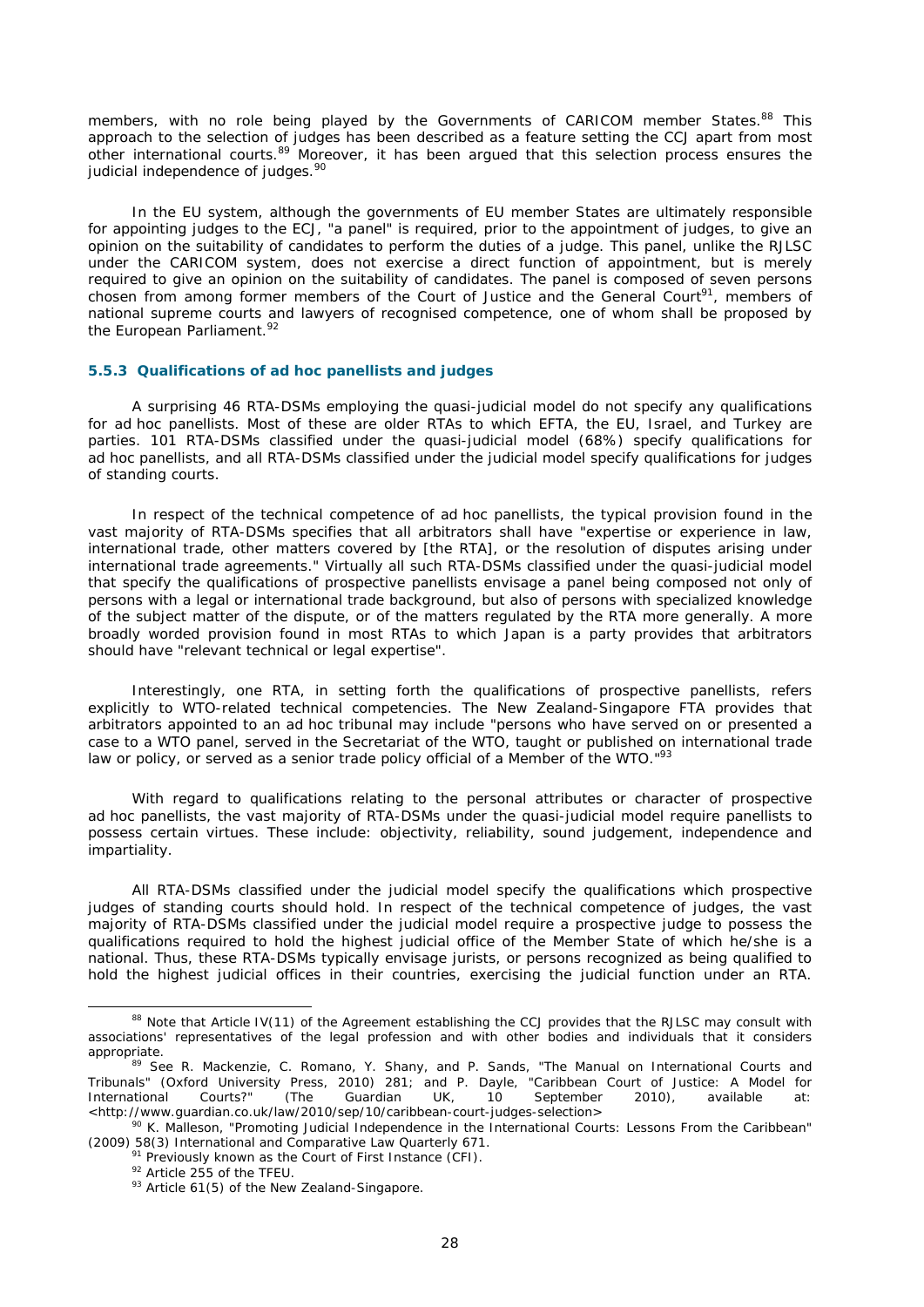members, with no role being played by the Governments of CARICOM member States.[88] This approach to the selection of judges has been described as a feature setting the CCJ apart from most other international courts.[89] Moreover, it has been argued that this selection process ensures the judicial independence of judges.[90]

In the EU system, although the governments of EU member States are ultimately responsible for appointing judges to the ECJ, "a panel" is required, prior to the appointment of judges, to give an opinion on the suitability of candidates to perform the duties of a judge. This panel, unlike the RJLSC under the CARICOM system, does not exercise a direct function of appointment, but is merely required to give an opinion on the suitability of candidates. The panel is composed of seven persons chosen from among former members of the Court of Justice and the General Court[91], members of national supreme courts and lawyers of recognised competence, one of whom shall be proposed by the European Parliament.[92]

### 5.5.3 Qualifications of ad hoc panellists and judges

A surprising 46 RTA-DSMs employing the quasi-judicial model do not specify any qualifications for ad hoc panellists. Most of these are older RTAs to which EFTA, the EU, Israel, and Turkey are parties. 101 RTA-DSMs classified under the quasi-judicial model (68%) specify qualifications for ad hoc panellists, and all RTA-DSMs classified under the judicial model specify qualifications for judges of standing courts.

In respect of the technical competence of ad hoc panellists, the typical provision found in the vast majority of RTA-DSMs specifies that all arbitrators shall have "expertise or experience in law, international trade, other matters covered by [the RTA], or the resolution of disputes arising under international trade agreements." Virtually all such RTA-DSMs classified under the quasi-judicial model that specify the qualifications of prospective panellists envisage a panel being composed not only of persons with a legal or international trade background, but also of persons with specialized knowledge of the subject matter of the dispute, or of the matters regulated by the RTA more generally. A more broadly worded provision found in most RTAs to which Japan is a party provides that arbitrators should have "relevant technical or legal expertise".

Interestingly, one RTA, in setting forth the qualifications of prospective panellists, refers explicitly to WTO-related technical competencies. The New Zealand-Singapore FTA provides that arbitrators appointed to an ad hoc tribunal may include "persons who have served on or presented a case to a WTO panel, served in the Secretariat of the WTO, taught or published on international trade law or policy, or served as a senior trade policy official of a Member of the WTO."[93]

With regard to qualifications relating to the personal attributes or character of prospective ad hoc panellists, the vast majority of RTA-DSMs under the quasi-judicial model require panellists to possess certain virtues. These include: objectivity, reliability, sound judgement, independence and impartiality.

All RTA-DSMs classified under the judicial model specify the qualifications which prospective judges of standing courts should hold. In respect of the technical competence of judges, the vast majority of RTA-DSMs classified under the judicial model require a prospective judge to possess the qualifications required to hold the highest judicial office of the Member State of which he/she is a national. Thus, these RTA-DSMs typically envisage jurists, or persons recognized as being qualified to hold the highest judicial offices in their countries, exercising the judicial function under an RTA.

---

[88] Note that Article IV(11) of the Agreement establishing the CCJ provides that the RJLSC may consult with associations' representatives of the legal profession and with other bodies and individuals that it considers appropriate.

[89] See R. Mackenzie, C. Romano, Y. Shany, and P. Sands, "The Manual on International Courts and Tribunals" (Oxford University Press, 2010) 281; and P. Dayle, "Caribbean Court of Justice: A Model for International Courts?" (The Guardian UK, 10 September 2010), available at: <http://www.guardian.co.uk/law/2010/sep/10/caribbean-court-judges-selection>

[90] K. Malleson, "Promoting Judicial Independence in the International Courts: Lessons From the Caribbean" (2009) 58(3) International and Comparative Law Quarterly 671.

[91] Previously known as the Court of First Instance (CFI).

[92] Article 255 of the TFEU.

[93] Article 61(5) of the New Zealand-Singapore.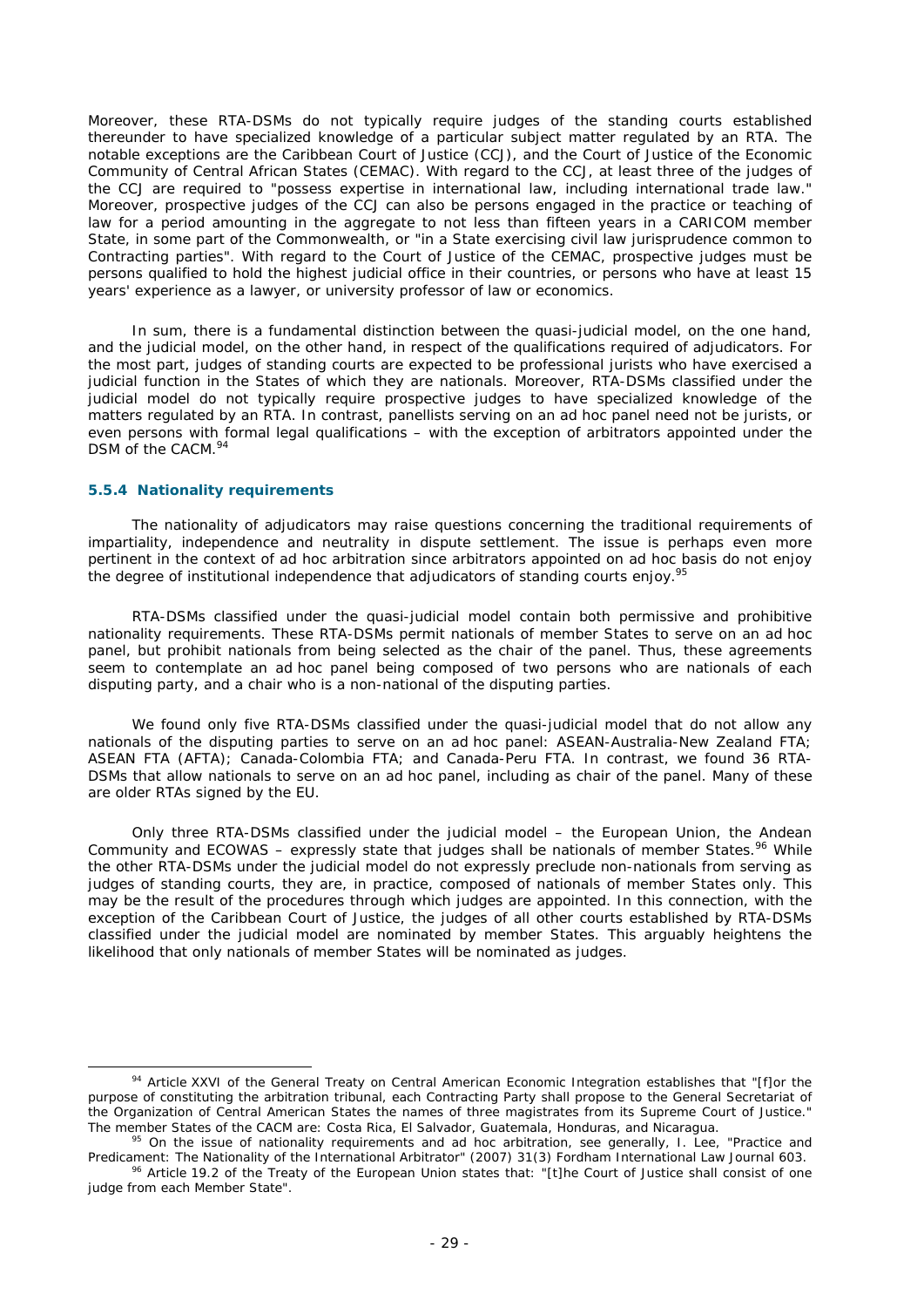Moreover, these RTA-DSMs do not typically require judges of the standing courts established thereunder to have specialized knowledge of a particular subject matter regulated by an RTA. The notable exceptions are the Caribbean Court of Justice (CCJ), and the Court of Justice of the Economic Community of Central African States (CEMAC). With regard to the CCJ, at least three of the judges of the CCJ are required to "possess expertise in international law, including international trade law." Moreover, prospective judges of the CCJ can also be persons engaged in the practice or teaching of law for a period amounting in the aggregate to not less than fifteen years in a CARICOM member State, in some part of the Commonwealth, or "in a State exercising civil law jurisprudence common to Contracting parties". With regard to the Court of Justice of the CEMAC, prospective judges must be persons qualified to hold the highest judicial office in their countries, or persons who have at least 15 years' experience as a lawyer, or university professor of law or economics.

In sum, there is a fundamental distinction between the quasi-judicial model, on the one hand, and the judicial model, on the other hand, in respect of the qualifications required of adjudicators. For the most part, judges of standing courts are expected to be professional jurists who have exercised a judicial function in the States of which they are nationals. Moreover, RTA-DSMs classified under the judicial model do not typically require prospective judges to have specialized knowledge of the matters regulated by an RTA. In contrast, panellists serving on an ad hoc panel need not be jurists, or even persons with formal legal qualifications – with the exception of arbitrators appointed under the DSM of the CACM.[94]

### 5.5.4 Nationality requirements

The nationality of adjudicators may raise questions concerning the traditional requirements of impartiality, independence and neutrality in dispute settlement. The issue is perhaps even more pertinent in the context of ad hoc arbitration since arbitrators appointed on ad hoc basis do not enjoy the degree of institutional independence that adjudicators of standing courts enjoy.[95]

RTA-DSMs classified under the quasi-judicial model contain both permissive and prohibitive nationality requirements. These RTA-DSMs permit nationals of member States to serve on an ad hoc panel, but prohibit nationals from being selected as the chair of the panel. Thus, these agreements seem to contemplate an ad hoc panel being composed of two persons who are nationals of each disputing party, and a chair who is a non-national of the disputing parties.

We found only five RTA-DSMs classified under the quasi-judicial model that do not allow any nationals of the disputing parties to serve on an ad hoc panel: ASEAN-Australia-New Zealand FTA; ASEAN FTA (AFTA); Canada-Colombia FTA; and Canada-Peru FTA. In contrast, we found 36 RTA-DSMs that allow nationals to serve on an ad hoc panel, including as chair of the panel. Many of these are older RTAs signed by the EU.

Only three RTA-DSMs classified under the judicial model – the European Union, the Andean Community and ECOWAS – expressly state that judges shall be nationals of member States.[96] While the other RTA-DSMs under the judicial model do not expressly preclude non-nationals from serving as judges of standing courts, they are, in practice, composed of nationals of member States only. This may be the result of the procedures through which judges are appointed. In this connection, with the exception of the Caribbean Court of Justice, the judges of all other courts established by RTA-DSMs classified under the judicial model are nominated by member States. This arguably heightens the likelihood that only nationals of member States will be nominated as judges.

---

[94] Article XXVI of the General Treaty on Central American Economic Integration establishes that "[f]or the purpose of constituting the arbitration tribunal, each Contracting Party shall propose to the General Secretariat of the Organization of Central American States the names of three magistrates from its Supreme Court of Justice." The member States of the CACM are: Costa Rica, El Salvador, Guatemala, Honduras, and Nicaragua.

[95] On the issue of nationality requirements and ad hoc arbitration, see generally, I. Lee, "Practice and Predicament: The Nationality of the International Arbitrator" (2007) 31(3) Fordham International Law Journal 603.

[96] Article 19.2 of the Treaty of the European Union states that: "[t]he Court of Justice shall consist of one judge from each Member State".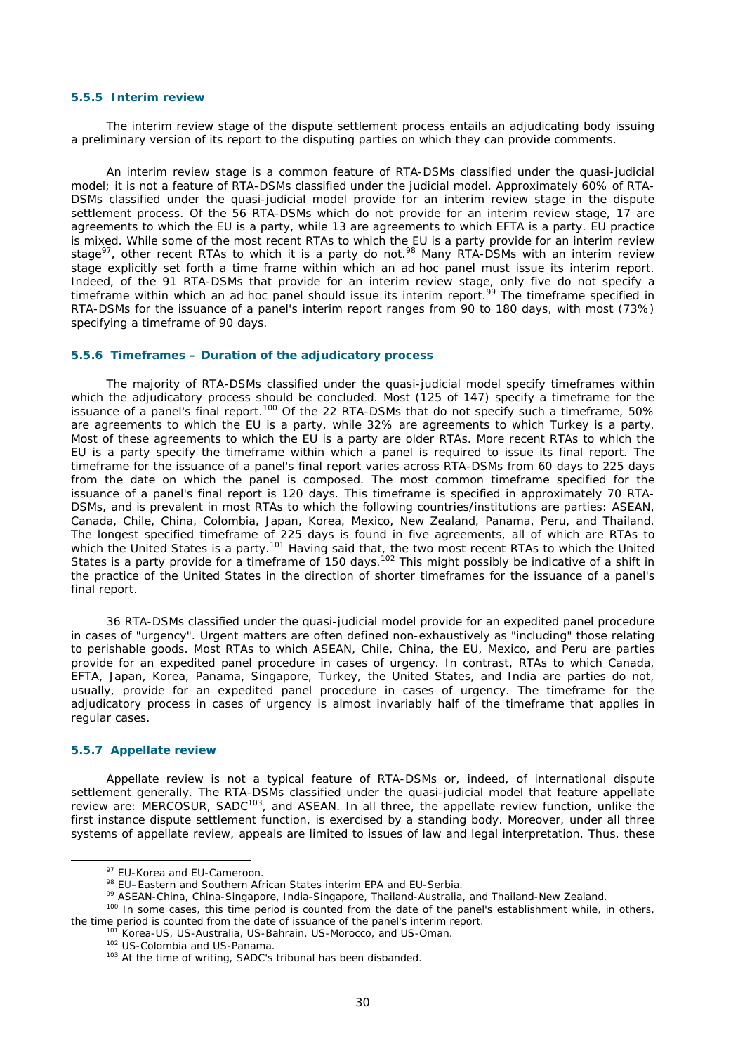### 5.5.5 Interim review

The interim review stage of the dispute settlement process entails an adjudicating body issuing a preliminary version of its report to the disputing parties on which they can provide comments.

An interim review stage is a common feature of RTA-DSMs classified under the quasi-judicial model; it is not a feature of RTA-DSMs classified under the judicial model. Approximately 60% of RTA-DSMs classified under the quasi-judicial model provide for an interim review stage in the dispute settlement process. Of the 56 RTA-DSMs which do not provide for an interim review stage, 17 are agreements to which the EU is a party, while 13 are agreements to which EFTA is a party. EU practice is mixed. While some of the most recent RTAs to which the EU is a party provide for an interim review stage[97], other recent RTAs to which it is a party do not.[98] Many RTA-DSMs with an interim review stage explicitly set forth a time frame within which an ad hoc panel must issue its interim report. Indeed, of the 91 RTA-DSMs that provide for an interim review stage, only five do not specify a timeframe within which an ad hoc panel should issue its interim report.[99] The timeframe specified in RTA-DSMs for the issuance of a panel's interim report ranges from 90 to 180 days, with most (73%) specifying a timeframe of 90 days.

### 5.5.6 Timeframes – Duration of the adjudicatory process

The majority of RTA-DSMs classified under the quasi-judicial model specify timeframes within which the adjudicatory process should be concluded. Most (125 of 147) specify a timeframe for the issuance of a panel's final report.[100] Of the 22 RTA-DSMs that do not specify such a timeframe, 50% are agreements to which the EU is a party, while 32% are agreements to which Turkey is a party. Most of these agreements to which the EU is a party are older RTAs. More recent RTAs to which the EU is a party specify the timeframe within which a panel is required to issue its final report. The timeframe for the issuance of a panel's final report varies across RTA-DSMs from 60 days to 225 days from the date on which the panel is composed. The most common timeframe specified for the issuance of a panel's final report is 120 days. This timeframe is specified in approximately 70 RTA-DSMs, and is prevalent in most RTAs to which the following countries/institutions are parties: ASEAN, Canada, Chile, China, Colombia, Japan, Korea, Mexico, New Zealand, Panama, Peru, and Thailand. The longest specified timeframe of 225 days is found in five agreements, all of which are RTAs to which the United States is a party.[101] Having said that, the two most recent RTAs to which the United States is a party provide for a timeframe of 150 days.[102] This might possibly be indicative of a shift in the practice of the United States in the direction of shorter timeframes for the issuance of a panel's final report.

36 RTA-DSMs classified under the quasi-judicial model provide for an expedited panel procedure in cases of "urgency". Urgent matters are often defined non-exhaustively as "including" those relating to perishable goods. Most RTAs to which ASEAN, Chile, China, the EU, Mexico, and Peru are parties provide for an expedited panel procedure in cases of urgency. In contrast, RTAs to which Canada, EFTA, Japan, Korea, Panama, Singapore, Turkey, the United States, and India are parties do not, usually, provide for an expedited panel procedure in cases of urgency. The timeframe for the adjudicatory process in cases of urgency is almost invariably half of the timeframe that applies in regular cases.

### 5.5.7 Appellate review

Appellate review is not a typical feature of RTA-DSMs or, indeed, of international dispute settlement generally. The RTA-DSMs classified under the quasi-judicial model that feature appellate review are: MERCOSUR, SADC[103], and ASEAN. In all three, the appellate review function, unlike the first instance dispute settlement function, is exercised by a standing body. Moreover, under all three systems of appellate review, appeals are limited to issues of law and legal interpretation. Thus, these

---

[97] EU-Korea and EU-Cameroon.

[98] EU–Eastern and Southern African States interim EPA and EU-Serbia.

[99] ASEAN-China, China-Singapore, India-Singapore, Thailand-Australia, and Thailand-New Zealand.

[100] In some cases, this time period is counted from the date of the panel's establishment while, in others, the time period is counted from the date of issuance of the panel's interim report.

[101] Korea-US, US-Australia, US-Bahrain, US-Morocco, and US-Oman.

[102] US-Colombia and US-Panama.

[103] At the time of writing, SADC's tribunal has been disbanded.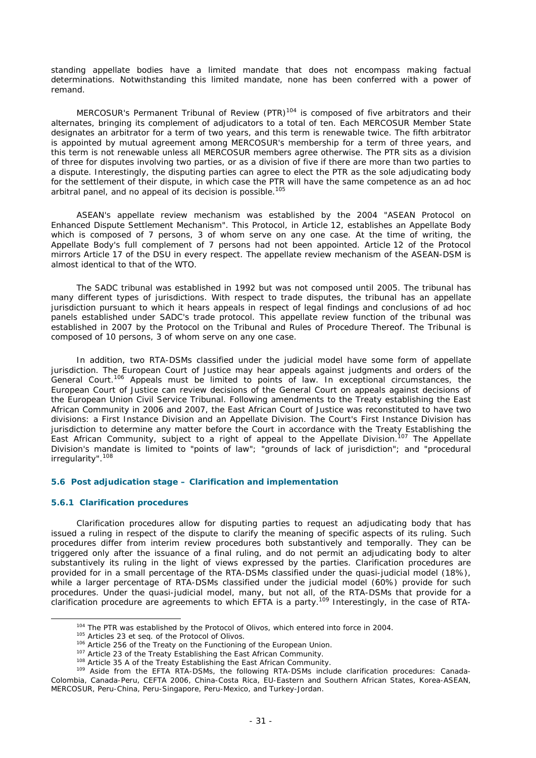standing appellate bodies have a limited mandate that does not encompass making factual determinations. Notwithstanding this limited mandate, none has been conferred with a power of remand.

MERCOSUR's Permanent Tribunal of Review (PTR)[104] is composed of five arbitrators and their alternates, bringing its complement of adjudicators to a total of ten. Each MERCOSUR Member State designates an arbitrator for a term of two years, and this term is renewable twice. The fifth arbitrator is appointed by mutual agreement among MERCOSUR's membership for a term of three years, and this term is not renewable unless all MERCOSUR members agree otherwise. The PTR sits as a division of three for disputes involving two parties, or as a division of five if there are more than two parties to a dispute. Interestingly, the disputing parties can agree to elect the PTR as the sole adjudicating body for the settlement of their dispute, in which case the PTR will have the same competence as an ad hoc arbitral panel, and no appeal of its decision is possible.[105]

ASEAN's appellate review mechanism was established by the 2004 "ASEAN Protocol on Enhanced Dispute Settlement Mechanism". This Protocol, in Article 12, establishes an Appellate Body which is composed of 7 persons, 3 of whom serve on any one case. At the time of writing, the Appellate Body's full complement of 7 persons had not been appointed. Article 12 of the Protocol mirrors Article 17 of the DSU in every respect. The appellate review mechanism of the ASEAN-DSM is almost identical to that of the WTO.

The SADC tribunal was established in 1992 but was not composed until 2005. The tribunal has many different types of jurisdictions. With respect to trade disputes, the tribunal has an appellate jurisdiction pursuant to which it hears appeals in respect of legal findings and conclusions of ad hoc panels established under SADC's trade protocol. This appellate review function of the tribunal was established in 2007 by the Protocol on the Tribunal and Rules of Procedure Thereof. The Tribunal is composed of 10 persons, 3 of whom serve on any one case.

In addition, two RTA-DSMs classified under the judicial model have some form of appellate jurisdiction. The European Court of Justice may hear appeals against judgments and orders of the General Court.[106] Appeals must be limited to points of law. In exceptional circumstances, the European Court of Justice can review decisions of the General Court on appeals against decisions of the European Union Civil Service Tribunal. Following amendments to the Treaty establishing the East African Community in 2006 and 2007, the East African Court of Justice was reconstituted to have two divisions: a First Instance Division and an Appellate Division. The Court's First Instance Division has jurisdiction to determine any matter before the Court in accordance with the Treaty Establishing the East African Community, subject to a right of appeal to the Appellate Division.[107] The Appellate Division's mandate is limited to "points of law"; "grounds of lack of jurisdiction"; and "procedural irregularity".[108]

### 5.6 Post adjudication stage – Clarification and implementation

#### 5.6.1 Clarification procedures

Clarification procedures allow for disputing parties to request an adjudicating body that has issued a ruling in respect of the dispute to clarify the meaning of specific aspects of its ruling. Such procedures differ from interim review procedures both substantively and temporally. They can be triggered only after the issuance of a final ruling, and do not permit an adjudicating body to alter substantively its ruling in the light of views expressed by the parties. Clarification procedures are provided for in a small percentage of the RTA-DSMs classified under the quasi-judicial model (18%), while a larger percentage of RTA-DSMs classified under the judicial model (60%) provide for such procedures. Under the quasi-judicial model, many, but not all, of the RTA-DSMs that provide for a clarification procedure are agreements to which EFTA is a party.[109] Interestingly, in the case of RTA-

---

[104] The PTR was established by the Protocol of Olivos, which entered into force in 2004.

[105] Articles 23 et seq. of the Protocol of Olivos.

[106] Article 256 of the Treaty on the Functioning of the European Union.

[107] Article 23 of the Treaty Establishing the East African Community.

[108] Article 35 A of the Treaty Establishing the East African Community.

[109] Aside from the EFTA RTA-DSMs, the following RTA-DSMs include clarification procedures: Canada-Colombia, Canada-Peru, CEFTA 2006, China-Costa Rica, EU-Eastern and Southern African States, Korea-ASEAN, MERCOSUR, Peru-China, Peru-Singapore, Peru-Mexico, and Turkey-Jordan.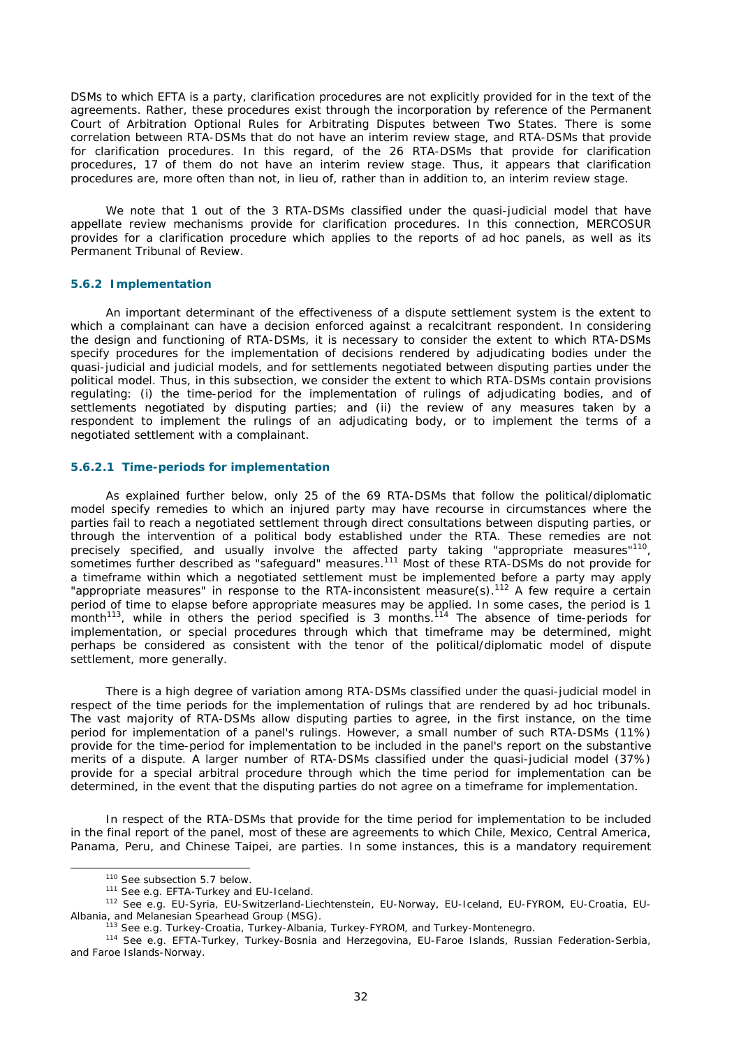DSMs to which EFTA is a party, clarification procedures are not explicitly provided for in the text of the agreements. Rather, these procedures exist through the incorporation by reference of the Permanent Court of Arbitration Optional Rules for Arbitrating Disputes between Two States. There is some correlation between RTA-DSMs that do not have an interim review stage, and RTA-DSMs that provide for clarification procedures. In this regard, of the 26 RTA-DSMs that provide for clarification procedures, 17 of them do not have an interim review stage. Thus, it appears that clarification procedures are, more often than not, in lieu of, rather than in addition to, an interim review stage.

We note that 1 out of the 3 RTA-DSMs classified under the quasi-judicial model that have appellate review mechanisms provide for clarification procedures. In this connection, MERCOSUR provides for a clarification procedure which applies to the reports of ad hoc panels, as well as its Permanent Tribunal of Review.

#### 5.6.2 Implementation

An important determinant of the effectiveness of a dispute settlement system is the extent to which a complainant can have a decision enforced against a recalcitrant respondent. In considering the design and functioning of RTA-DSMs, it is necessary to consider the extent to which RTA-DSMs specify procedures for the implementation of decisions rendered by adjudicating bodies under the quasi-judicial and judicial models, and for settlements negotiated between disputing parties under the political model. Thus, in this subsection, we consider the extent to which RTA-DSMs contain provisions regulating: (i) the time-period for the implementation of rulings of adjudicating bodies, and of settlements negotiated by disputing parties; and (ii) the review of any measures taken by a respondent to implement the rulings of an adjudicating body, or to implement the terms of a negotiated settlement with a complainant.

##### 5.6.2.1 Time-periods for implementation

As explained further below, only 25 of the 69 RTA-DSMs that follow the political/diplomatic model specify remedies to which an injured party may have recourse in circumstances where the parties fail to reach a negotiated settlement through direct consultations between disputing parties, or through the intervention of a political body established under the RTA. These remedies are not precisely specified, and usually involve the affected party taking "appropriate measures"[110], sometimes further described as "safeguard" measures.[111] Most of these RTA-DSMs do not provide for a timeframe within which a negotiated settlement must be implemented before a party may apply "appropriate measures" in response to the RTA-inconsistent measure(s).[112] A few require a certain period of time to elapse before appropriate measures may be applied. In some cases, the period is 1 month[113], while in others the period specified is 3 months.[114] The absence of time-periods for implementation, or special procedures through which that timeframe may be determined, might perhaps be considered as consistent with the tenor of the political/diplomatic model of dispute settlement, more generally.

There is a high degree of variation among RTA-DSMs classified under the quasi-judicial model in respect of the time periods for the implementation of rulings that are rendered by ad hoc tribunals. The vast majority of RTA-DSMs allow disputing parties to agree, in the first instance, on the time period for implementation of a panel's rulings. However, a small number of such RTA-DSMs (11%) provide for the time-period for implementation to be included in the panel's report on the substantive merits of a dispute. A larger number of RTA-DSMs classified under the quasi-judicial model (37%) provide for a special arbitral procedure through which the time period for implementation can be determined, in the event that the disputing parties do not agree on a timeframe for implementation.

In respect of the RTA-DSMs that provide for the time period for implementation to be included in the final report of the panel, most of these are agreements to which Chile, Mexico, Central America, Panama, Peru, and Chinese Taipei, are parties. In some instances, this is a mandatory requirement

---

[110] See subsection 5.7 below.

[111] See e.g. EFTA-Turkey and EU-Iceland.

[112] See e.g. EU-Syria, EU-Switzerland-Liechtenstein, EU-Norway, EU-Iceland, EU-FYROM, EU-Croatia, EU-Albania, and Melanesian Spearhead Group (MSG).

[113] See e.g. Turkey-Croatia, Turkey-Albania, Turkey-FYROM, and Turkey-Montenegro.

[114] See e.g. EFTA-Turkey, Turkey-Bosnia and Herzegovina, EU-Faroe Islands, Russian Federation-Serbia, and Faroe Islands-Norway.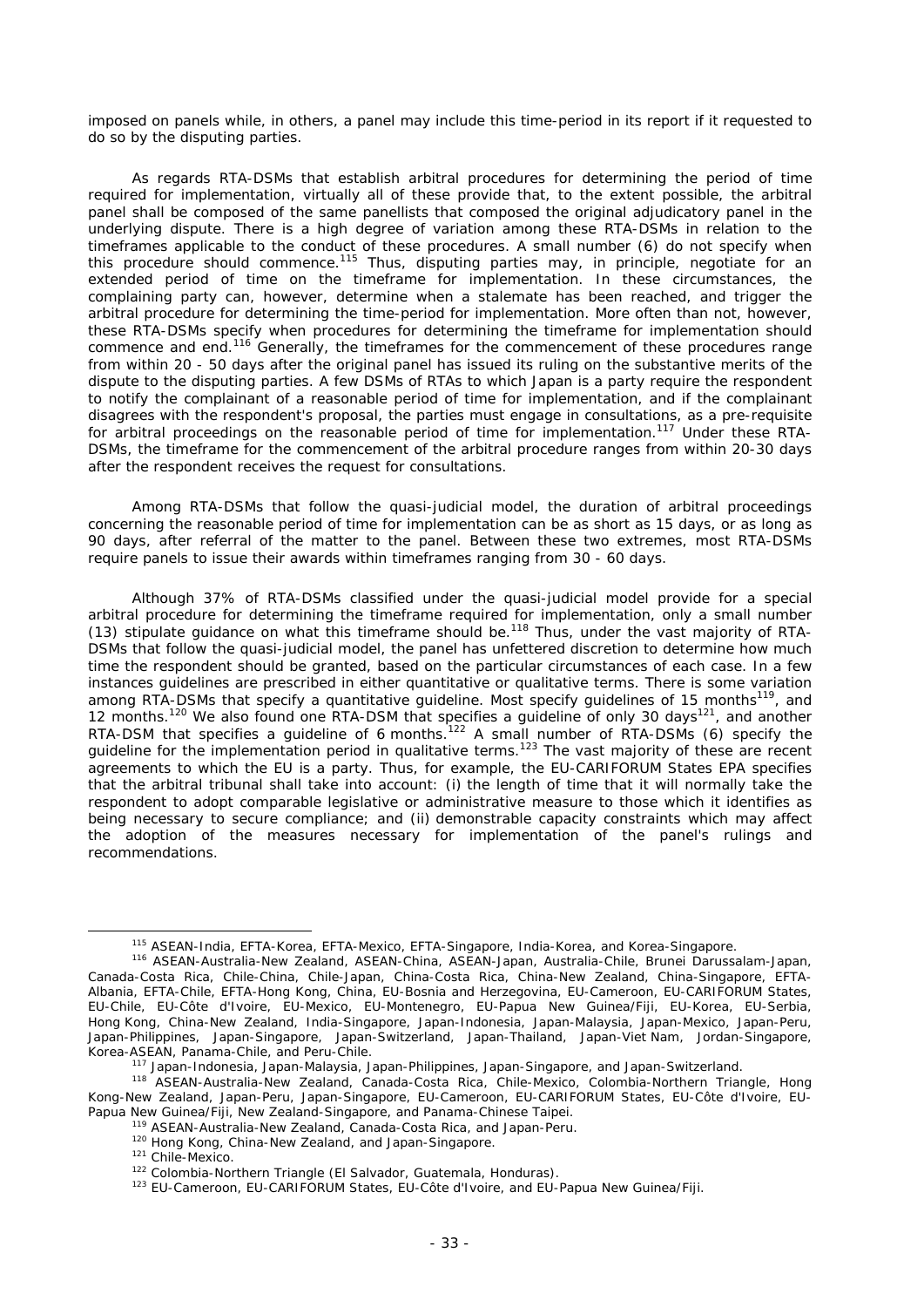imposed on panels while, in others, a panel may include this time-period in its report if it requested to do so by the disputing parties.

As regards RTA-DSMs that establish arbitral procedures for determining the period of time required for implementation, virtually all of these provide that, to the extent possible, the arbitral panel shall be composed of the same panellists that composed the original adjudicatory panel in the underlying dispute. There is a high degree of variation among these RTA-DSMs in relation to the timeframes applicable to the conduct of these procedures. A small number (6) do not specify when this procedure should commence.[115] Thus, disputing parties may, in principle, negotiate for an extended period of time on the timeframe for implementation. In these circumstances, the complaining party can, however, determine when a stalemate has been reached, and trigger the arbitral procedure for determining the time-period for implementation. More often than not, however, these RTA-DSMs specify when procedures for determining the timeframe for implementation should commence and end.[116] Generally, the timeframes for the commencement of these procedures range from within 20 - 50 days after the original panel has issued its ruling on the substantive merits of the dispute to the disputing parties. A few DSMs of RTAs to which Japan is a party require the respondent to notify the complainant of a reasonable period of time for implementation, and if the complainant disagrees with the respondent's proposal, the parties must engage in consultations, as a pre-requisite for arbitral proceedings on the reasonable period of time for implementation.[117] Under these RTA-DSMs, the timeframe for the commencement of the arbitral procedure ranges from within 20-30 days after the respondent receives the request for consultations.

Among RTA-DSMs that follow the quasi-judicial model, the duration of arbitral proceedings concerning the reasonable period of time for implementation can be as short as 15 days, or as long as 90 days, after referral of the matter to the panel. Between these two extremes, most RTA-DSMs require panels to issue their awards within timeframes ranging from 30 - 60 days.

Although 37% of RTA-DSMs classified under the quasi-judicial model provide for a special arbitral procedure for determining the timeframe required for implementation, only a small number (13) stipulate guidance on what this timeframe should be.[118] Thus, under the vast majority of RTA-DSMs that follow the quasi-judicial model, the panel has unfettered discretion to determine how much time the respondent should be granted, based on the particular circumstances of each case. In a few instances guidelines are prescribed in either quantitative or qualitative terms. There is some variation among RTA-DSMs that specify a quantitative guideline. Most specify guidelines of 15 months[119], and 12 months.[120] We also found one RTA-DSM that specifies a guideline of only 30 days[121], and another RTA-DSM that specifies a guideline of 6 months.[122] A small number of RTA-DSMs (6) specify the guideline for the implementation period in qualitative terms.[123] The vast majority of these are recent agreements to which the EU is a party. Thus, for example, the EU-CARIFORUM States EPA specifies that the arbitral tribunal shall take into account: (i) the length of time that it will normally take the respondent to adopt comparable legislative or administrative measure to those which it identifies as being necessary to secure compliance; and (ii) demonstrable capacity constraints which may affect the adoption of the measures necessary for implementation of the panel's rulings and recommendations.

---

[115] ASEAN-India, EFTA-Korea, EFTA-Mexico, EFTA-Singapore, India-Korea, and Korea-Singapore.

[116] ASEAN-Australia-New Zealand, ASEAN-China, ASEAN-Japan, Australia-Chile, Brunei Darussalam-Japan, Canada-Costa Rica, Chile-China, Chile-Japan, China-Costa Rica, China-New Zealand, China-Singapore, EFTA-Albania, EFTA-Chile, EFTA-Hong Kong, China, EU-Bosnia and Herzegovina, EU-Cameroon, EU-CARIFORUM States, EU-Chile, EU-Côte d'Ivoire, EU-Mexico, EU-Montenegro, EU-Papua New Guinea/Fiji, EU-Korea, EU-Serbia, Hong Kong, China-New Zealand, India-Singapore, Japan-Indonesia, Japan-Malaysia, Japan-Mexico, Japan-Peru, Japan-Philippines, Japan-Singapore, Japan-Switzerland, Japan-Thailand, Japan-Viet Nam, Jordan-Singapore, Korea-ASEAN, Panama-Chile, and Peru-Chile.

[117] Japan-Indonesia, Japan-Malaysia, Japan-Philippines, Japan-Singapore, and Japan-Switzerland.

[118] ASEAN-Australia-New Zealand, Canada-Costa Rica, Chile-Mexico, Colombia-Northern Triangle, Hong Kong-New Zealand, Japan-Peru, Japan-Singapore, EU-Cameroon, EU-CARIFORUM States, EU-Côte d'Ivoire, EU-Papua New Guinea/Fiji, New Zealand-Singapore, and Panama-Chinese Taipei.

[119] ASEAN-Australia-New Zealand, Canada-Costa Rica, and Japan-Peru.

[120] Hong Kong, China-New Zealand, and Japan-Singapore.

[121] Chile-Mexico.

[122] Colombia-Northern Triangle (El Salvador, Guatemala, Honduras).

[123] EU-Cameroon, EU-CARIFORUM States, EU-Côte d'Ivoire, and EU-Papua New Guinea/Fiji.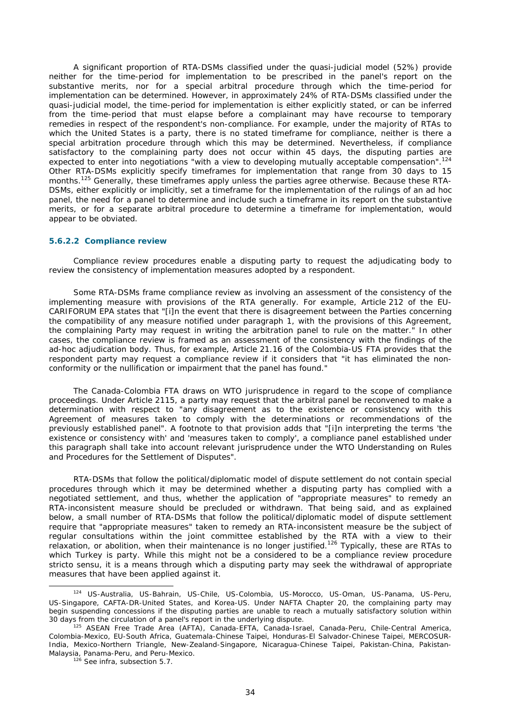A significant proportion of RTA-DSMs classified under the quasi-judicial model (52%) provide neither for the time-period for implementation to be prescribed in the panel's report on the substantive merits, nor for a special arbitral procedure through which the time-period for implementation can be determined. However, in approximately 24% of RTA-DSMs classified under the quasi-judicial model, the time-period for implementation is either explicitly stated, or can be inferred from the time-period that must elapse before a complainant may have recourse to temporary remedies in respect of the respondent's non-compliance. For example, under the majority of RTAs to which the United States is a party, there is no stated timeframe for compliance, neither is there a special arbitration procedure through which this may be determined. Nevertheless, if compliance satisfactory to the complaining party does not occur within 45 days, the disputing parties are expected to enter into negotiations "with a view to developing mutually acceptable compensation".[124] Other RTA-DSMs explicitly specify timeframes for implementation that range from 30 days to 15 months.[125] Generally, these timeframes apply unless the parties agree otherwise. Because these RTA-DSMs, either explicitly or implicitly, set a timeframe for the implementation of the rulings of an ad hoc panel, the need for a panel to determine and include such a timeframe in its report on the substantive merits, or for a separate arbitral procedure to determine a timeframe for implementation, would appear to be obviated.

#### 5.6.2.2 Compliance review

Compliance review procedures enable a disputing party to request the adjudicating body to review the consistency of implementation measures adopted by a respondent.

Some RTA-DSMs frame compliance review as involving an assessment of the consistency of the implementing measure with provisions of the RTA generally. For example, Article 212 of the EU-CARIFORUM EPA states that "[i]n the event that there is disagreement between the Parties concerning the compatibility of any measure notified under paragraph 1, with the provisions of this Agreement, the complaining Party may request in writing the arbitration panel to rule on the matter." In other cases, the compliance review is framed as an assessment of the consistency with the findings of the ad-hoc adjudication body. Thus, for example, Article 21.16 of the Colombia-US FTA provides that the respondent party may request a compliance review if it considers that "it has eliminated the non-conformity or the nullification or impairment that the panel has found."

The Canada-Colombia FTA draws on WTO jurisprudence in regard to the scope of compliance proceedings. Under Article 2115, a party may request that the arbitral panel be reconvened to make a determination with respect to "any disagreement as to the existence or consistency with this Agreement of measures taken to comply with the determinations or recommendations of the previously established panel". A footnote to that provision adds that "[i]n interpreting the terms 'the existence or consistency with' and 'measures taken to comply', a compliance panel established under this paragraph shall take into account relevant jurisprudence under the WTO Understanding on Rules and Procedures for the Settlement of Disputes".

RTA-DSMs that follow the political/diplomatic model of dispute settlement do not contain special procedures through which it may be determined whether a disputing party has complied with a negotiated settlement, and thus, whether the application of "appropriate measures" to remedy an RTA-inconsistent measure should be precluded or withdrawn. That being said, and as explained below, a small number of RTA-DSMs that follow the political/diplomatic model of dispute settlement require that "appropriate measures" taken to remedy an RTA-inconsistent measure be the subject of regular consultations within the joint committee established by the RTA with a view to their relaxation, or abolition, when their maintenance is no longer justified.[126] Typically, these are RTAs to which Turkey is party. While this might not be a considered to be a compliance review procedure stricto sensu, it is a means through which a disputing party may seek the withdrawal of appropriate measures that have been applied against it.

---

[124] US-Australia, US-Bahrain, US-Chile, US-Colombia, US-Morocco, US-Oman, US-Panama, US-Peru, US-Singapore, CAFTA-DR-United States, and Korea-US. Under NAFTA Chapter 20, the complaining party may begin suspending concessions if the disputing parties are unable to reach a mutually satisfactory solution within 30 days from the circulation of a panel's report in the underlying dispute.

[125] ASEAN Free Trade Area (AFTA), Canada-EFTA, Canada-Israel, Canada-Peru, Chile-Central America, Colombia-Mexico, EU-South Africa, Guatemala-Chinese Taipei, Honduras-El Salvador-Chinese Taipei, MERCOSUR-India, Mexico-Northern Triangle, New-Zealand-Singapore, Nicaragua-Chinese Taipei, Pakistan-China, Pakistan-Malaysia, Panama-Peru, and Peru-Mexico.

[126] See infra, subsection 5.7.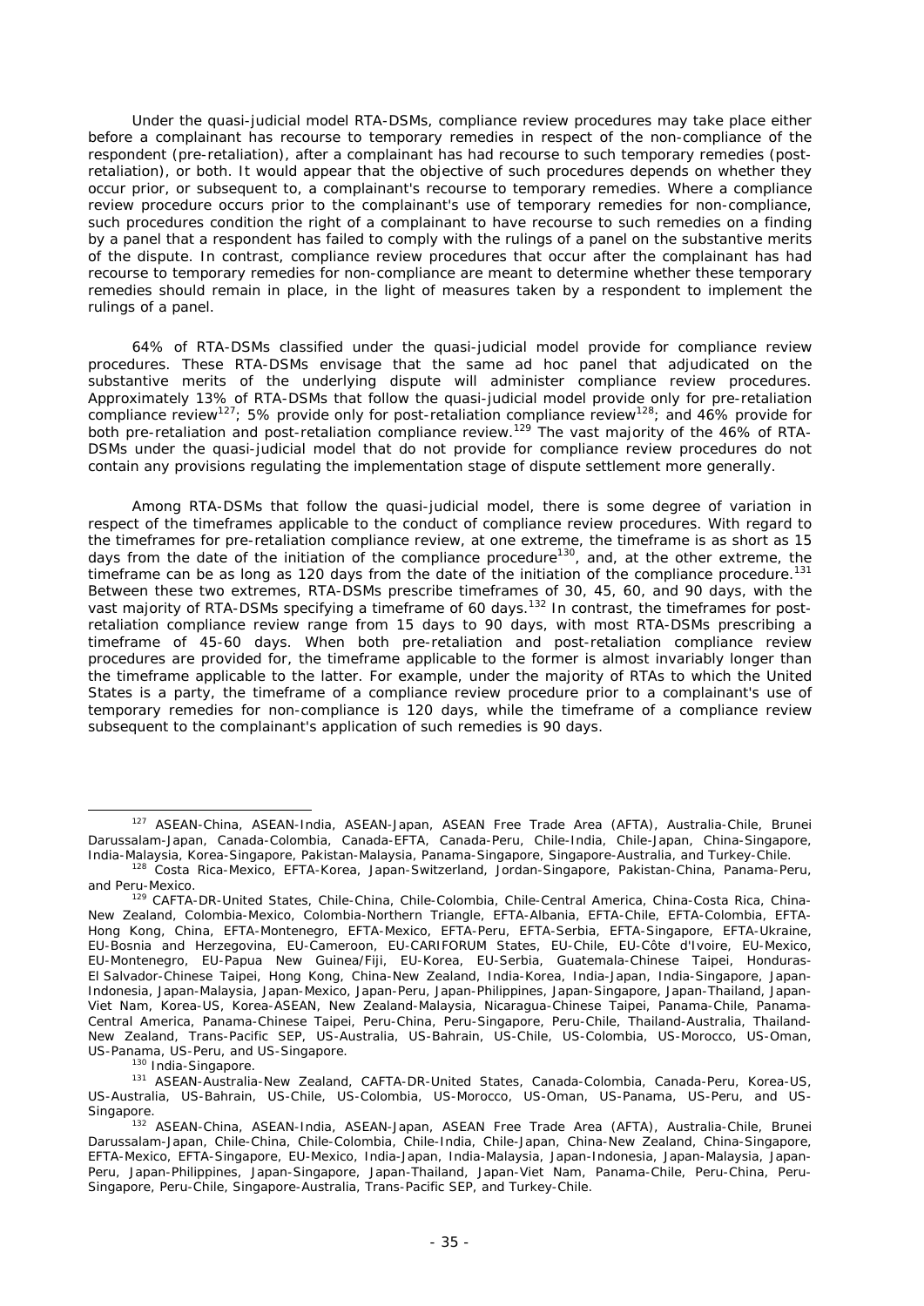Under the quasi-judicial model RTA-DSMs, compliance review procedures may take place either before a complainant has recourse to temporary remedies in respect of the non-compliance of the respondent (pre-retaliation), after a complainant has had recourse to such temporary remedies (post-retaliation), or both. It would appear that the objective of such procedures depends on whether they occur prior, or subsequent to, a complainant's recourse to temporary remedies. Where a compliance review procedure occurs prior to the complainant's use of temporary remedies for non-compliance, such procedures condition the right of a complainant to have recourse to such remedies on a finding by a panel that a respondent has failed to comply with the rulings of a panel on the substantive merits of the dispute. In contrast, compliance review procedures that occur after the complainant has had recourse to temporary remedies for non-compliance are meant to determine whether these temporary remedies should remain in place, in the light of measures taken by a respondent to implement the rulings of a panel.

64% of RTA-DSMs classified under the quasi-judicial model provide for compliance review procedures. These RTA-DSMs envisage that the same ad hoc panel that adjudicated on the substantive merits of the underlying dispute will administer compliance review procedures. Approximately 13% of RTA-DSMs that follow the quasi-judicial model provide only for pre-retaliation compliance review[127]; 5% provide only for post-retaliation compliance review[128]; and 46% provide for both pre-retaliation and post-retaliation compliance review.[129] The vast majority of the 46% of RTA-DSMs under the quasi-judicial model that do not provide for compliance review procedures do not contain any provisions regulating the implementation stage of dispute settlement more generally.

Among RTA-DSMs that follow the quasi-judicial model, there is some degree of variation in respect of the timeframes applicable to the conduct of compliance review procedures. With regard to the timeframes for pre-retaliation compliance review, at one extreme, the timeframe is as short as 15 days from the date of the initiation of the compliance procedure[130], and, at the other extreme, the timeframe can be as long as 120 days from the date of the initiation of the compliance procedure.[131] Between these two extremes, RTA-DSMs prescribe timeframes of 30, 45, 60, and 90 days, with the vast majority of RTA-DSMs specifying a timeframe of 60 days.[132] In contrast, the timeframes for post-retaliation compliance review range from 15 days to 90 days, with most RTA-DSMs prescribing a timeframe of 45-60 days. When both pre-retaliation and post-retaliation compliance review procedures are provided for, the timeframe applicable to the former is almost invariably longer than the timeframe applicable to the latter. For example, under the majority of RTAs to which the United States is a party, the timeframe of a compliance review procedure prior to a complainant's use of temporary remedies for non-compliance is 120 days, while the timeframe of a compliance review subsequent to the complainant's application of such remedies is 90 days.

---

[127] ASEAN-China, ASEAN-India, ASEAN-Japan, ASEAN Free Trade Area (AFTA), Australia-Chile, Brunei Darussalam-Japan, Canada-Colombia, Canada-EFTA, Canada-Peru, Chile-India, Chile-Japan, China-Singapore, India-Malaysia, Korea-Singapore, Pakistan-Malaysia, Panama-Singapore, Singapore-Australia, and Turkey-Chile.

[128] Costa Rica-Mexico, EFTA-Korea, Japan-Switzerland, Jordan-Singapore, Pakistan-China, Panama-Peru, and Peru-Mexico.

[129] CAFTA-DR-United States, Chile-China, Chile-Colombia, Chile-Central America, China-Costa Rica, China-New Zealand, Colombia-Mexico, Colombia-Northern Triangle, EFTA-Albania, EFTA-Chile, EFTA-Colombia, EFTA-Hong Kong, China, EFTA-Montenegro, EFTA-Mexico, EFTA-Peru, EFTA-Serbia, EFTA-Singapore, EFTA-Ukraine, EU-Bosnia and Herzegovina, EU-Cameroon, EU-CARIFORUM States, EU-Chile, EU-Côte d'Ivoire, EU-Mexico, EU-Montenegro, EU-Papua New Guinea/Fiji, EU-Korea, EU-Serbia, Guatemala-Chinese Taipei, Honduras-El Salvador-Chinese Taipei, Hong Kong, China-New Zealand, India-Korea, India-Japan, India-Singapore, Japan-Indonesia, Japan-Malaysia, Japan-Mexico, Japan-Peru, Japan-Philippines, Japan-Singapore, Japan-Thailand, Japan-Viet Nam, Korea-US, Korea-ASEAN, New Zealand-Malaysia, Nicaragua-Chinese Taipei, Panama-Chile, Panama-Central America, Panama-Chinese Taipei, Peru-China, Peru-Singapore, Peru-Chile, Thailand-Australia, Thailand-New Zealand, Trans-Pacific SEP, US-Australia, US-Bahrain, US-Chile, US-Colombia, US-Morocco, US-Oman, US-Panama, US-Peru, and US-Singapore.

[130] India-Singapore.

[131] ASEAN-Australia-New Zealand, CAFTA-DR-United States, Canada-Colombia, Canada-Peru, Korea-US, US-Australia, US-Bahrain, US-Chile, US-Colombia, US-Morocco, US-Oman, US-Panama, US-Peru, and US-Singapore.

[132] ASEAN-China, ASEAN-India, ASEAN-Japan, ASEAN Free Trade Area (AFTA), Australia-Chile, Brunei Darussalam-Japan, Chile-China, Chile-Colombia, Chile-India, Chile-Japan, China-New Zealand, China-Singapore, EFTA-Mexico, EFTA-Singapore, EU-Mexico, India-Japan, India-Malaysia, Japan-Indonesia, Japan-Malaysia, Japan-Peru, Japan-Philippines, Japan-Singapore, Japan-Thailand, Japan-Viet Nam, Panama-Chile, Peru-China, Peru-Singapore, Peru-Chile, Singapore-Australia, Trans-Pacific SEP, and Turkey-Chile.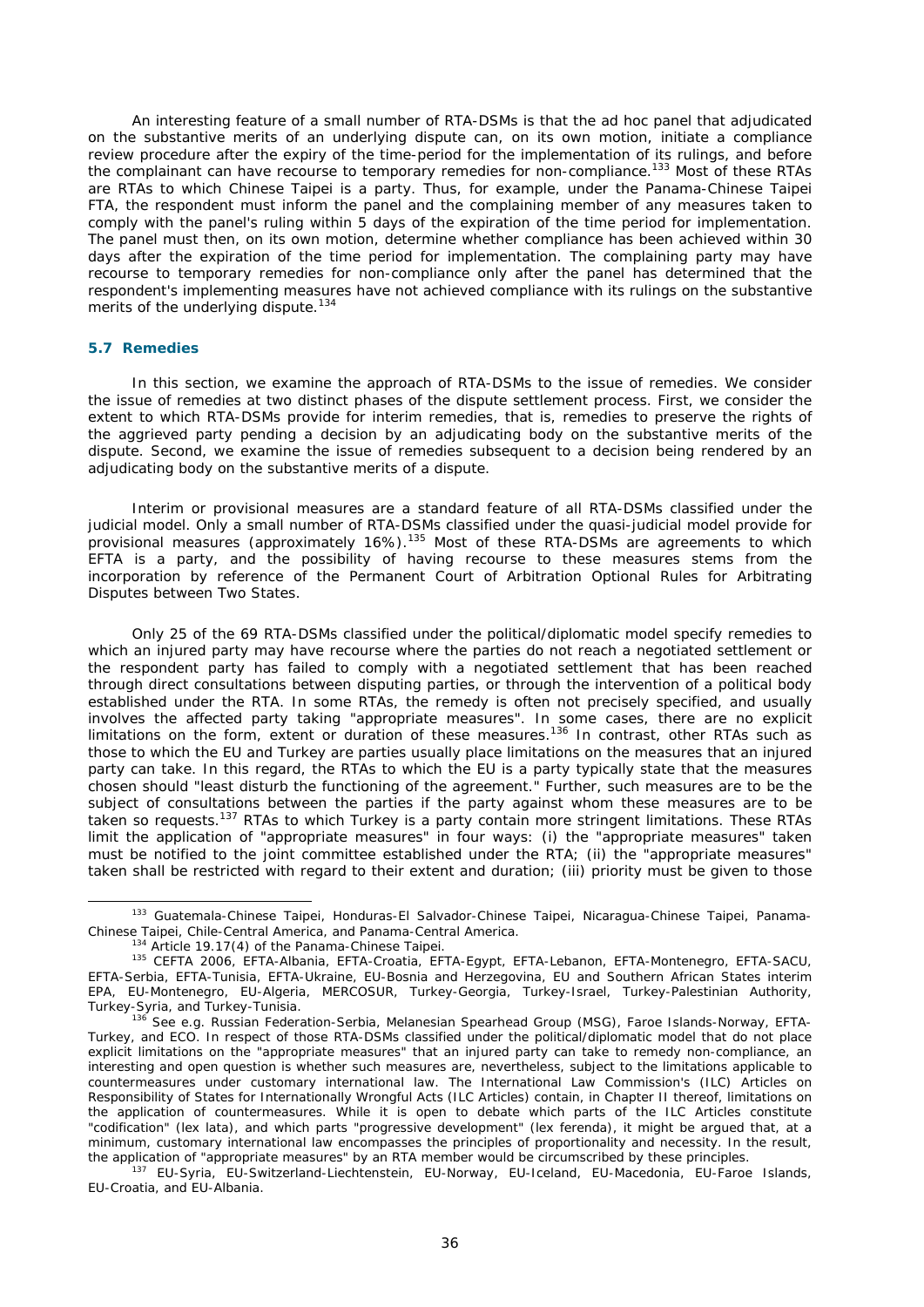An interesting feature of a small number of RTA-DSMs is that the ad hoc panel that adjudicated on the substantive merits of an underlying dispute can, on its own motion, initiate a compliance review procedure after the expiry of the time-period for the implementation of its rulings, and before the complainant can have recourse to temporary remedies for non-compliance.[133] Most of these RTAs are RTAs to which Chinese Taipei is a party. Thus, for example, under the Panama-Chinese Taipei FTA, the respondent must inform the panel and the complaining member of any measures taken to comply with the panel's ruling within 5 days of the expiration of the time period for implementation. The panel must then, on its own motion, determine whether compliance has been achieved within 30 days after the expiration of the time period for implementation. The complaining party may have recourse to temporary remedies for non-compliance only after the panel has determined that the respondent's implementing measures have not achieved compliance with its rulings on the substantive merits of the underlying dispute.[134]

### 5.7 Remedies

In this section, we examine the approach of RTA-DSMs to the issue of remedies. We consider the issue of remedies at two distinct phases of the dispute settlement process. First, we consider the extent to which RTA-DSMs provide for interim remedies, that is, remedies to preserve the rights of the aggrieved party pending a decision by an adjudicating body on the substantive merits of the dispute. Second, we examine the issue of remedies subsequent to a decision being rendered by an adjudicating body on the substantive merits of a dispute.

Interim or provisional measures are a standard feature of all RTA-DSMs classified under the judicial model. Only a small number of RTA-DSMs classified under the quasi-judicial model provide for provisional measures (approximately 16%).[135] Most of these RTA-DSMs are agreements to which EFTA is a party, and the possibility of having recourse to these measures stems from the incorporation by reference of the Permanent Court of Arbitration Optional Rules for Arbitrating Disputes between Two States.

Only 25 of the 69 RTA-DSMs classified under the political/diplomatic model specify remedies to which an injured party may have recourse where the parties do not reach a negotiated settlement or the respondent party has failed to comply with a negotiated settlement that has been reached through direct consultations between disputing parties, or through the intervention of a political body established under the RTA. In some RTAs, the remedy is often not precisely specified, and usually involves the affected party taking "appropriate measures". In some cases, there are no explicit limitations on the form, extent or duration of these measures.[136] In contrast, other RTAs such as those to which the EU and Turkey are parties usually place limitations on the measures that an injured party can take. In this regard, the RTAs to which the EU is a party typically state that the measures chosen should "least disturb the functioning of the agreement." Further, such measures are to be the subject of consultations between the parties if the party against whom these measures are to be taken so requests.[137] RTAs to which Turkey is a party contain more stringent limitations. These RTAs limit the application of "appropriate measures" in four ways: (i) the "appropriate measures" taken must be notified to the joint committee established under the RTA; (ii) the "appropriate measures" taken shall be restricted with regard to their extent and duration; (iii) priority must be given to those

---

[133] Guatemala-Chinese Taipei, Honduras-El Salvador-Chinese Taipei, Nicaragua-Chinese Taipei, Panama-Chinese Taipei, Chile-Central America, and Panama-Central America.

[134] Article 19.17(4) of the Panama-Chinese Taipei.

[135] CEFTA 2006, EFTA-Albania, EFTA-Croatia, EFTA-Egypt, EFTA-Lebanon, EFTA-Montenegro, EFTA-SACU, EFTA-Serbia, EFTA-Tunisia, EFTA-Ukraine, EU-Bosnia and Herzegovina, EU and Southern African States interim EPA, EU-Montenegro, EU-Algeria, MERCOSUR, Turkey-Georgia, Turkey-Israel, Turkey-Palestinian Authority, Turkey-Syria, and Turkey-Tunisia.

[136] See e.g. Russian Federation-Serbia, Melanesian Spearhead Group (MSG), Faroe Islands-Norway, EFTA-Turkey, and ECO. In respect of those RTA-DSMs classified under the political/diplomatic model that do not place explicit limitations on the "appropriate measures" that an injured party can take to remedy non-compliance, an interesting and open question is whether such measures are, nevertheless, subject to the limitations applicable to countermeasures under customary international law. The International Law Commission's (ILC) Articles on Responsibility of States for Internationally Wrongful Acts (ILC Articles) contain, in Chapter II thereof, limitations on the application of countermeasures. While it is open to debate which parts of the ILC Articles constitute "codification" (lex lata), and which parts "progressive development" (lex ferenda), it might be argued that, at a minimum, customary international law encompasses the principles of proportionality and necessity. In the result, the application of "appropriate measures" by an RTA member would be circumscribed by these principles.

[137] EU-Syria, EU-Switzerland-Liechtenstein, EU-Norway, EU-Iceland, EU-Macedonia, EU-Faroe Islands, EU-Croatia, and EU-Albania.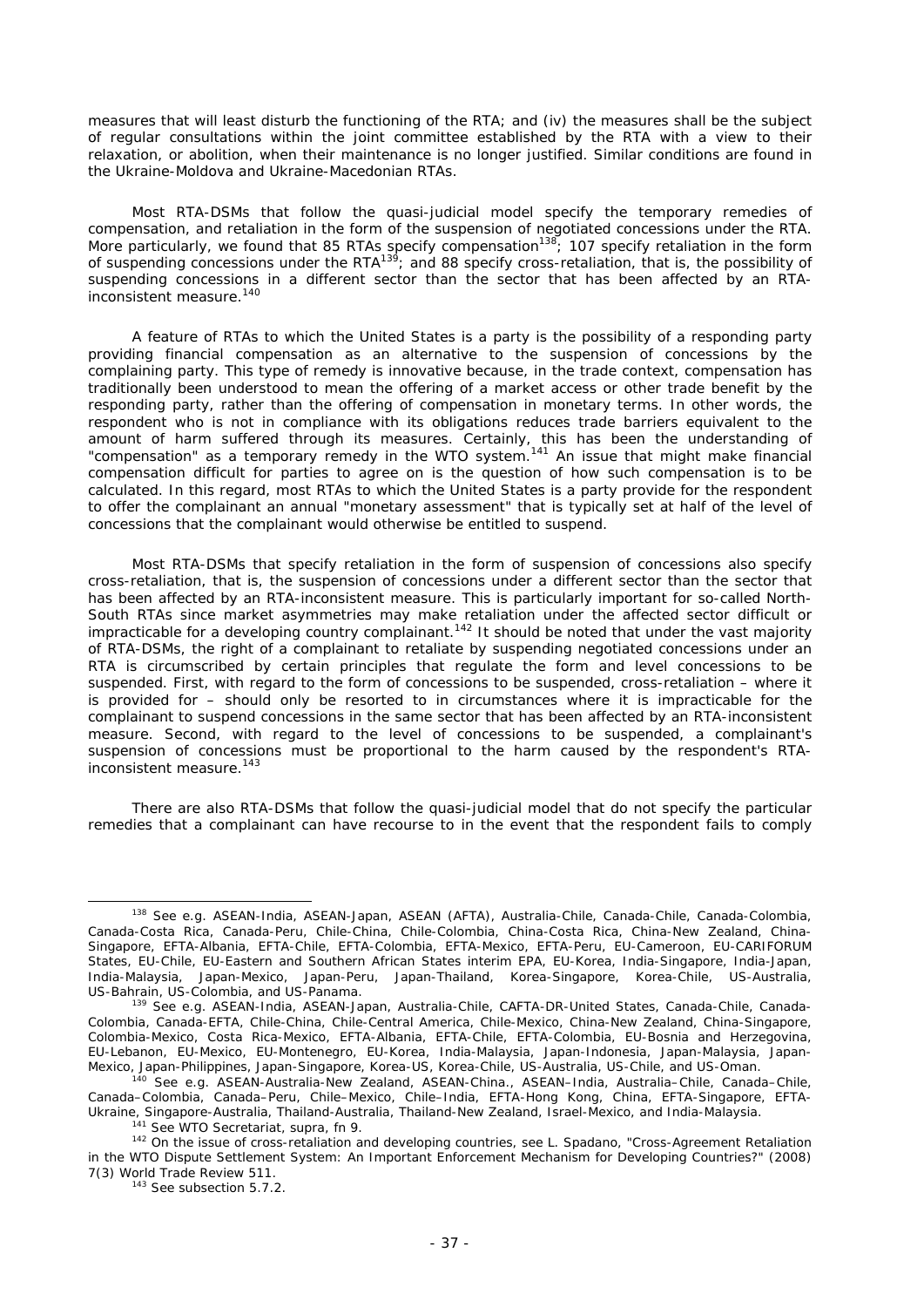measures that will least disturb the functioning of the RTA; and (iv) the measures shall be the subject of regular consultations within the joint committee established by the RTA with a view to their relaxation, or abolition, when their maintenance is no longer justified. Similar conditions are found in the Ukraine-Moldova and Ukraine-Macedonian RTAs.

Most RTA-DSMs that follow the quasi-judicial model specify the temporary remedies of compensation, and retaliation in the form of the suspension of negotiated concessions under the RTA. More particularly, we found that 85 RTAs specify compensation[138]; 107 specify retaliation in the form of suspending concessions under the RTA[139]; and 88 specify cross-retaliation, that is, the possibility of suspending concessions in a different sector than the sector that has been affected by an RTA-inconsistent measure.[140]

A feature of RTAs to which the United States is a party is the possibility of a responding party providing financial compensation as an alternative to the suspension of concessions by the complaining party. This type of remedy is innovative because, in the trade context, compensation has traditionally been understood to mean the offering of a market access or other trade benefit by the responding party, rather than the offering of compensation in monetary terms. In other words, the respondent who is not in compliance with its obligations reduces trade barriers equivalent to the amount of harm suffered through its measures. Certainly, this has been the understanding of "compensation" as a temporary remedy in the WTO system.[141] An issue that might make financial compensation difficult for parties to agree on is the question of how such compensation is to be calculated. In this regard, most RTAs to which the United States is a party provide for the respondent to offer the complainant an annual "monetary assessment" that is typically set at half of the level of concessions that the complainant would otherwise be entitled to suspend.

Most RTA-DSMs that specify retaliation in the form of suspension of concessions also specify cross-retaliation, that is, the suspension of concessions under a different sector than the sector that has been affected by an RTA-inconsistent measure. This is particularly important for so-called North-South RTAs since market asymmetries may make retaliation under the affected sector difficult or impracticable for a developing country complainant.[142] It should be noted that under the vast majority of RTA-DSMs, the right of a complainant to retaliate by suspending negotiated concessions under an RTA is circumscribed by certain principles that regulate the form and level concessions to be suspended. First, with regard to the form of concessions to be suspended, cross-retaliation – where it is provided for – should only be resorted to in circumstances where it is impracticable for the complainant to suspend concessions in the same sector that has been affected by an RTA-inconsistent measure. Second, with regard to the level of concessions to be suspended, a complainant's suspension of concessions must be proportional to the harm caused by the respondent's RTA-inconsistent measure.[143]

There are also RTA-DSMs that follow the quasi-judicial model that do not specify the particular remedies that a complainant can have recourse to in the event that the respondent fails to comply

---

[138] See e.g. ASEAN-India, ASEAN-Japan, ASEAN (AFTA), Australia-Chile, Canada-Chile, Canada-Colombia, Canada-Costa Rica, Canada-Peru, Chile-China, Chile-Colombia, China-Costa Rica, China-New Zealand, China-Singapore, EFTA-Albania, EFTA-Chile, EFTA-Colombia, EFTA-Mexico, EFTA-Peru, EU-Cameroon, EU-CARIFORUM States, EU-Chile, EU-Eastern and Southern African States interim EPA, EU-Korea, India-Singapore, India-Japan, India-Malaysia, Japan-Mexico, Japan-Peru, Japan-Thailand, Korea-Singapore, Korea-Chile, US-Australia, US-Bahrain, US-Colombia, and US-Panama.

[139] See e.g. ASEAN-India, ASEAN-Japan, Australia-Chile, CAFTA-DR-United States, Canada-Chile, Canada-Colombia, Canada-EFTA, Chile-China, Chile-Central America, Chile-Mexico, China-New Zealand, China-Singapore, Colombia-Mexico, Costa Rica-Mexico, EFTA-Albania, EFTA-Chile, EFTA-Colombia, EU-Bosnia and Herzegovina, EU-Lebanon, EU-Mexico, EU-Montenegro, EU-Korea, India-Malaysia, Japan-Indonesia, Japan-Malaysia, Japan-Mexico, Japan-Philippines, Japan-Singapore, Korea-US, Korea-Chile, US-Australia, US-Chile, and US-Oman.

[140] See e.g. ASEAN-Australia-New Zealand, ASEAN-China., ASEAN–India, Australia–Chile, Canada–Chile, Canada–Colombia, Canada–Peru, Chile–Mexico, Chile–India, EFTA-Hong Kong, China, EFTA-Singapore, EFTA-Ukraine, Singapore-Australia, Thailand-Australia, Thailand-New Zealand, Israel-Mexico, and India-Malaysia.

[141] See WTO Secretariat, supra, fn 9.

[142] On the issue of cross-retaliation and developing countries, see L. Spadano, "Cross-Agreement Retaliation in the WTO Dispute Settlement System: An Important Enforcement Mechanism for Developing Countries?" (2008) 7(3) World Trade Review 511.

[143] See subsection 5.7.2.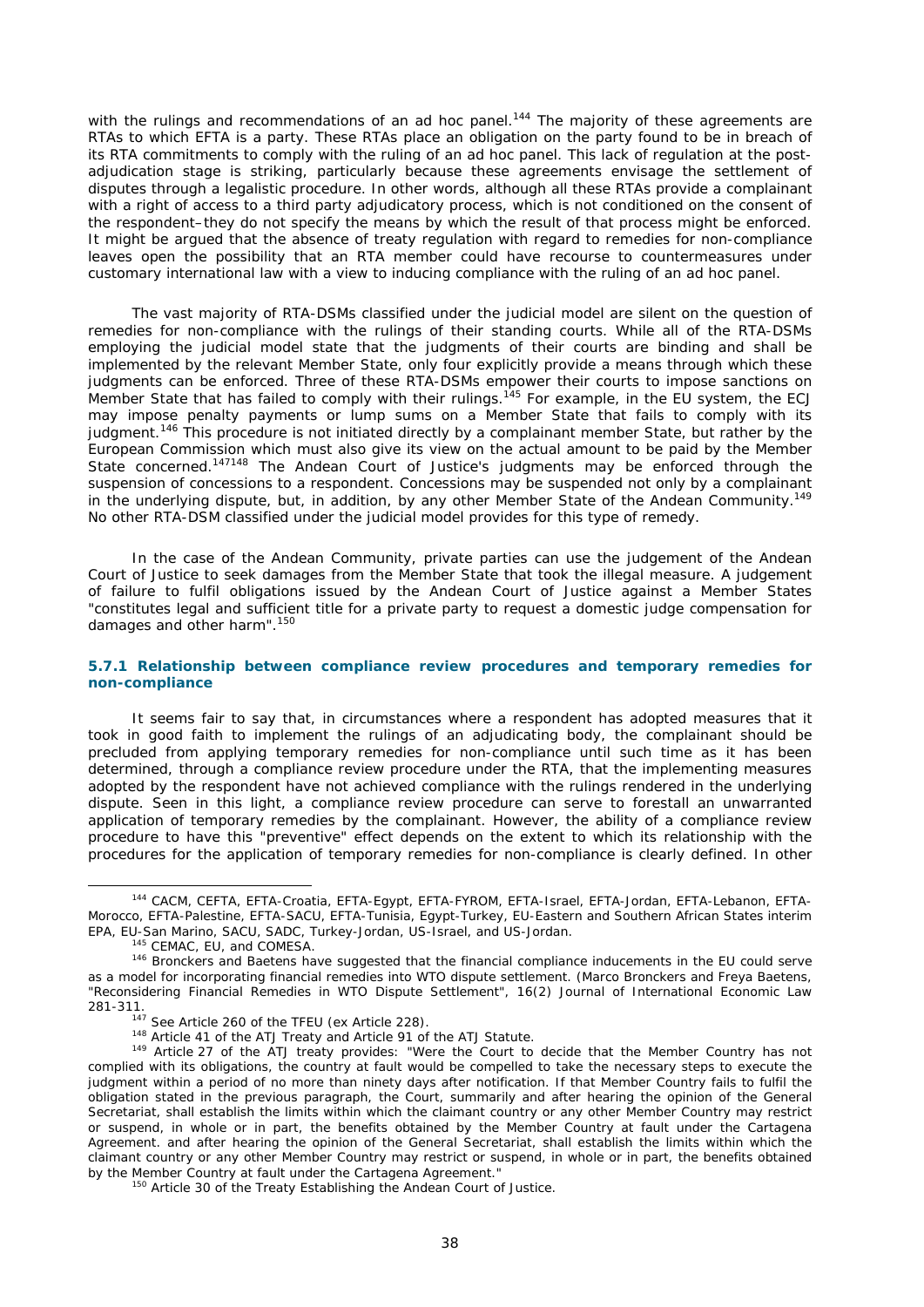with the rulings and recommendations of an ad hoc panel.[144] The majority of these agreements are RTAs to which EFTA is a party. These RTAs place an obligation on the party found to be in breach of its RTA commitments to comply with the ruling of an ad hoc panel. This lack of regulation at the post-adjudication stage is striking, particularly because these agreements envisage the settlement of disputes through a legalistic procedure. In other words, although all these RTAs provide a complainant with a right of access to a third party adjudicatory process, which is not conditioned on the consent of the respondent–they do not specify the means by which the result of that process might be enforced. It might be argued that the absence of treaty regulation with regard to remedies for non-compliance leaves open the possibility that an RTA member could have recourse to countermeasures under customary international law with a view to inducing compliance with the ruling of an ad hoc panel.

The vast majority of RTA-DSMs classified under the judicial model are silent on the question of remedies for non-compliance with the rulings of their standing courts. While all of the RTA-DSMs employing the judicial model state that the judgments of their courts are binding and shall be implemented by the relevant Member State, only four explicitly provide a means through which these judgments can be enforced. Three of these RTA-DSMs empower their courts to impose sanctions on Member State that has failed to comply with their rulings.[145] For example, in the EU system, the ECJ may impose penalty payments or lump sums on a Member State that fails to comply with its judgment.[146] This procedure is not initiated directly by a complainant member State, but rather by the European Commission which must also give its view on the actual amount to be paid by the Member State concerned.[147][148] The Andean Court of Justice's judgments may be enforced through the suspension of concessions to a respondent. Concessions may be suspended not only by a complainant in the underlying dispute, but, in addition, by any other Member State of the Andean Community.[149] No other RTA-DSM classified under the judicial model provides for this type of remedy.

In the case of the Andean Community, private parties can use the judgement of the Andean Court of Justice to seek damages from the Member State that took the illegal measure. A judgement of failure to fulfil obligations issued by the Andean Court of Justice against a Member States "constitutes legal and sufficient title for a private party to request a domestic judge compensation for damages and other harm".[150]

### 5.7.1 Relationship between compliance review procedures and temporary remedies for non-compliance

It seems fair to say that, in circumstances where a respondent has adopted measures that it took in good faith to implement the rulings of an adjudicating body, the complainant should be precluded from applying temporary remedies for non-compliance until such time as it has been determined, through a compliance review procedure under the RTA, that the implementing measures adopted by the respondent have not achieved compliance with the rulings rendered in the underlying dispute. Seen in this light, a compliance review procedure can serve to forestall an unwarranted application of temporary remedies by the complainant. However, the ability of a compliance review procedure to have this "preventive" effect depends on the extent to which its relationship with the procedures for the application of temporary remedies for non-compliance is clearly defined. In other

---

[144] CACM, CEFTA, EFTA-Croatia, EFTA-Egypt, EFTA-FYROM, EFTA-Israel, EFTA-Jordan, EFTA-Lebanon, EFTA-Morocco, EFTA-Palestine, EFTA-SACU, EFTA-Tunisia, Egypt-Turkey, EU-Eastern and Southern African States interim EPA, EU-San Marino, SACU, SADC, Turkey-Jordan, US-Israel, and US-Jordan.

[145] CEMAC, EU, and COMESA.

[146] Bronckers and Baetens have suggested that the financial compliance inducements in the EU could serve as a model for incorporating financial remedies into WTO dispute settlement. (Marco Bronckers and Freya Baetens, "Reconsidering Financial Remedies in WTO Dispute Settlement", 16(2) Journal of International Economic Law 281-311.

[147] See Article 260 of the TFEU (ex Article 228).

[148] Article 41 of the ATJ Treaty and Article 91 of the ATJ Statute.

[149] Article 27 of the ATJ treaty provides: "Were the Court to decide that the Member Country has not complied with its obligations, the country at fault would be compelled to take the necessary steps to execute the judgment within a period of no more than ninety days after notification. If that Member Country fails to fulfil the obligation stated in the previous paragraph, the Court, summarily and after hearing the opinion of the General Secretariat, shall establish the limits within which the claimant country or any other Member Country may restrict or suspend, in whole or in part, the benefits obtained by the Member Country at fault under the Cartagena Agreement. and after hearing the opinion of the General Secretariat, shall establish the limits within which the claimant country or any other Member Country may restrict or suspend, in whole or in part, the benefits obtained by the Member Country at fault under the Cartagena Agreement."

[150] Article 30 of the Treaty Establishing the Andean Court of Justice.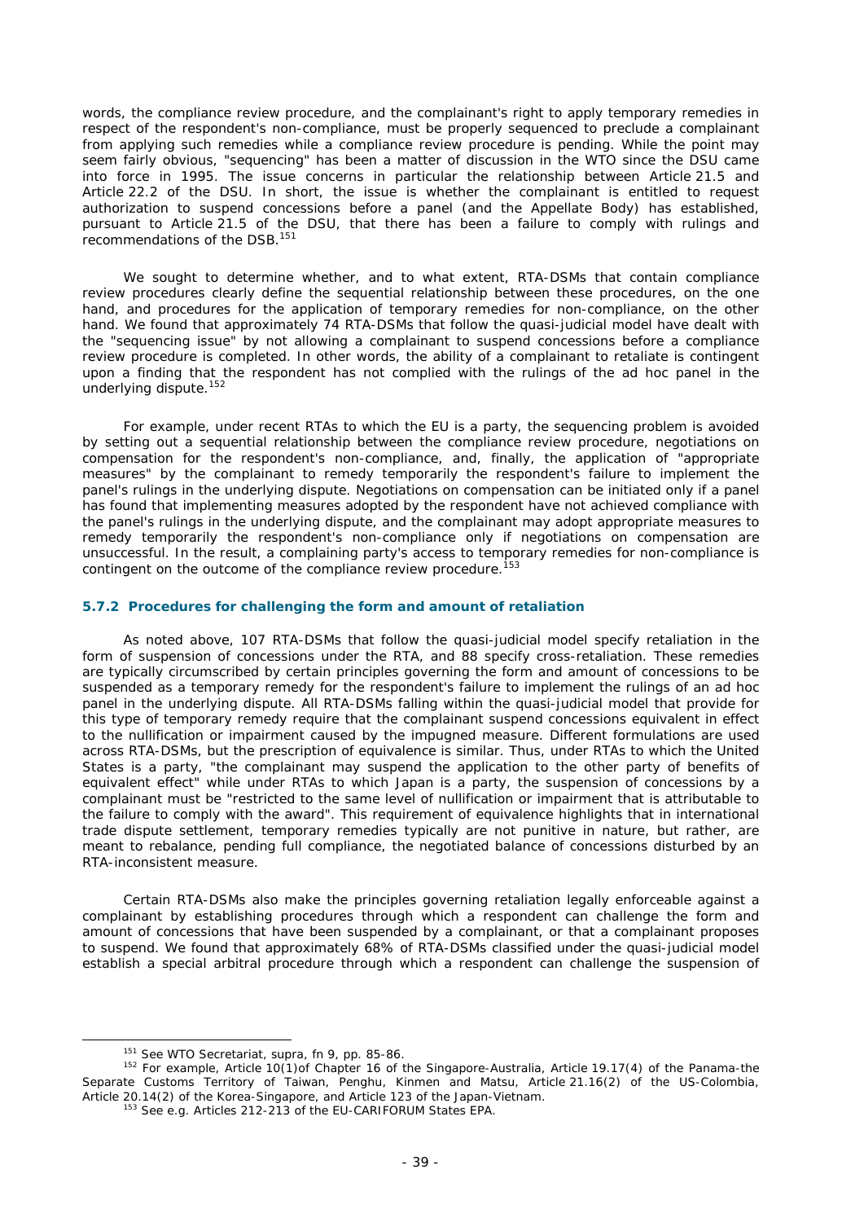words, the compliance review procedure, and the complainant's right to apply temporary remedies in respect of the respondent's non-compliance, must be properly sequenced to preclude a complainant from applying such remedies while a compliance review procedure is pending. While the point may seem fairly obvious, "sequencing" has been a matter of discussion in the WTO since the DSU came into force in 1995. The issue concerns in particular the relationship between Article 21.5 and Article 22.2 of the DSU. In short, the issue is whether the complainant is entitled to request authorization to suspend concessions before a panel (and the Appellate Body) has established, pursuant to Article 21.5 of the DSU, that there has been a failure to comply with rulings and recommendations of the DSB.[151]

We sought to determine whether, and to what extent, RTA-DSMs that contain compliance review procedures clearly define the sequential relationship between these procedures, on the one hand, and procedures for the application of temporary remedies for non-compliance, on the other hand. We found that approximately 74 RTA-DSMs that follow the quasi-judicial model have dealt with the "sequencing issue" by not allowing a complainant to suspend concessions before a compliance review procedure is completed. In other words, the ability of a complainant to retaliate is contingent upon a finding that the respondent has not complied with the rulings of the ad hoc panel in the underlying dispute.[152]

For example, under recent RTAs to which the EU is a party, the sequencing problem is avoided by setting out a sequential relationship between the compliance review procedure, negotiations on compensation for the respondent's non-compliance, and, finally, the application of "appropriate measures" by the complainant to remedy temporarily the respondent's failure to implement the panel's rulings in the underlying dispute. Negotiations on compensation can be initiated only if a panel has found that implementing measures adopted by the respondent have not achieved compliance with the panel's rulings in the underlying dispute, and the complainant may adopt appropriate measures to remedy temporarily the respondent's non-compliance only if negotiations on compensation are unsuccessful. In the result, a complaining party's access to temporary remedies for non-compliance is contingent on the outcome of the compliance review procedure.[153]

### 5.7.2 Procedures for challenging the form and amount of retaliation

As noted above, 107 RTA-DSMs that follow the quasi-judicial model specify retaliation in the form of suspension of concessions under the RTA, and 88 specify cross-retaliation. These remedies are typically circumscribed by certain principles governing the form and amount of concessions to be suspended as a temporary remedy for the respondent's failure to implement the rulings of an ad hoc panel in the underlying dispute. All RTA-DSMs falling within the quasi-judicial model that provide for this type of temporary remedy require that the complainant suspend concessions equivalent in effect to the nullification or impairment caused by the impugned measure. Different formulations are used across RTA-DSMs, but the prescription of equivalence is similar. Thus, under RTAs to which the United States is a party, "the complainant may suspend the application to the other party of benefits of equivalent effect" while under RTAs to which Japan is a party, the suspension of concessions by a complainant must be "restricted to the same level of nullification or impairment that is attributable to the failure to comply with the award". This requirement of equivalence highlights that in international trade dispute settlement, temporary remedies typically are not punitive in nature, but rather, are meant to rebalance, pending full compliance, the negotiated balance of concessions disturbed by an RTA-inconsistent measure.

Certain RTA-DSMs also make the principles governing retaliation legally enforceable against a complainant by establishing procedures through which a respondent can challenge the form and amount of concessions that have been suspended by a complainant, or that a complainant proposes to suspend. We found that approximately 68% of RTA-DSMs classified under the quasi-judicial model establish a special arbitral procedure through which a respondent can challenge the suspension of

---

[151] See WTO Secretariat, supra, fn 9, pp. 85-86.

[152] For example, Article 10(1)of Chapter 16 of the Singapore-Australia, Article 19.17(4) of the Panama-the Separate Customs Territory of Taiwan, Penghu, Kinmen and Matsu, Article 21.16(2) of the US-Colombia, Article 20.14(2) of the Korea-Singapore, and Article 123 of the Japan-Vietnam.

[153] See e.g. Articles 212-213 of the EU-CARIFORUM States EPA.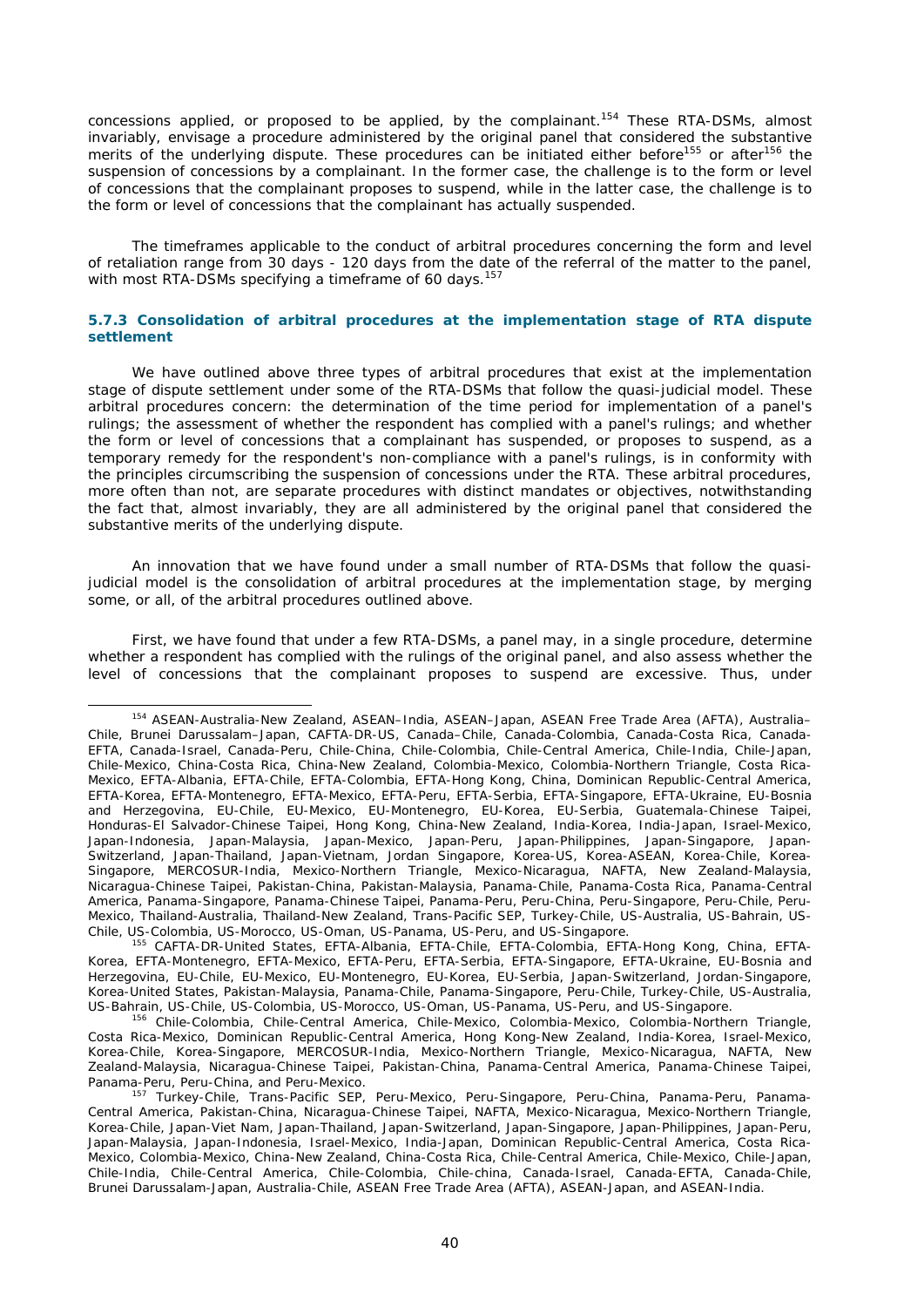concessions applied, or proposed to be applied, by the complainant.[154] These RTA-DSMs, almost invariably, envisage a procedure administered by the original panel that considered the substantive merits of the underlying dispute. These procedures can be initiated either before[155] or after[156] the suspension of concessions by a complainant. In the former case, the challenge is to the form or level of concessions that the complainant proposes to suspend, while in the latter case, the challenge is to the form or level of concessions that the complainant has actually suspended.

The timeframes applicable to the conduct of arbitral procedures concerning the form and level of retaliation range from 30 days - 120 days from the date of the referral of the matter to the panel, with most RTA-DSMs specifying a timeframe of 60 days.[157]

### 5.7.3 Consolidation of arbitral procedures at the implementation stage of RTA dispute settlement

We have outlined above three types of arbitral procedures that exist at the implementation stage of dispute settlement under some of the RTA-DSMs that follow the quasi-judicial model. These arbitral procedures concern: the determination of the time period for implementation of a panel's rulings; the assessment of whether the respondent has complied with a panel's rulings; and whether the form or level of concessions that a complainant has suspended, or proposes to suspend, as a temporary remedy for the respondent's non-compliance with a panel's rulings, is in conformity with the principles circumscribing the suspension of concessions under the RTA. These arbitral procedures, more often than not, are separate procedures with distinct mandates or objectives, notwithstanding the fact that, almost invariably, they are all administered by the original panel that considered the substantive merits of the underlying dispute.

An innovation that we have found under a small number of RTA-DSMs that follow the quasi-judicial model is the consolidation of arbitral procedures at the implementation stage, by merging some, or all, of the arbitral procedures outlined above.

First, we have found that under a few RTA-DSMs, a panel may, in a single procedure, determine whether a respondent has complied with the rulings of the original panel, and also assess whether the level of concessions that the complainant proposes to suspend are excessive. Thus, under

---

[154] ASEAN-Australia-New Zealand, ASEAN–India, ASEAN–Japan, ASEAN Free Trade Area (AFTA), Australia–Chile, Brunei Darussalam–Japan, CAFTA-DR-US, Canada–Chile, Canada-Colombia, Canada-Costa Rica, Canada-EFTA, Canada-Israel, Canada-Peru, Chile-China, Chile-Colombia, Chile-Central America, Chile-India, Chile-Japan, Chile-Mexico, China-Costa Rica, China-New Zealand, Colombia-Mexico, Colombia-Northern Triangle, Costa Rica-Mexico, EFTA-Albania, EFTA-Chile, EFTA-Colombia, EFTA-Hong Kong, China, Dominican Republic-Central America, EFTA-Korea, EFTA-Montenegro, EFTA-Mexico, EFTA-Peru, EFTA-Serbia, EFTA-Singapore, EFTA-Ukraine, EU-Bosnia and Herzegovina, EU-Chile, EU-Mexico, EU-Montenegro, EU-Korea, EU-Serbia, Guatemala-Chinese Taipei, Honduras-El Salvador-Chinese Taipei, Hong Kong, China-New Zealand, India-Korea, India-Japan, Israel-Mexico, Japan-Indonesia, Japan-Malaysia, Japan-Mexico, Japan-Peru, Japan-Philippines, Japan-Singapore, Japan-Switzerland, Japan-Thailand, Japan-Vietnam, Jordan Singapore, Korea-US, Korea-ASEAN, Korea-Chile, Korea-Singapore, MERCOSUR-India, Mexico-Northern Triangle, Mexico-Nicaragua, NAFTA, New Zealand-Malaysia, Nicaragua-Chinese Taipei, Pakistan-China, Pakistan-Malaysia, Panama-Chile, Panama-Costa Rica, Panama-Central America, Panama-Singapore, Panama-Chinese Taipei, Panama-Peru, Peru-China, Peru-Singapore, Peru-Chile, Peru-Mexico, Thailand-Australia, Thailand-New Zealand, Trans-Pacific SEP, Turkey-Chile, US-Australia, US-Bahrain, US-Chile, US-Colombia, US-Morocco, US-Oman, US-Panama, US-Peru, and US-Singapore.

[155] CAFTA-DR-United States, EFTA-Albania, EFTA-Chile, EFTA-Colombia, EFTA-Hong Kong, China, EFTA-Korea, EFTA-Montenegro, EFTA-Mexico, EFTA-Peru, EFTA-Serbia, EFTA-Singapore, EFTA-Ukraine, EU-Bosnia and Herzegovina, EU-Chile, EU-Mexico, EU-Montenegro, EU-Korea, EU-Serbia, Japan-Switzerland, Jordan-Singapore, Korea-United States, Pakistan-Malaysia, Panama-Chile, Panama-Singapore, Peru-Chile, Turkey-Chile, US-Australia, US-Bahrain, US-Chile, US-Colombia, US-Morocco, US-Oman, US-Panama, US-Peru, and US-Singapore.

[156] Chile-Colombia, Chile-Central America, Chile-Mexico, Colombia-Mexico, Colombia-Northern Triangle, Costa Rica-Mexico, Dominican Republic-Central America, Hong Kong-New Zealand, India-Korea, Israel-Mexico, Korea-Chile, Korea-Singapore, MERCOSUR-India, Mexico-Northern Triangle, Mexico-Nicaragua, NAFTA, New Zealand-Malaysia, Nicaragua-Chinese Taipei, Pakistan-China, Panama-Central America, Panama-Chinese Taipei, Panama-Peru, Peru-China, and Peru-Mexico.

[157] Turkey-Chile, Trans-Pacific SEP, Peru-Mexico, Peru-Singapore, Peru-China, Panama-Peru, Panama-Central America, Pakistan-China, Nicaragua-Chinese Taipei, NAFTA, Mexico-Nicaragua, Mexico-Northern Triangle, Korea-Chile, Japan-Viet Nam, Japan-Thailand, Japan-Switzerland, Japan-Singapore, Japan-Philippines, Japan-Peru, Japan-Malaysia, Japan-Indonesia, Israel-Mexico, India-Japan, Dominican Republic-Central America, Costa Rica-Mexico, Colombia-Mexico, China-New Zealand, China-Costa Rica, Chile-Central America, Chile-Mexico, Chile-Japan, Chile-India, Chile-Central America, Chile-Colombia, Chile-china, Canada-Israel, Canada-EFTA, Canada-Chile, Brunei Darussalam-Japan, Australia-Chile, ASEAN Free Trade Area (AFTA), ASEAN-Japan, and ASEAN-India.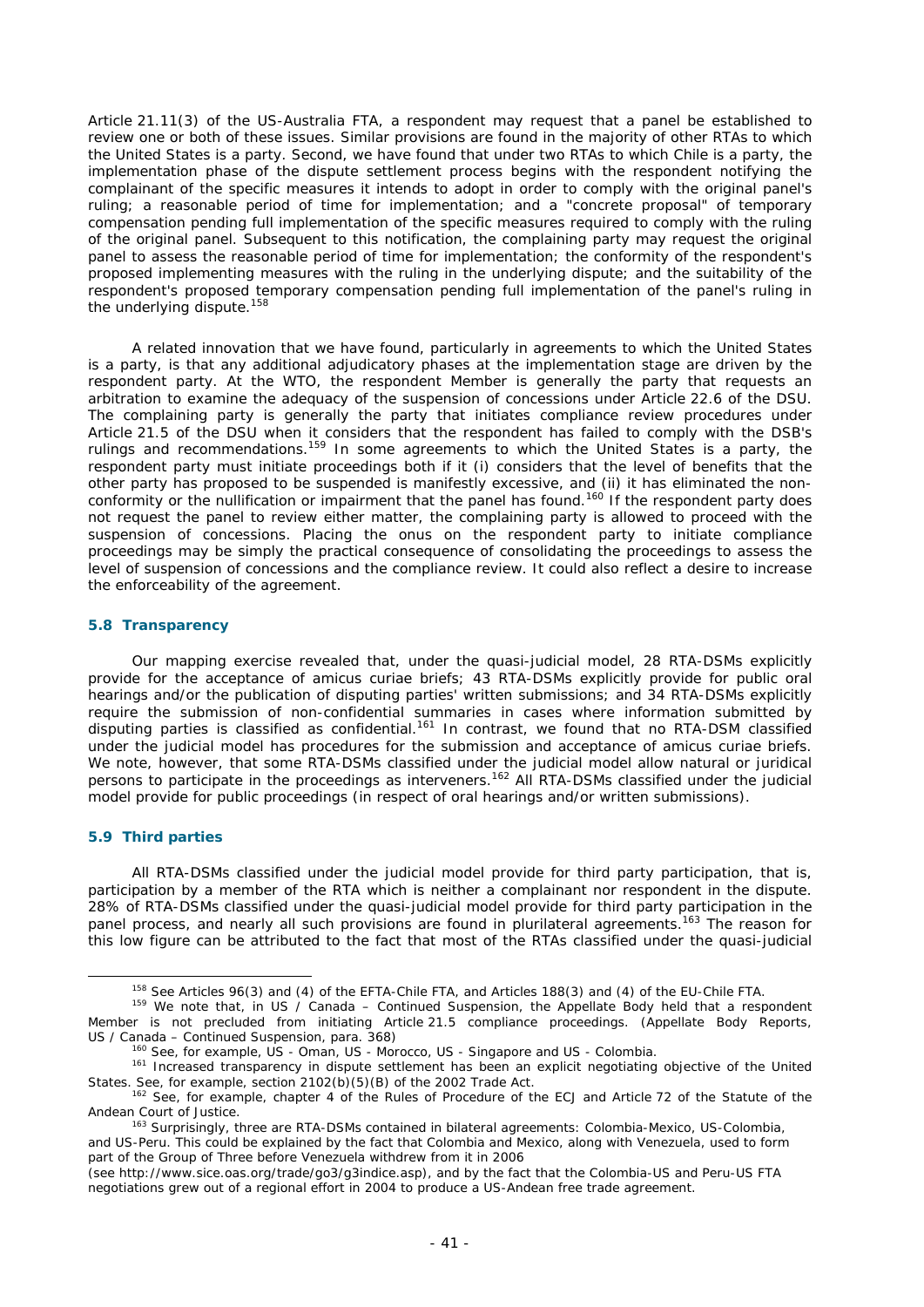Article 21.11(3) of the US-Australia FTA, a respondent may request that a panel be established to review one or both of these issues. Similar provisions are found in the majority of other RTAs to which the United States is a party. Second, we have found that under two RTAs to which Chile is a party, the implementation phase of the dispute settlement process begins with the respondent notifying the complainant of the specific measures it intends to adopt in order to comply with the original panel's ruling; a reasonable period of time for implementation; and a "concrete proposal" of temporary compensation pending full implementation of the specific measures required to comply with the ruling of the original panel. Subsequent to this notification, the complaining party may request the original panel to assess the reasonable period of time for implementation; the conformity of the respondent's proposed implementing measures with the ruling in the underlying dispute; and the suitability of the respondent's proposed temporary compensation pending full implementation of the panel's ruling in the underlying dispute.[158]

A related innovation that we have found, particularly in agreements to which the United States is a party, is that any additional adjudicatory phases at the implementation stage are driven by the respondent party. At the WTO, the respondent Member is generally the party that requests an arbitration to examine the adequacy of the suspension of concessions under Article 22.6 of the DSU. The complaining party is generally the party that initiates compliance review procedures under Article 21.5 of the DSU when it considers that the respondent has failed to comply with the DSB's rulings and recommendations.[159] In some agreements to which the United States is a party, the respondent party must initiate proceedings both if it (i) considers that the level of benefits that the other party has proposed to be suspended is manifestly excessive, and (ii) it has eliminated the non-conformity or the nullification or impairment that the panel has found.[160] If the respondent party does not request the panel to review either matter, the complaining party is allowed to proceed with the suspension of concessions. Placing the onus on the respondent party to initiate compliance proceedings may be simply the practical consequence of consolidating the proceedings to assess the level of suspension of concessions and the compliance review. It could also reflect a desire to increase the enforceability of the agreement.

### 5.8 Transparency

Our mapping exercise revealed that, under the quasi-judicial model, 28 RTA-DSMs explicitly provide for the acceptance of amicus curiae briefs; 43 RTA-DSMs explicitly provide for public oral hearings and/or the publication of disputing parties' written submissions; and 34 RTA-DSMs explicitly require the submission of non-confidential summaries in cases where information submitted by disputing parties is classified as confidential.[161] In contrast, we found that no RTA-DSM classified under the judicial model has procedures for the submission and acceptance of amicus curiae briefs. We note, however, that some RTA-DSMs classified under the judicial model allow natural or juridical persons to participate in the proceedings as interveners.[162] All RTA-DSMs classified under the judicial model provide for public proceedings (in respect of oral hearings and/or written submissions).

### 5.9 Third parties

All RTA-DSMs classified under the judicial model provide for third party participation, that is, participation by a member of the RTA which is neither a complainant nor respondent in the dispute. 28% of RTA-DSMs classified under the quasi-judicial model provide for third party participation in the panel process, and nearly all such provisions are found in plurilateral agreements.[163] The reason for this low figure can be attributed to the fact that most of the RTAs classified under the quasi-judicial

---

[158] See Articles 96(3) and (4) of the EFTA-Chile FTA, and Articles 188(3) and (4) of the EU-Chile FTA.

[159] We note that, in *US / Canada – Continued Suspension*, the Appellate Body held that a respondent Member is not precluded from initiating Article 21.5 compliance proceedings. (Appellate Body Reports, *US / Canada – Continued Suspension*, para. 368)

[160] See, for example, US - Oman, US - Morocco, US - Singapore and US - Colombia.

[161] Increased transparency in dispute settlement has been an explicit negotiating objective of the United States. See, for example, section 2102(b)(5)(B) of the 2002 Trade Act.

[162] See, for example, chapter 4 of the Rules of Procedure of the ECJ and Article 72 of the Statute of the Andean Court of Justice.

[163] Surprisingly, three are RTA-DSMs contained in bilateral agreements: Colombia-Mexico, US-Colombia, and US-Peru. This could be explained by the fact that Colombia and Mexico, along with Venezuela, used to form part of the Group of Three before Venezuela withdrew from it in 2006 (see http://www.sice.oas.org/trade/go3/g3indice.asp), and by the fact that the Colombia-US and Peru-US FTA negotiations grew out of a regional effort in 2004 to produce a US-Andean free trade agreement.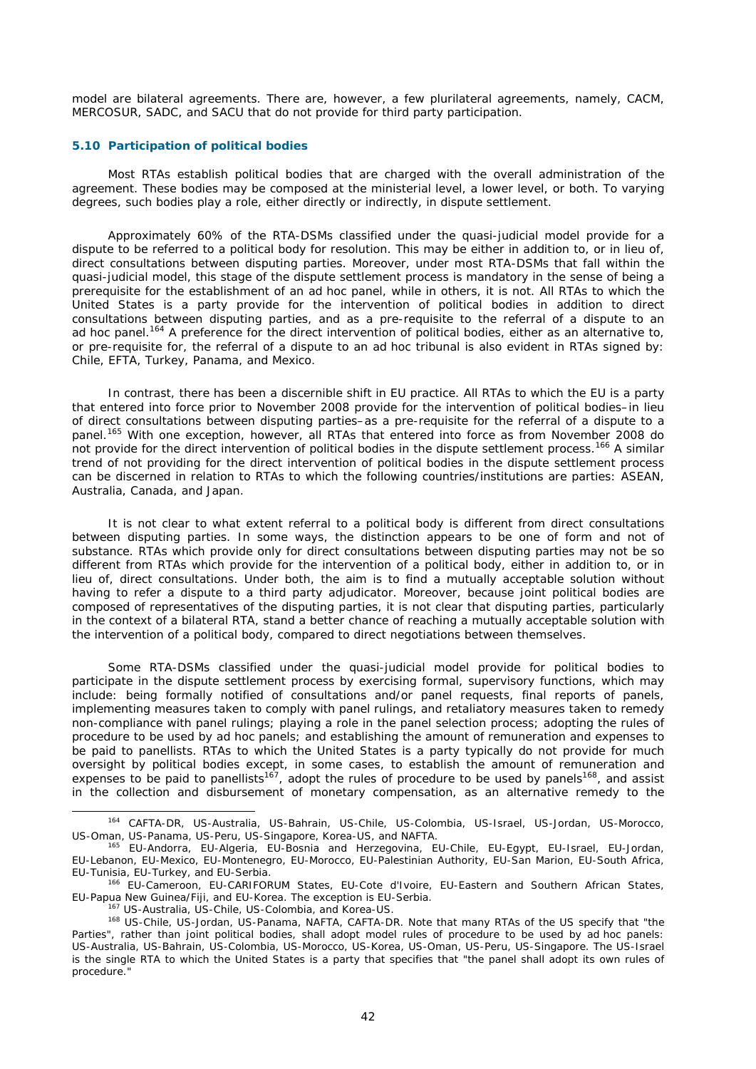model are bilateral agreements. There are, however, a few plurilateral agreements, namely, CACM, MERCOSUR, SADC, and SACU that do not provide for third party participation.

### 5.10 Participation of political bodies

Most RTAs establish political bodies that are charged with the overall administration of the agreement. These bodies may be composed at the ministerial level, a lower level, or both. To varying degrees, such bodies play a role, either directly or indirectly, in dispute settlement.

Approximately 60% of the RTA-DSMs classified under the quasi-judicial model provide for a dispute to be referred to a political body for resolution. This may be either in addition to, or in lieu of, direct consultations between disputing parties. Moreover, under most RTA-DSMs that fall within the quasi-judicial model, this stage of the dispute settlement process is mandatory in the sense of being a prerequisite for the establishment of an ad hoc panel, while in others, it is not. All RTAs to which the United States is a party provide for the intervention of political bodies in addition to direct consultations between disputing parties, and as a pre-requisite to the referral of a dispute to an ad hoc panel.[164] A preference for the direct intervention of political bodies, either as an alternative to, or pre-requisite for, the referral of a dispute to an ad hoc tribunal is also evident in RTAs signed by: Chile, EFTA, Turkey, Panama, and Mexico.

In contrast, there has been a discernible shift in EU practice. All RTAs to which the EU is a party that entered into force prior to November 2008 provide for the intervention of political bodies–in lieu of direct consultations between disputing parties–as a pre-requisite for the referral of a dispute to a panel.[165] With one exception, however, all RTAs that entered into force as from November 2008 do not provide for the direct intervention of political bodies in the dispute settlement process.[166] A similar trend of not providing for the direct intervention of political bodies in the dispute settlement process can be discerned in relation to RTAs to which the following countries/institutions are parties: ASEAN, Australia, Canada, and Japan.

It is not clear to what extent referral to a political body is different from direct consultations between disputing parties. In some ways, the distinction appears to be one of form and not of substance. RTAs which provide only for direct consultations between disputing parties may not be so different from RTAs which provide for the intervention of a political body, either in addition to, or in lieu of, direct consultations. Under both, the aim is to find a mutually acceptable solution without having to refer a dispute to a third party adjudicator. Moreover, because joint political bodies are composed of representatives of the disputing parties, it is not clear that disputing parties, particularly in the context of a bilateral RTA, stand a better chance of reaching a mutually acceptable solution with the intervention of a political body, compared to direct negotiations between themselves.

Some RTA-DSMs classified under the quasi-judicial model provide for political bodies to participate in the dispute settlement process by exercising formal, supervisory functions, which may include: being formally notified of consultations and/or panel requests, final reports of panels, implementing measures taken to comply with panel rulings, and retaliatory measures taken to remedy non-compliance with panel rulings; playing a role in the panel selection process; adopting the rules of procedure to be used by ad hoc panels; and establishing the amount of remuneration and expenses to be paid to panellists. RTAs to which the United States is a party typically do not provide for much oversight by political bodies except, in some cases, to establish the amount of remuneration and expenses to be paid to panellists[167], adopt the rules of procedure to be used by panels[168], and assist in the collection and disbursement of monetary compensation, as an alternative remedy to the

---

[164] CAFTA-DR, US-Australia, US-Bahrain, US-Chile, US-Colombia, US-Israel, US-Jordan, US-Morocco, US-Oman, US-Panama, US-Peru, US-Singapore, Korea-US, and NAFTA.

[165] EU-Andorra, EU-Algeria, EU-Bosnia and Herzegovina, EU-Chile, EU-Egypt, EU-Israel, EU-Jordan, EU-Lebanon, EU-Mexico, EU-Montenegro, EU-Morocco, EU-Palestinian Authority, EU-San Marion, EU-South Africa, EU-Tunisia, EU-Turkey, and EU-Serbia.

[166] EU-Cameroon, EU-CARIFORUM States, EU-Cote d'Ivoire, EU-Eastern and Southern African States, EU-Papua New Guinea/Fiji, and EU-Korea. The exception is EU-Serbia.

[167] US-Australia, US-Chile, US-Colombia, and Korea-US.

[168] US-Chile, US-Jordan, US-Panama, NAFTA, CAFTA-DR. Note that many RTAs of the US specify that "the Parties", rather than joint political bodies, shall adopt model rules of procedure to be used by ad hoc panels: US-Australia, US-Bahrain, US-Colombia, US-Morocco, US-Korea, US-Oman, US-Peru, US-Singapore. The US-Israel is the single RTA to which the United States is a party that specifies that "the panel shall adopt its own rules of procedure."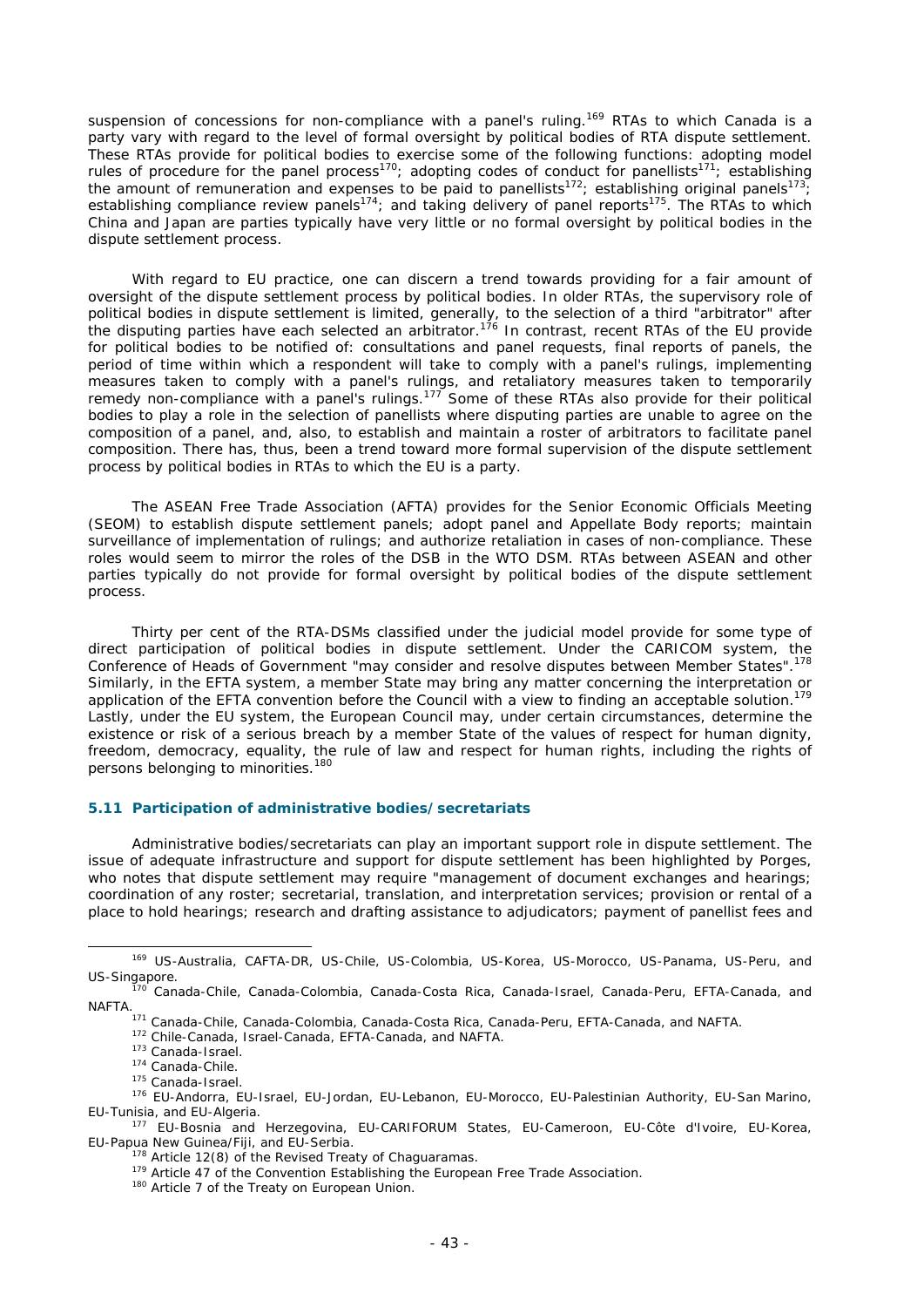suspension of concessions for non-compliance with a panel's ruling.[169] RTAs to which Canada is a party vary with regard to the level of formal oversight by political bodies of RTA dispute settlement. These RTAs provide for political bodies to exercise some of the following functions: adopting model rules of procedure for the panel process[170]; adopting codes of conduct for panellists[171]; establishing the amount of remuneration and expenses to be paid to panellists[172]; establishing original panels[173]; establishing compliance review panels[174]; and taking delivery of panel reports[175]. The RTAs to which China and Japan are parties typically have very little or no formal oversight by political bodies in the dispute settlement process.

With regard to EU practice, one can discern a trend towards providing for a fair amount of oversight of the dispute settlement process by political bodies. In older RTAs, the supervisory role of political bodies in dispute settlement is limited, generally, to the selection of a third "arbitrator" after the disputing parties have each selected an arbitrator.[176] In contrast, recent RTAs of the EU provide for political bodies to be notified of: consultations and panel requests, final reports of panels, the period of time within which a respondent will take to comply with a panel's rulings, implementing measures taken to comply with a panel's rulings, and retaliatory measures taken to temporarily remedy non-compliance with a panel's rulings.[177] Some of these RTAs also provide for their political bodies to play a role in the selection of panellists where disputing parties are unable to agree on the composition of a panel, and, also, to establish and maintain a roster of arbitrators to facilitate panel composition. There has, thus, been a trend toward more formal supervision of the dispute settlement process by political bodies in RTAs to which the EU is a party.

The ASEAN Free Trade Association (AFTA) provides for the Senior Economic Officials Meeting (SEOM) to establish dispute settlement panels; adopt panel and Appellate Body reports; maintain surveillance of implementation of rulings; and authorize retaliation in cases of non-compliance. These roles would seem to mirror the roles of the DSB in the WTO DSM. RTAs between ASEAN and other parties typically do not provide for formal oversight by political bodies of the dispute settlement process.

Thirty per cent of the RTA-DSMs classified under the judicial model provide for some type of direct participation of political bodies in dispute settlement. Under the CARICOM system, the Conference of Heads of Government "may consider and resolve disputes between Member States".[178] Similarly, in the EFTA system, a member State may bring any matter concerning the interpretation or application of the EFTA convention before the Council with a view to finding an acceptable solution.[179] Lastly, under the EU system, the European Council may, under certain circumstances, determine the existence or risk of a serious breach by a member State of the values of respect for human dignity, freedom, democracy, equality, the rule of law and respect for human rights, including the rights of persons belonging to minorities.[180]

### 5.11 Participation of administrative bodies/secretariats

Administrative bodies/secretariats can play an important support role in dispute settlement. The issue of adequate infrastructure and support for dispute settlement has been highlighted by Porges, who notes that dispute settlement may require "management of document exchanges and hearings; coordination of any roster; secretarial, translation, and interpretation services; provision or rental of a place to hold hearings; research and drafting assistance to adjudicators; payment of panellist fees and

---

[169] US-Australia, CAFTA-DR, US-Chile, US-Colombia, US-Korea, US-Morocco, US-Panama, US-Peru, and US-Singapore.

[170] Canada-Chile, Canada-Colombia, Canada-Costa Rica, Canada-Israel, Canada-Peru, EFTA-Canada, and NAFTA.

[171] Canada-Chile, Canada-Colombia, Canada-Costa Rica, Canada-Peru, EFTA-Canada, and NAFTA.

[172] Chile-Canada, Israel-Canada, EFTA-Canada, and NAFTA.

[173] Canada-Israel.

[174] Canada-Chile.

[175] Canada-Israel.

[176] EU-Andorra, EU-Israel, EU-Jordan, EU-Lebanon, EU-Morocco, EU-Palestinian Authority, EU-San Marino, EU-Tunisia, and EU-Algeria.

[177] EU-Bosnia and Herzegovina, EU-CARIFORUM States, EU-Cameroon, EU-Côte d'Ivoire, EU-Korea, EU-Papua New Guinea/Fiji, and EU-Serbia.

[178] Article 12(8) of the Revised Treaty of Chaguaramas.

[179] Article 47 of the Convention Establishing the European Free Trade Association.

[180] Article 7 of the Treaty on European Union.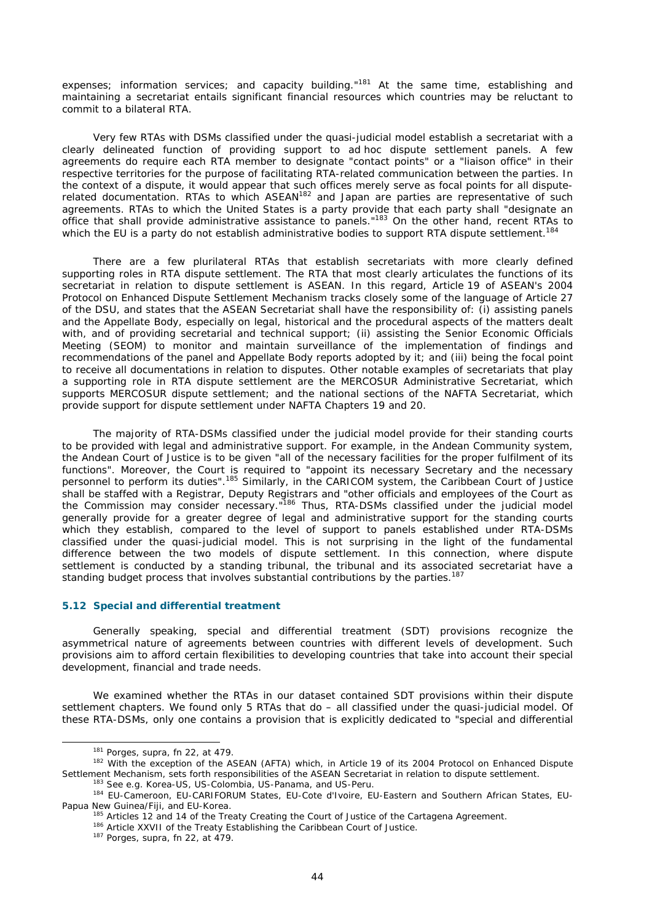expenses; information services; and capacity building."[181] At the same time, establishing and maintaining a secretariat entails significant financial resources which countries may be reluctant to commit to a bilateral RTA.

Very few RTAs with DSMs classified under the quasi-judicial model establish a secretariat with a clearly delineated function of providing support to *ad hoc* dispute settlement panels. A few agreements do require each RTA member to designate "contact points" or a "liaison office" in their respective territories for the purpose of facilitating RTA-related communication between the parties. In the context of a dispute, it would appear that such offices merely serve as focal points for all dispute-related documentation. RTAs to which ASEAN[182] and Japan are parties are representative of such agreements. RTAs to which the United States is a party provide that each party shall "designate an office that shall provide administrative assistance to panels."[183] On the other hand, recent RTAs to which the EU is a party do not establish administrative bodies to support RTA dispute settlement.[184]

There are a few plurilateral RTAs that establish secretariats with more clearly defined supporting roles in RTA dispute settlement. The RTA that most clearly articulates the functions of its secretariat in relation to dispute settlement is ASEAN. In this regard, Article 19 of ASEAN's 2004 Protocol on Enhanced Dispute Settlement Mechanism tracks closely some of the language of Article 27 of the DSU, and states that the ASEAN Secretariat shall have the responsibility of: (i) assisting panels and the Appellate Body, especially on legal, historical and the procedural aspects of the matters dealt with, and of providing secretarial and technical support; (ii) assisting the Senior Economic Officials Meeting (SEOM) to monitor and maintain surveillance of the implementation of findings and recommendations of the panel and Appellate Body reports adopted by it; and (iii) being the focal point to receive all documentations in relation to disputes. Other notable examples of secretariats that play a supporting role in RTA dispute settlement are the MERCOSUR Administrative Secretariat, which supports MERCOSUR dispute settlement; and the national sections of the NAFTA Secretariat, which provide support for dispute settlement under NAFTA Chapters 19 and 20.

The majority of RTA-DSMs classified under the judicial model provide for their standing courts to be provided with legal and administrative support. For example, in the Andean Community system, the Andean Court of Justice is to be given "all of the necessary facilities for the proper fulfilment of its functions". Moreover, the Court is required to "appoint its necessary Secretary and the necessary personnel to perform its duties".[185] Similarly, in the CARICOM system, the Caribbean Court of Justice shall be staffed with a Registrar, Deputy Registrars and "other officials and employees of the Court as the Commission may consider necessary."[186] Thus, RTA-DSMs classified under the judicial model generally provide for a greater degree of legal and administrative support for the standing courts which they establish, compared to the level of support to panels established under RTA-DSMs classified under the quasi-judicial model. This is not surprising in the light of the fundamental difference between the two models of dispute settlement. In this connection, where dispute settlement is conducted by a standing tribunal, the tribunal and its associated secretariat have a standing budget process that involves substantial contributions by the parties.[187]

### 5.12 Special and differential treatment

Generally speaking, special and differential treatment (SDT) provisions recognize the asymmetrical nature of agreements between countries with different levels of development. Such provisions aim to afford certain flexibilities to developing countries that take into account their special development, financial and trade needs.

We examined whether the RTAs in our dataset contained SDT provisions within their dispute settlement chapters. We found only 5 RTAs that do – all classified under the quasi-judicial model. Of these RTA-DSMs, only one contains a provision that is explicitly dedicated to "special and differential

---

[181] Porges, *supra*, fn 22, at 479.

[182] With the exception of the ASEAN (AFTA) which, in Article 19 of its 2004 Protocol on Enhanced Dispute Settlement Mechanism, sets forth responsibilities of the ASEAN Secretariat in relation to dispute settlement.

[183] See e.g. Korea-US, US-Colombia, US-Panama, and US-Peru.

[184] EU-Cameroon, EU-CARIFORUM States, EU-Cote d'Ivoire, EU-Eastern and Southern African States, EU-Papua New Guinea/Fiji, and EU-Korea.

[185] Articles 12 and 14 of the Treaty Creating the Court of Justice of the Cartagena Agreement.

[186] Article XXVII of the Treaty Establishing the Caribbean Court of Justice.

[187] Porges, *supra*, fn 22, at 479.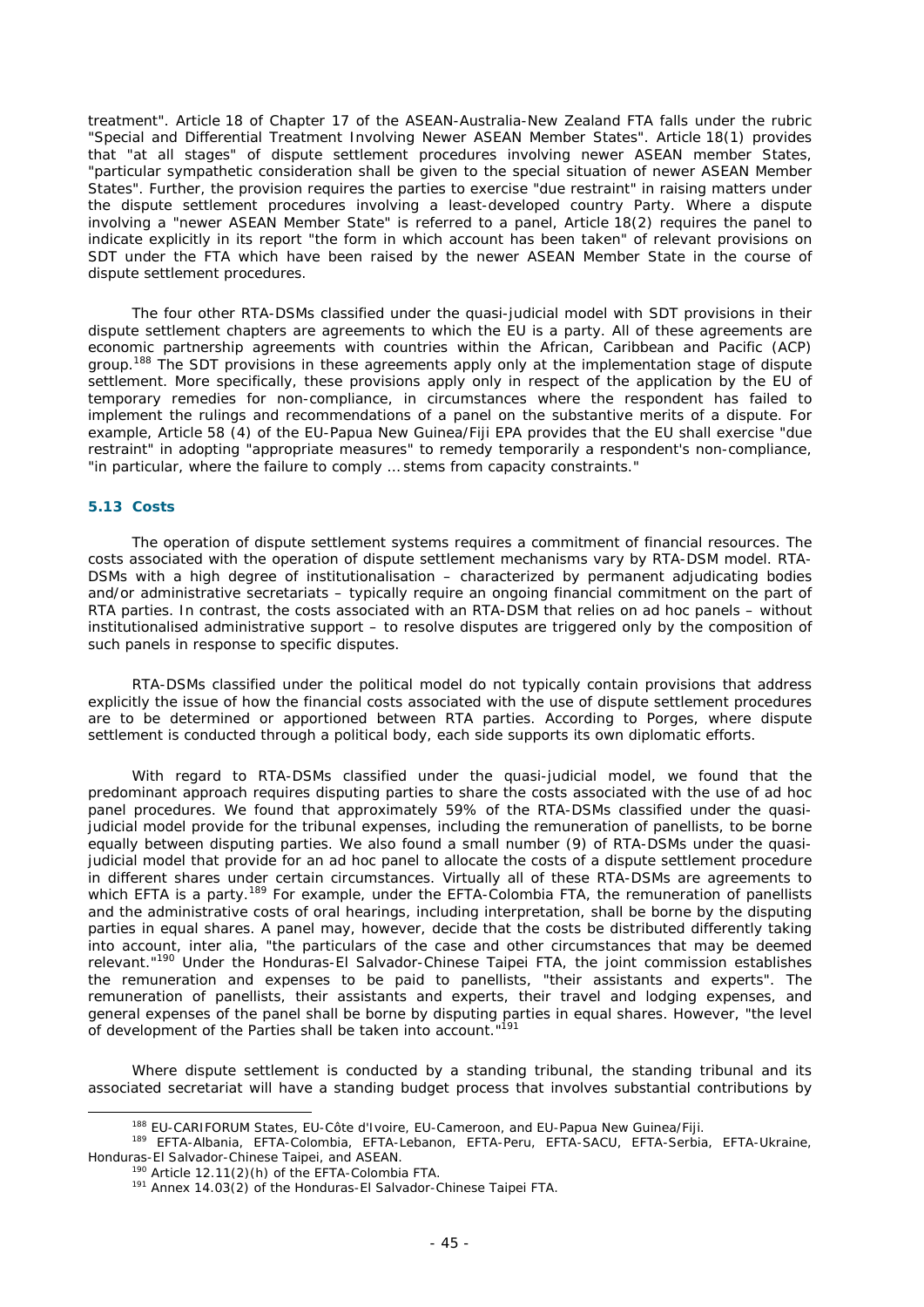treatment". Article 18 of Chapter 17 of the ASEAN-Australia-New Zealand FTA falls under the rubric "Special and Differential Treatment Involving Newer ASEAN Member States". Article 18(1) provides that "at all stages" of dispute settlement procedures involving newer ASEAN member States, "particular sympathetic consideration shall be given to the special situation of newer ASEAN Member States". Further, the provision requires the parties to exercise "due restraint" in raising matters under the dispute settlement procedures involving a least-developed country Party. Where a dispute involving a "newer ASEAN Member State" is referred to a panel, Article 18(2) requires the panel to indicate explicitly in its report "the form in which account has been taken" of relevant provisions on SDT under the FTA which have been raised by the newer ASEAN Member State in the course of dispute settlement procedures.

The four other RTA-DSMs classified under the quasi-judicial model with SDT provisions in their dispute settlement chapters are agreements to which the EU is a party. All of these agreements are economic partnership agreements with countries within the African, Caribbean and Pacific (ACP) group.[188] The SDT provisions in these agreements apply only at the implementation stage of dispute settlement. More specifically, these provisions apply only in respect of the application by the EU of temporary remedies for non-compliance, in circumstances where the respondent has failed to implement the rulings and recommendations of a panel on the substantive merits of a dispute. For example, Article 58 (4) of the EU-Papua New Guinea/Fiji EPA provides that the EU shall exercise "due restraint" in adopting "appropriate measures" to remedy temporarily a respondent's non-compliance, "in particular, where the failure to comply … stems from capacity constraints."

### 5.13 Costs

The operation of dispute settlement systems requires a commitment of financial resources. The costs associated with the operation of dispute settlement mechanisms vary by RTA-DSM model. RTA-DSMs with a high degree of institutionalisation – characterized by permanent adjudicating bodies and/or administrative secretariats – typically require an ongoing financial commitment on the part of RTA parties. In contrast, the costs associated with an RTA-DSM that relies on ad hoc panels – without institutionalised administrative support – to resolve disputes are triggered only by the composition of such panels in response to specific disputes.

RTA-DSMs classified under the political model do not typically contain provisions that address explicitly the issue of how the financial costs associated with the use of dispute settlement procedures are to be determined or apportioned between RTA parties. According to Porges, where dispute settlement is conducted through a political body, each side supports its own diplomatic efforts.

With regard to RTA-DSMs classified under the quasi-judicial model, we found that the predominant approach requires disputing parties to share the costs associated with the use of ad hoc panel procedures. We found that approximately 59% of the RTA-DSMs classified under the quasi-judicial model provide for the tribunal expenses, including the remuneration of panellists, to be borne equally between disputing parties. We also found a small number (9) of RTA-DSMs under the quasi-judicial model that provide for an ad hoc panel to allocate the costs of a dispute settlement procedure in different shares under certain circumstances. Virtually all of these RTA-DSMs are agreements to which EFTA is a party.[189] For example, under the EFTA-Colombia FTA, the remuneration of panellists and the administrative costs of oral hearings, including interpretation, shall be borne by the disputing parties in equal shares. A panel may, however, decide that the costs be distributed differently taking into account, inter alia, "the particulars of the case and other circumstances that may be deemed relevant."[190] Under the Honduras-El Salvador-Chinese Taipei FTA, the joint commission establishes the remuneration and expenses to be paid to panellists, "their assistants and experts". The remuneration of panellists, their assistants and experts, their travel and lodging expenses, and general expenses of the panel shall be borne by disputing parties in equal shares. However, "the level of development of the Parties shall be taken into account."[191]

Where dispute settlement is conducted by a standing tribunal, the standing tribunal and its associated secretariat will have a standing budget process that involves substantial contributions by

[188] EU-CARIFORUM States, EU-Côte d'Ivoire, EU-Cameroon, and EU-Papua New Guinea/Fiji.

[189] EFTA-Albania, EFTA-Colombia, EFTA-Lebanon, EFTA-Peru, EFTA-SACU, EFTA-Serbia, EFTA-Ukraine, Honduras-El Salvador-Chinese Taipei, and ASEAN.

[190] Article 12.11(2)(h) of the EFTA-Colombia FTA.

[191] Annex 14.03(2) of the Honduras-El Salvador-Chinese Taipei FTA.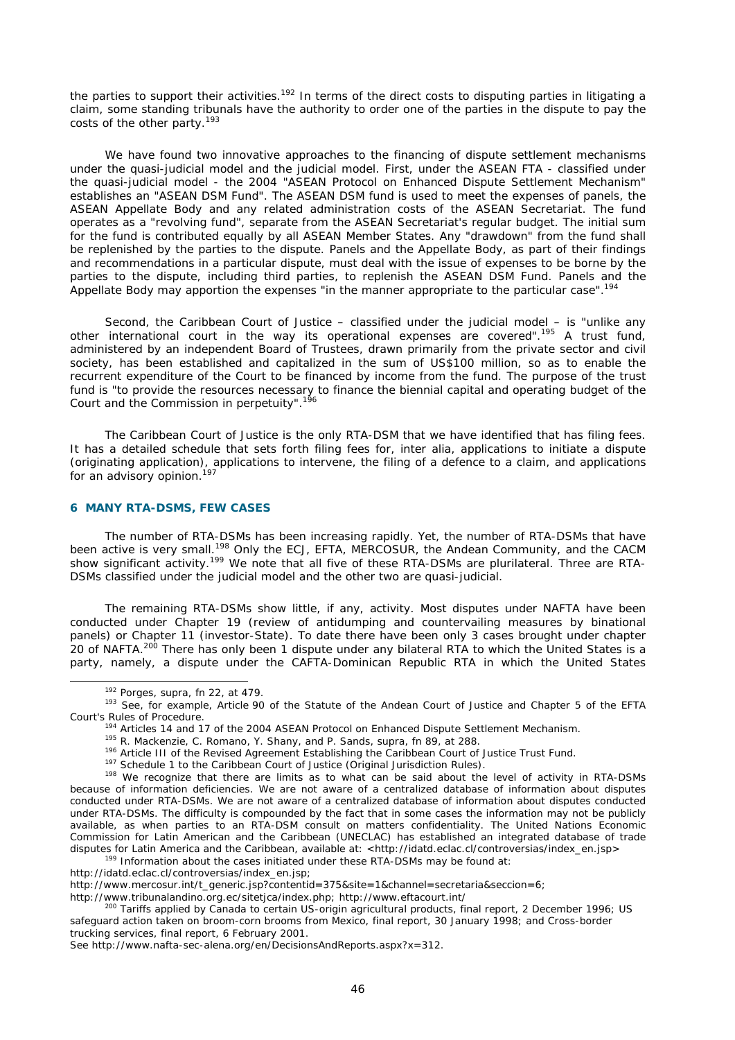the parties to support their activities.[192] In terms of the direct costs to disputing parties in litigating a claim, some standing tribunals have the authority to order one of the parties in the dispute to pay the costs of the other party.[193]

We have found two innovative approaches to the financing of dispute settlement mechanisms under the quasi-judicial model and the judicial model. First, under the ASEAN FTA - classified under the quasi-judicial model - the 2004 "ASEAN Protocol on Enhanced Dispute Settlement Mechanism" establishes an "ASEAN DSM Fund". The ASEAN DSM fund is used to meet the expenses of panels, the ASEAN Appellate Body and any related administration costs of the ASEAN Secretariat. The fund operates as a "revolving fund", separate from the ASEAN Secretariat's regular budget. The initial sum for the fund is contributed equally by all ASEAN Member States. Any "drawdown" from the fund shall be replenished by the parties to the dispute. Panels and the Appellate Body, as part of their findings and recommendations in a particular dispute, must deal with the issue of expenses to be borne by the parties to the dispute, including third parties, to replenish the ASEAN DSM Fund. Panels and the Appellate Body may apportion the expenses "in the manner appropriate to the particular case".[194]

Second, the Caribbean Court of Justice – classified under the judicial model – is "unlike any other international court in the way its operational expenses are covered".[195] A trust fund, administered by an independent Board of Trustees, drawn primarily from the private sector and civil society, has been established and capitalized in the sum of US$100 million, so as to enable the recurrent expenditure of the Court to be financed by income from the fund. The purpose of the trust fund is "to provide the resources necessary to finance the biennial capital and operating budget of the Court and the Commission in perpetuity".[196]

The Caribbean Court of Justice is the only RTA-DSM that we have identified that has filing fees. It has a detailed schedule that sets forth filing fees for, inter alia, applications to initiate a dispute (originating application), applications to intervene, the filing of a defence to a claim, and applications for an advisory opinion.[197]

## 6 MANY RTA-DSMS, FEW CASES

The number of RTA-DSMs has been increasing rapidly. Yet, the number of RTA-DSMs that have been active is very small.[198] Only the ECJ, EFTA, MERCOSUR, the Andean Community, and the CACM show significant activity.[199] We note that all five of these RTA-DSMs are plurilateral. Three are RTA-DSMs classified under the judicial model and the other two are quasi-judicial.

The remaining RTA-DSMs show little, if any, activity. Most disputes under NAFTA have been conducted under Chapter 19 (review of antidumping and countervailing measures by binational panels) or Chapter 11 (investor-State). To date there have been only 3 cases brought under chapter 20 of NAFTA.[200] There has only been 1 dispute under any bilateral RTA to which the United States is a party, namely, a dispute under the CAFTA-Dominican Republic RTA in which the United States

---

[192] Porges, supra, fn 22, at 479.

[193] See, for example, Article 90 of the Statute of the Andean Court of Justice and Chapter 5 of the EFTA Court's Rules of Procedure.

[194] Articles 14 and 17 of the 2004 ASEAN Protocol on Enhanced Dispute Settlement Mechanism.

[195] R. Mackenzie, C. Romano, Y. Shany, and P. Sands, supra, fn 89, at 288.

[196] Article III of the Revised Agreement Establishing the Caribbean Court of Justice Trust Fund.

[197] Schedule 1 to the Caribbean Court of Justice (Original Jurisdiction Rules).

[198] We recognize that there are limits as to what can be said about the level of activity in RTA-DSMs because of information deficiencies. We are not aware of a centralized database of information about disputes conducted under RTA-DSMs. We are not aware of a centralized database of information about disputes conducted under RTA-DSMs. The difficulty is compounded by the fact that in some cases the information may not be publicly available, as when parties to an RTA-DSM consult on matters confidentiality. The United Nations Economic Commission for Latin American and the Caribbean (UNECLAC) has established an integrated database of trade disputes for Latin America and the Caribbean, available at: <http://idatd.eclac.cl/controversias/index_en.jsp>

[199] Information about the cases initiated under these RTA-DSMs may be found at:
http://idatd.eclac.cl/controversias/index_en.jsp;
http://www.mercosur.int/t_generic.jsp?contentid=375&site=1&channel=secretaria&seccion=6;
http://www.tribunalandino.org.ec/sitetjca/index.php; http://www.eftacourt.int/

[200] Tariffs applied by Canada to certain US-origin agricultural products, final report, 2 December 1996; US safeguard action taken on broom-corn brooms from Mexico, final report, 30 January 1998; and Cross-border trucking services, final report, 6 February 2001.
See http://www.nafta-sec-alena.org/en/DecisionsAndReports.aspx?x=312.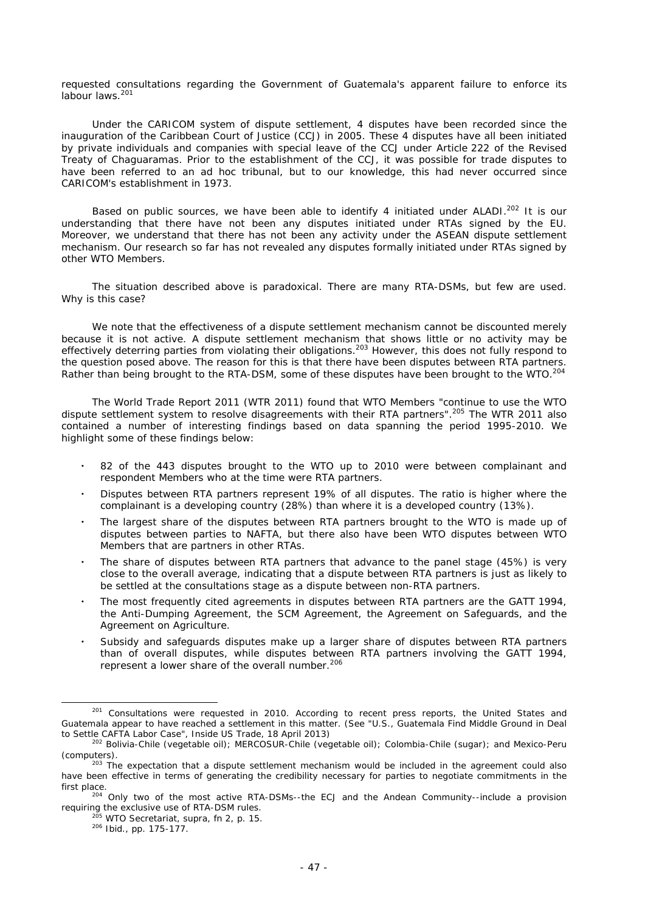requested consultations regarding the Government of Guatemala's apparent failure to enforce its labour laws.[201]

Under the CARICOM system of dispute settlement, 4 disputes have been recorded since the inauguration of the Caribbean Court of Justice (CCJ) in 2005. These 4 disputes have all been initiated by private individuals and companies with special leave of the CCJ under Article 222 of the Revised Treaty of Chaguaramas. Prior to the establishment of the CCJ, it was possible for trade disputes to have been referred to an ad hoc tribunal, but to our knowledge, this had never occurred since CARICOM's establishment in 1973.

Based on public sources, we have been able to identify 4 initiated under ALADI.[202] It is our understanding that there have not been any disputes initiated under RTAs signed by the EU. Moreover, we understand that there has not been any activity under the ASEAN dispute settlement mechanism. Our research so far has not revealed any disputes formally initiated under RTAs signed by other WTO Members.

The situation described above is paradoxical. There are many RTA-DSMs, but few are used. Why is this case?

We note that the effectiveness of a dispute settlement mechanism cannot be discounted merely because it is not active. A dispute settlement mechanism that shows little or no activity may be effectively deterring parties from violating their obligations.[203] However, this does not fully respond to the question posed above. The reason for this is that there have been disputes between RTA partners. Rather than being brought to the RTA-DSM, some of these disputes have been brought to the WTO.[204]

The World Trade Report 2011 (WTR 2011) found that WTO Members "continue to use the WTO dispute settlement system to resolve disagreements with their RTA partners".[205] The WTR 2011 also contained a number of interesting findings based on data spanning the period 1995-2010. We highlight some of these findings below:

- 82 of the 443 disputes brought to the WTO up to 2010 were between complainant and respondent Members who at the time were RTA partners.
- Disputes between RTA partners represent 19% of all disputes. The ratio is higher where the complainant is a developing country (28%) than where it is a developed country (13%).
- The largest share of the disputes between RTA partners brought to the WTO is made up of disputes between parties to NAFTA, but there also have been WTO disputes between WTO Members that are partners in other RTAs.
- The share of disputes between RTA partners that advance to the panel stage (45%) is very close to the overall average, indicating that a dispute between RTA partners is just as likely to be settled at the consultations stage as a dispute between non-RTA partners.
- The most frequently cited agreements in disputes between RTA partners are the GATT 1994, the Anti-Dumping Agreement, the SCM Agreement, the Agreement on Safeguards, and the Agreement on Agriculture.
- Subsidy and safeguards disputes make up a larger share of disputes between RTA partners than of overall disputes, while disputes between RTA partners involving the GATT 1994, represent a lower share of the overall number.[206]

---

[201] Consultations were requested in 2010. According to recent press reports, the United States and Guatemala appear to have reached a settlement in this matter. (See "U.S., Guatemala Find Middle Ground in Deal to Settle CAFTA Labor Case", Inside US Trade, 18 April 2013)

[202] Bolivia-Chile (vegetable oil); MERCOSUR-Chile (vegetable oil); Colombia-Chile (sugar); and Mexico-Peru (computers).

[203] The expectation that a dispute settlement mechanism would be included in the agreement could also have been effective in terms of generating the credibility necessary for parties to negotiate commitments in the first place.

[204] Only two of the most active RTA-DSMs--the ECJ and the Andean Community--include a provision requiring the exclusive use of RTA-DSM rules.

[205] WTO Secretariat, supra, fn 2, p. 15.

[206] Ibid., pp. 175-177.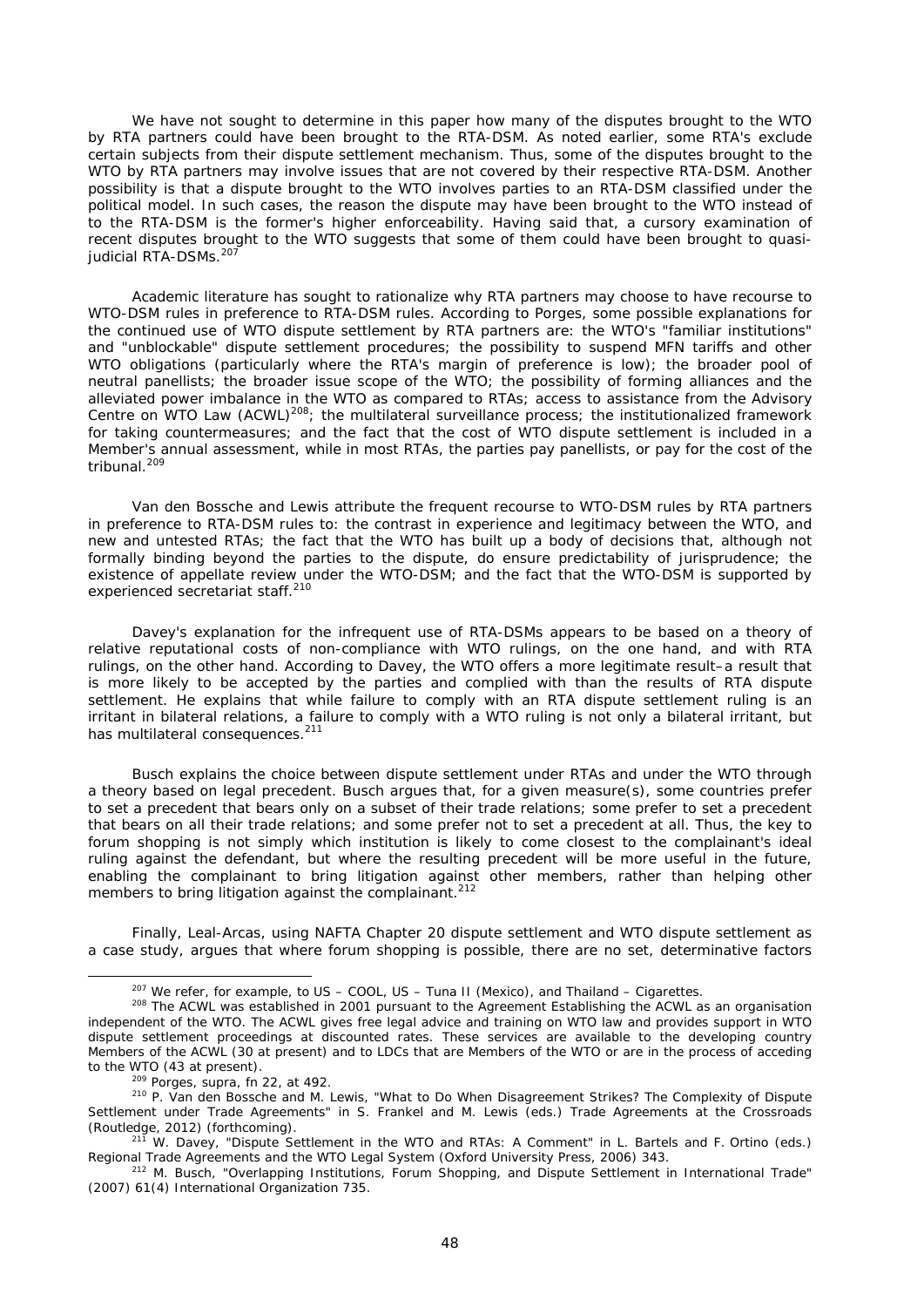We have not sought to determine in this paper how many of the disputes brought to the WTO by RTA partners could have been brought to the RTA-DSM. As noted earlier, some RTA's exclude certain subjects from their dispute settlement mechanism. Thus, some of the disputes brought to the WTO by RTA partners may involve issues that are not covered by their respective RTA-DSM. Another possibility is that a dispute brought to the WTO involves parties to an RTA-DSM classified under the political model. In such cases, the reason the dispute may have been brought to the WTO instead of to the RTA-DSM is the former's higher enforceability. Having said that, a cursory examination of recent disputes brought to the WTO suggests that some of them could have been brought to quasi-judicial RTA-DSMs.[207]

Academic literature has sought to rationalize why RTA partners may choose to have recourse to WTO-DSM rules in preference to RTA-DSM rules. According to Porges, some possible explanations for the continued use of WTO dispute settlement by RTA partners are: the WTO's "familiar institutions" and "unblockable" dispute settlement procedures; the possibility to suspend MFN tariffs and other WTO obligations (particularly where the RTA's margin of preference is low); the broader pool of neutral panellists; the broader issue scope of the WTO; the possibility of forming alliances and the alleviated power imbalance in the WTO as compared to RTAs; access to assistance from the Advisory Centre on WTO Law (ACWL)[208]; the multilateral surveillance process; the institutionalized framework for taking countermeasures; and the fact that the cost of WTO dispute settlement is included in a Member's annual assessment, while in most RTAs, the parties pay panellists, or pay for the cost of the tribunal.[209]

Van den Bossche and Lewis attribute the frequent recourse to WTO-DSM rules by RTA partners in preference to RTA-DSM rules to: the contrast in experience and legitimacy between the WTO, and new and untested RTAs; the fact that the WTO has built up a body of decisions that, although not formally binding beyond the parties to the dispute, do ensure predictability of jurisprudence; the existence of appellate review under the WTO-DSM; and the fact that the WTO-DSM is supported by experienced secretariat staff.[210]

Davey's explanation for the infrequent use of RTA-DSMs appears to be based on a theory of relative reputational costs of non-compliance with WTO rulings, on the one hand, and with RTA rulings, on the other hand. According to Davey, the WTO offers a more legitimate result–a result that is more likely to be accepted by the parties and complied with than the results of RTA dispute settlement. He explains that while failure to comply with an RTA dispute settlement ruling is an irritant in bilateral relations, a failure to comply with a WTO ruling is not only a bilateral irritant, but has multilateral consequences.[211]

Busch explains the choice between dispute settlement under RTAs and under the WTO through a theory based on legal precedent. Busch argues that, for a given measure(s), some countries prefer to set a precedent that bears only on a subset of their trade relations; some prefer to set a precedent that bears on all their trade relations; and some prefer not to set a precedent at all. Thus, the key to forum shopping is not simply which institution is likely to come closest to the complainant's ideal ruling against the defendant, but where the resulting precedent will be more useful in the future, enabling the complainant to bring litigation against other members, rather than helping other members to bring litigation against the complainant.[212]

Finally, Leal-Arcas, using NAFTA Chapter 20 dispute settlement and WTO dispute settlement as a case study, argues that where forum shopping is possible, there are no set, determinative factors

---

[207] We refer, for example, to US – COOL, US – Tuna II (Mexico), and Thailand – Cigarettes.

[208] The ACWL was established in 2001 pursuant to the Agreement Establishing the ACWL as an organisation independent of the WTO. The ACWL gives free legal advice and training on WTO law and provides support in WTO dispute settlement proceedings at discounted rates. These services are available to the developing country Members of the ACWL (30 at present) and to LDCs that are Members of the WTO or are in the process of acceding to the WTO (43 at present).

[209] Porges, supra, fn 22, at 492.

[210] P. Van den Bossche and M. Lewis, "What to Do When Disagreement Strikes? The Complexity of Dispute Settlement under Trade Agreements" in S. Frankel and M. Lewis (eds.) Trade Agreements at the Crossroads (Routledge, 2012) (forthcoming).

[211] W. Davey, "Dispute Settlement in the WTO and RTAs: A Comment" in L. Bartels and F. Ortino (eds.) Regional Trade Agreements and the WTO Legal System (Oxford University Press, 2006) 343.

[212] M. Busch, "Overlapping Institutions, Forum Shopping, and Dispute Settlement in International Trade" (2007) 61(4) International Organization 735.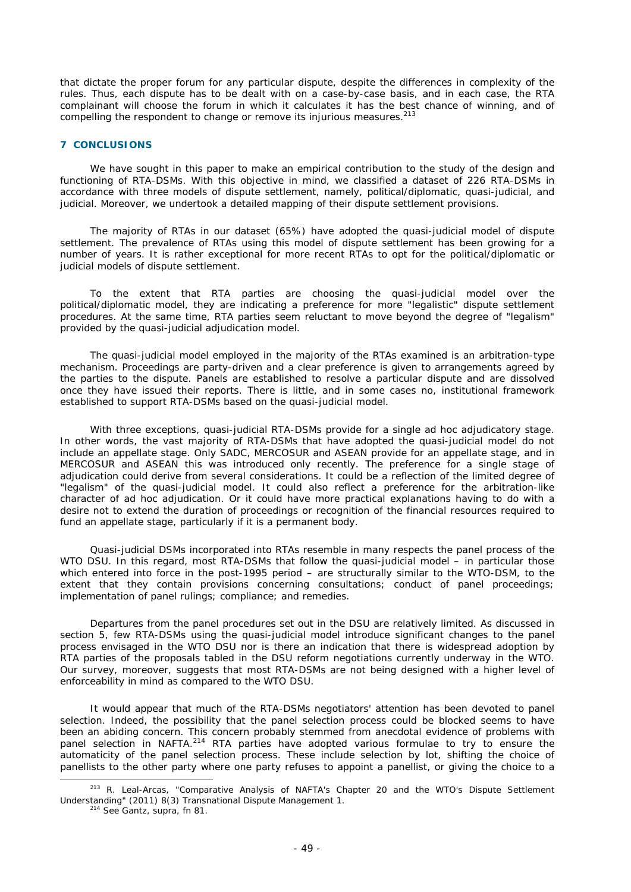that dictate the proper forum for any particular dispute, despite the differences in complexity of the rules. Thus, each dispute has to be dealt with on a case-by-case basis, and in each case, the RTA complainant will choose the forum in which it calculates it has the best chance of winning, and of compelling the respondent to change or remove its injurious measures.[213]

## 7 CONCLUSIONS

We have sought in this paper to make an empirical contribution to the study of the design and functioning of RTA-DSMs. With this objective in mind, we classified a dataset of 226 RTA-DSMs in accordance with three models of dispute settlement, namely, political/diplomatic, quasi-judicial, and judicial. Moreover, we undertook a detailed mapping of their dispute settlement provisions.

The majority of RTAs in our dataset (65%) have adopted the quasi-judicial model of dispute settlement. The prevalence of RTAs using this model of dispute settlement has been growing for a number of years. It is rather exceptional for more recent RTAs to opt for the political/diplomatic or judicial models of dispute settlement.

To the extent that RTA parties are choosing the quasi-judicial model over the political/diplomatic model, they are indicating a preference for more "legalistic" dispute settlement procedures. At the same time, RTA parties seem reluctant to move beyond the degree of "legalism" provided by the quasi-judicial adjudication model.

The quasi-judicial model employed in the majority of the RTAs examined is an arbitration-type mechanism. Proceedings are party-driven and a clear preference is given to arrangements agreed by the parties to the dispute. Panels are established to resolve a particular dispute and are dissolved once they have issued their reports. There is little, and in some cases no, institutional framework established to support RTA-DSMs based on the quasi-judicial model.

With three exceptions, quasi-judicial RTA-DSMs provide for a single ad hoc adjudicatory stage. In other words, the vast majority of RTA-DSMs that have adopted the quasi-judicial model do not include an appellate stage. Only SADC, MERCOSUR and ASEAN provide for an appellate stage, and in MERCOSUR and ASEAN this was introduced only recently. The preference for a single stage of adjudication could derive from several considerations. It could be a reflection of the limited degree of "legalism" of the quasi-judicial model. It could also reflect a preference for the arbitration-like character of ad hoc adjudication. Or it could have more practical explanations having to do with a desire not to extend the duration of proceedings or recognition of the financial resources required to fund an appellate stage, particularly if it is a permanent body.

Quasi-judicial DSMs incorporated into RTAs resemble in many respects the panel process of the WTO DSU. In this regard, most RTA-DSMs that follow the quasi-judicial model – in particular those which entered into force in the post-1995 period – are structurally similar to the WTO-DSM, to the extent that they contain provisions concerning consultations; conduct of panel proceedings; implementation of panel rulings; compliance; and remedies.

Departures from the panel procedures set out in the DSU are relatively limited. As discussed in section 5, few RTA-DSMs using the quasi-judicial model introduce significant changes to the panel process envisaged in the WTO DSU nor is there an indication that there is widespread adoption by RTA parties of the proposals tabled in the DSU reform negotiations currently underway in the WTO. Our survey, moreover, suggests that most RTA-DSMs are not being designed with a higher level of enforceability in mind as compared to the WTO DSU.

It would appear that much of the RTA-DSMs negotiators' attention has been devoted to panel selection. Indeed, the possibility that the panel selection process could be blocked seems to have been an abiding concern. This concern probably stemmed from anecdotal evidence of problems with panel selection in NAFTA.[214] RTA parties have adopted various formulae to try to ensure the automaticity of the panel selection process. These include selection by lot, shifting the choice of panellists to the other party where one party refuses to appoint a panellist, or giving the choice to a

---

[213] R. Leal-Arcas, "Comparative Analysis of NAFTA's Chapter 20 and the WTO's Dispute Settlement Understanding" (2011) 8(3) Transnational Dispute Management 1.

[214] See Gantz, *supra*, fn 81.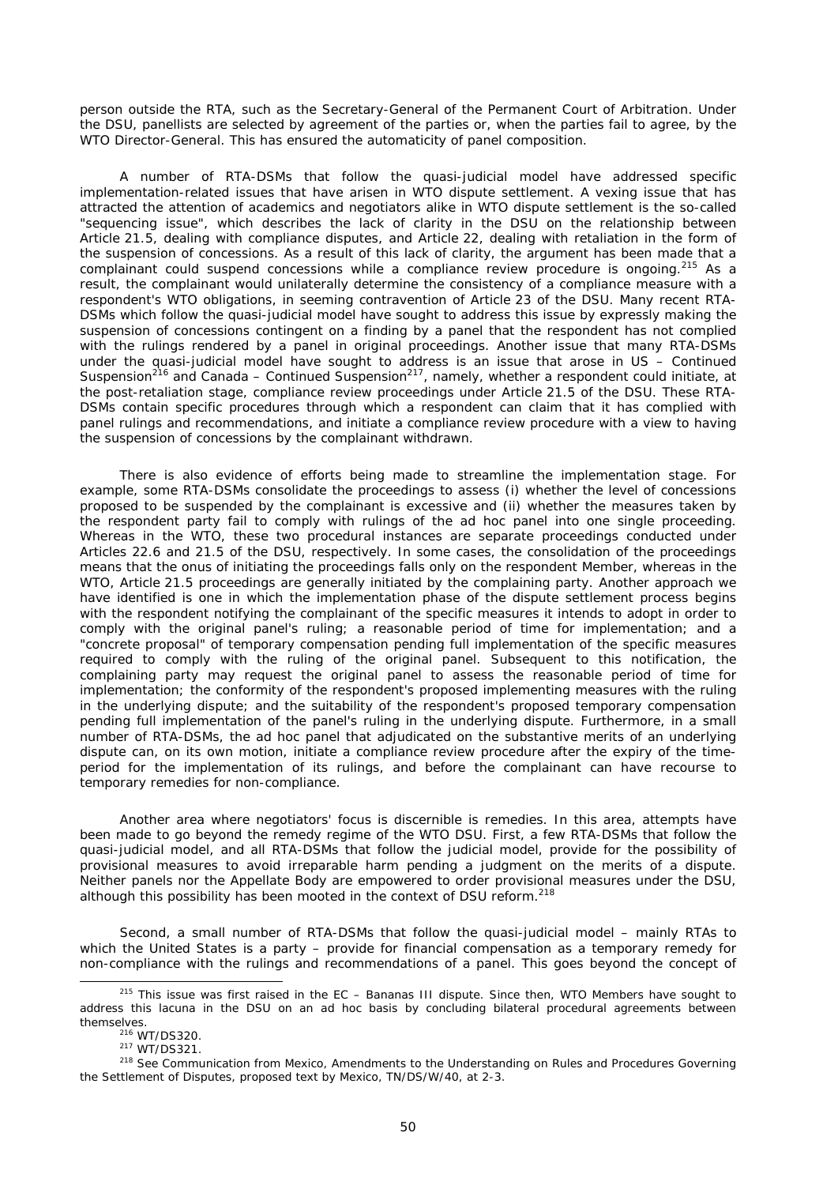person outside the RTA, such as the Secretary-General of the Permanent Court of Arbitration. Under the DSU, panellists are selected by agreement of the parties or, when the parties fail to agree, by the WTO Director-General. This has ensured the automaticity of panel composition.

A number of RTA-DSMs that follow the quasi-judicial model have addressed specific implementation-related issues that have arisen in WTO dispute settlement. A vexing issue that has attracted the attention of academics and negotiators alike in WTO dispute settlement is the so-called "sequencing issue", which describes the lack of clarity in the DSU on the relationship between Article 21.5, dealing with compliance disputes, and Article 22, dealing with retaliation in the form of the suspension of concessions. As a result of this lack of clarity, the argument has been made that a complainant could suspend concessions while a compliance review procedure is ongoing.[215] As a result, the complainant would unilaterally determine the consistency of a compliance measure with a respondent's WTO obligations, in seeming contravention of Article 23 of the DSU. Many recent RTA-DSMs which follow the quasi-judicial model have sought to address this issue by expressly making the suspension of concessions contingent on a finding by a panel that the respondent has not complied with the rulings rendered by a panel in original proceedings. Another issue that many RTA-DSMs under the quasi-judicial model have sought to address is an issue that arose in *US – Continued Suspension*[216] and *Canada – Continued Suspension*[217], namely, whether a respondent could initiate, at the post-retaliation stage, compliance review proceedings under Article 21.5 of the DSU. These RTA-DSMs contain specific procedures through which a respondent can claim that it has complied with panel rulings and recommendations, and initiate a compliance review procedure with a view to having the suspension of concessions by the complainant withdrawn.

There is also evidence of efforts being made to streamline the implementation stage. For example, some RTA-DSMs consolidate the proceedings to assess (i) whether the level of concessions proposed to be suspended by the complainant is excessive and (ii) whether the measures taken by the respondent party fail to comply with rulings of the ad hoc panel into one single proceeding. Whereas in the WTO, these two procedural instances are separate proceedings conducted under Articles 22.6 and 21.5 of the DSU, respectively. In some cases, the consolidation of the proceedings means that the onus of initiating the proceedings falls only on the respondent Member, whereas in the WTO, Article 21.5 proceedings are generally initiated by the complaining party. Another approach we have identified is one in which the implementation phase of the dispute settlement process begins with the respondent notifying the complainant of the specific measures it intends to adopt in order to comply with the original panel's ruling; a reasonable period of time for implementation; and a "concrete proposal" of temporary compensation pending full implementation of the specific measures required to comply with the ruling of the original panel. Subsequent to this notification, the complaining party may request the original panel to assess the reasonable period of time for implementation; the conformity of the respondent's proposed implementing measures with the ruling in the underlying dispute; and the suitability of the respondent's proposed temporary compensation pending full implementation of the panel's ruling in the underlying dispute. Furthermore, in a small number of RTA-DSMs, the ad hoc panel that adjudicated on the substantive merits of an underlying dispute can, on its own motion, initiate a compliance review procedure after the expiry of the time-period for the implementation of its rulings, and before the complainant can have recourse to temporary remedies for non-compliance.

Another area where negotiators' focus is discernible is remedies. In this area, attempts have been made to go beyond the remedy regime of the WTO DSU. First, a few RTA-DSMs that follow the quasi-judicial model, and all RTA-DSMs that follow the judicial model, provide for the possibility of provisional measures to avoid irreparable harm pending a judgment on the merits of a dispute. Neither panels nor the Appellate Body are empowered to order provisional measures under the DSU, although this possibility has been mooted in the context of DSU reform.[218]

Second, a small number of RTA-DSMs that follow the quasi-judicial model – mainly RTAs to which the United States is a party – provide for financial compensation as a temporary remedy for non-compliance with the rulings and recommendations of a panel. This goes beyond the concept of

---

[215] This issue was first raised in the *EC – Bananas III* dispute. Since then, WTO Members have sought to address this lacuna in the DSU on an ad hoc basis by concluding bilateral procedural agreements between themselves.

[216] WT/DS320.

[217] WT/DS321.

[218] See Communication from Mexico, Amendments to the Understanding on Rules and Procedures Governing the Settlement of Disputes, proposed text by Mexico, TN/DS/W/40, at 2-3.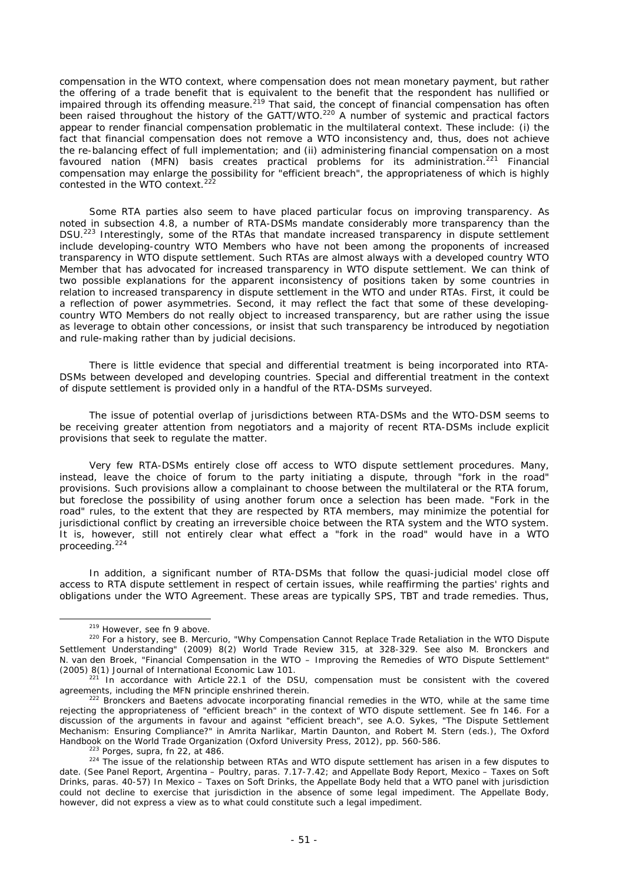compensation in the WTO context, where compensation does not mean monetary payment, but rather the offering of a trade benefit that is equivalent to the benefit that the respondent has nullified or impaired through its offending measure.[219] That said, the concept of financial compensation has often been raised throughout the history of the GATT/WTO.[220] A number of systemic and practical factors appear to render financial compensation problematic in the multilateral context. These include: (i) the fact that financial compensation does not remove a WTO inconsistency and, thus, does not achieve the re-balancing effect of full implementation; and (ii) administering financial compensation on a most favoured nation (MFN) basis creates practical problems for its administration.[221] Financial compensation may enlarge the possibility for "efficient breach", the appropriateness of which is highly contested in the WTO context.[222]

Some RTA parties also seem to have placed particular focus on improving transparency. As noted in subsection 4.8, a number of RTA-DSMs mandate considerably more transparency than the DSU.[223] Interestingly, some of the RTAs that mandate increased transparency in dispute settlement include developing-country WTO Members who have not been among the proponents of increased transparency in WTO dispute settlement. Such RTAs are almost always with a developed country WTO Member that has advocated for increased transparency in WTO dispute settlement. We can think of two possible explanations for the apparent inconsistency of positions taken by some countries in relation to increased transparency in dispute settlement in the WTO and under RTAs. First, it could be a reflection of power asymmetries. Second, it may reflect the fact that some of these developing-country WTO Members do not really object to increased transparency, but are rather using the issue as leverage to obtain other concessions, or insist that such transparency be introduced by negotiation and rule-making rather than by judicial decisions.

There is little evidence that special and differential treatment is being incorporated into RTA-DSMs between developed and developing countries. Special and differential treatment in the context of dispute settlement is provided only in a handful of the RTA-DSMs surveyed.

The issue of potential overlap of jurisdictions between RTA-DSMs and the WTO-DSM seems to be receiving greater attention from negotiators and a majority of recent RTA-DSMs include explicit provisions that seek to regulate the matter.

Very few RTA-DSMs entirely close off access to WTO dispute settlement procedures. Many, instead, leave the choice of forum to the party initiating a dispute, through "fork in the road" provisions. Such provisions allow a complainant to choose between the multilateral or the RTA forum, but foreclose the possibility of using another forum once a selection has been made. "Fork in the road" rules, to the extent that they are respected by RTA members, may minimize the potential for jurisdictional conflict by creating an irreversible choice between the RTA system and the WTO system. It is, however, still not entirely clear what effect a "fork in the road" would have in a WTO proceeding.[224]

In addition, a significant number of RTA-DSMs that follow the quasi-judicial model close off access to RTA dispute settlement in respect of certain issues, while reaffirming the parties' rights and obligations under the WTO Agreement. These areas are typically SPS, TBT and trade remedies. Thus,

---

[219] However, see fn 9 above.

[220] For a history, see B. Mercurio, "Why Compensation Cannot Replace Trade Retaliation in the WTO Dispute Settlement Understanding" (2009) 8(2) World Trade Review 315, at 328-329. See also M. Bronckers and N. van den Broek, "Financial Compensation in the WTO – Improving the Remedies of WTO Dispute Settlement" (2005) 8(1) Journal of International Economic Law 101.

[221] In accordance with Article 22.1 of the DSU, compensation must be consistent with the covered agreements, including the MFN principle enshrined therein.

[222] Bronckers and Baetens advocate incorporating financial remedies in the WTO, while at the same time rejecting the appropriateness of "efficient breach" in the context of WTO dispute settlement. See fn 146. For a discussion of the arguments in favour and against "efficient breach", see A.O. Sykes, "The Dispute Settlement Mechanism: Ensuring Compliance?" in Amrita Narlikar, Martin Daunton, and Robert M. Stern (eds.), The Oxford Handbook on the World Trade Organization (Oxford University Press, 2012), pp. 560-586.

[223] Porges, supra, fn 22, at 486.

[224] The issue of the relationship between RTAs and WTO dispute settlement has arisen in a few disputes to date. (See Panel Report, *Argentina – Poultry*, paras. 7.17-7.42; and Appellate Body Report, *Mexico – Taxes on Soft Drinks*, paras. 40-57) In *Mexico – Taxes on Soft Drinks*, the Appellate Body held that a WTO panel with jurisdiction could not decline to exercise that jurisdiction in the absence of some legal impediment. The Appellate Body, however, did not express a view as to what could constitute such a legal impediment.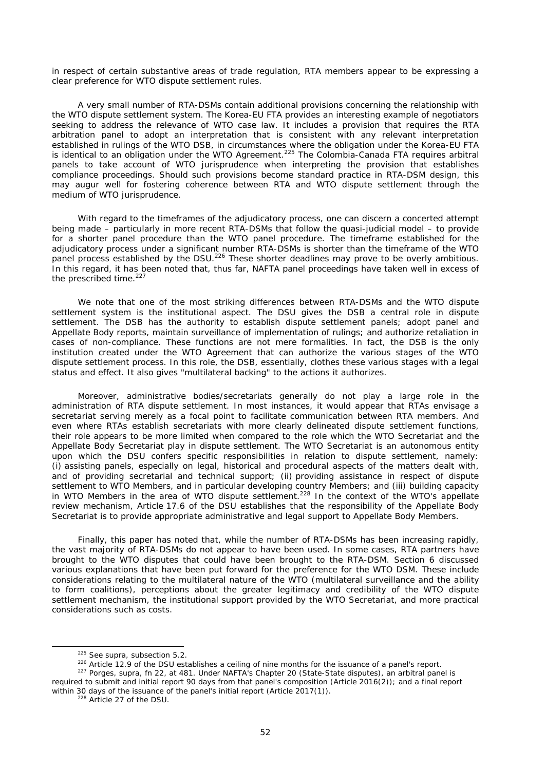in respect of certain substantive areas of trade regulation, RTA members appear to be expressing a clear preference for WTO dispute settlement rules.

A very small number of RTA-DSMs contain additional provisions concerning the relationship with the WTO dispute settlement system. The Korea-EU FTA provides an interesting example of negotiators seeking to address the relevance of WTO case law. It includes a provision that requires the RTA arbitration panel to adopt an interpretation that is consistent with any relevant interpretation established in rulings of the WTO DSB, in circumstances where the obligation under the Korea-EU FTA is identical to an obligation under the WTO Agreement.[225] The Colombia-Canada FTA requires arbitral panels to take account of WTO jurisprudence when interpreting the provision that establishes compliance proceedings. Should such provisions become standard practice in RTA-DSM design, this may augur well for fostering coherence between RTA and WTO dispute settlement through the medium of WTO jurisprudence.

With regard to the timeframes of the adjudicatory process, one can discern a concerted attempt being made – particularly in more recent RTA-DSMs that follow the quasi-judicial model – to provide for a shorter panel procedure than the WTO panel procedure. The timeframe established for the adjudicatory process under a significant number RTA-DSMs is shorter than the timeframe of the WTO panel process established by the DSU.[226] These shorter deadlines may prove to be overly ambitious. In this regard, it has been noted that, thus far, NAFTA panel proceedings have taken well in excess of the prescribed time.[227]

We note that one of the most striking differences between RTA-DSMs and the WTO dispute settlement system is the institutional aspect. The DSU gives the DSB a central role in dispute settlement. The DSB has the authority to establish dispute settlement panels; adopt panel and Appellate Body reports, maintain surveillance of implementation of rulings; and authorize retaliation in cases of non-compliance. These functions are not mere formalities. In fact, the DSB is the only institution created under the WTO Agreement that can authorize the various stages of the WTO dispute settlement process. In this role, the DSB, essentially, clothes these various stages with a legal status and effect. It also gives "multilateral backing" to the actions it authorizes.

Moreover, administrative bodies/secretariats generally do not play a large role in the administration of RTA dispute settlement. In most instances, it would appear that RTAs envisage a secretariat serving merely as a focal point to facilitate communication between RTA members. And even where RTAs establish secretariats with more clearly delineated dispute settlement functions, their role appears to be more limited when compared to the role which the WTO Secretariat and the Appellate Body Secretariat play in dispute settlement. The WTO Secretariat is an autonomous entity upon which the DSU confers specific responsibilities in relation to dispute settlement, namely: (i) assisting panels, especially on legal, historical and procedural aspects of the matters dealt with, and of providing secretarial and technical support; (ii) providing assistance in respect of dispute settlement to WTO Members, and in particular developing country Members; and (iii) building capacity in WTO Members in the area of WTO dispute settlement.[228] In the context of the WTO's appellate review mechanism, Article 17.6 of the DSU establishes that the responsibility of the Appellate Body Secretariat is to provide appropriate administrative and legal support to Appellate Body Members.

Finally, this paper has noted that, while the number of RTA-DSMs has been increasing rapidly, the vast majority of RTA-DSMs do not appear to have been used. In some cases, RTA partners have brought to the WTO disputes that could have been brought to the RTA-DSM. Section 6 discussed various explanations that have been put forward for the preference for the WTO DSM. These include considerations relating to the multilateral nature of the WTO (multilateral surveillance and the ability to form coalitions), perceptions about the greater legitimacy and credibility of the WTO dispute settlement mechanism, the institutional support provided by the WTO Secretariat, and more practical considerations such as costs.

---

[225] See supra, subsection 5.2.

[226] Article 12.9 of the DSU establishes a ceiling of nine months for the issuance of a panel's report.

[227] Porges, supra, fn 22, at 481. Under NAFTA's Chapter 20 (State-State disputes), an arbitral panel is required to submit and initial report 90 days from that panel's composition (Article 2016(2)); and a final report within 30 days of the issuance of the panel's initial report (Article 2017(1)).

[228] Article 27 of the DSU.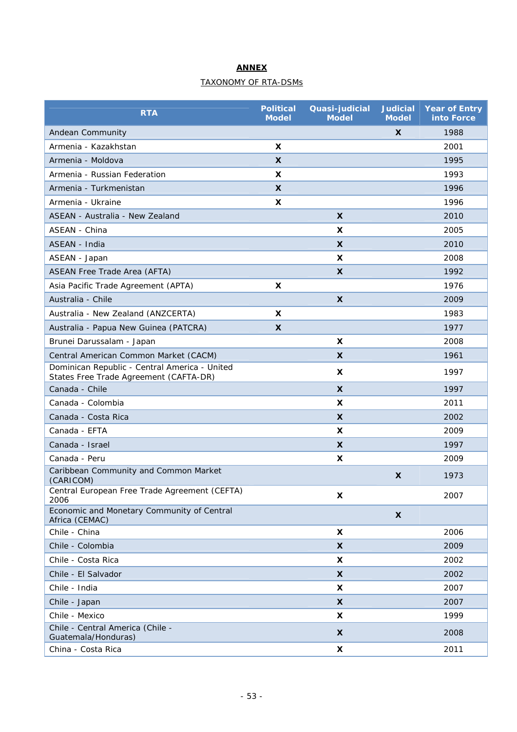**ANNEX**

TAXONOMY OF RTA-DSMs

| RTA | Political Model | Quasi-judicial Model | Judicial Model | Year of Entry into Force |
|---|---|---|---|---|
| Andean Community | | | X | 1988 |
| Armenia - Kazakhstan | X | | | 2001 |
| Armenia - Moldova | X | | | 1995 |
| Armenia - Russian Federation | X | | | 1993 |
| Armenia - Turkmenistan | X | | | 1996 |
| Armenia - Ukraine | X | | | 1996 |
| ASEAN - Australia - New Zealand | | X | | 2010 |
| ASEAN - China | | X | | 2005 |
| ASEAN - India | | X | | 2010 |
| ASEAN - Japan | | X | | 2008 |
| ASEAN Free Trade Area (AFTA) | | X | | 1992 |
| Asia Pacific Trade Agreement (APTA) | X | | | 1976 |
| Australia - Chile | | X | | 2009 |
| Australia - New Zealand (ANZCERTA) | X | | | 1983 |
| Australia - Papua New Guinea (PATCRA) | X | | | 1977 |
| Brunei Darussalam - Japan | | X | | 2008 |
| Central American Common Market (CACM) | | X | | 1961 |
| Dominican Republic - Central America - United States Free Trade Agreement (CAFTA-DR) | | X | | 1997 |
| Canada - Chile | | X | | 1997 |
| Canada - Colombia | | X | | 2011 |
| Canada - Costa Rica | | X | | 2002 |
| Canada - EFTA | | X | | 2009 |
| Canada - Israel | | X | | 1997 |
| Canada - Peru | | X | | 2009 |
| Caribbean Community and Common Market (CARICOM) | | | X | 1973 |
| Central European Free Trade Agreement (CEFTA) 2006 | | X | | 2007 |
| Economic and Monetary Community of Central Africa (CEMAC) | | | X | |
| Chile - China | | X | | 2006 |
| Chile - Colombia | | X | | 2009 |
| Chile - Costa Rica | | X | | 2002 |
| Chile - El Salvador | | X | | 2002 |
| Chile - India | | X | | 2007 |
| Chile - Japan | | X | | 2007 |
| Chile - Mexico | | X | | 1999 |
| Chile - Central America (Chile - Guatemala/Honduras) | | X | | 2008 |
| China - Costa Rica | | X | | 2011 |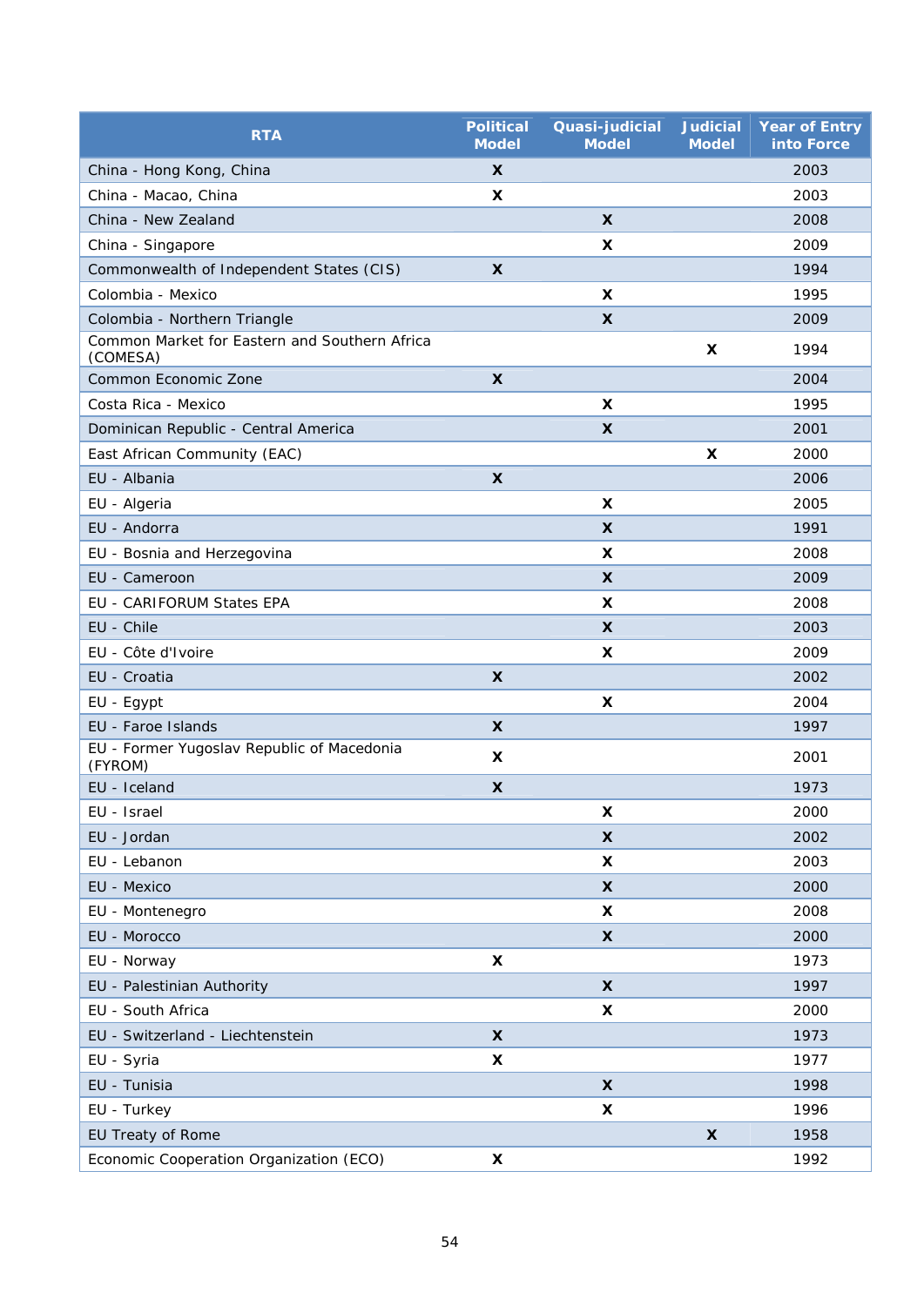| RTA | Political Model | Quasi-judicial Model | Judicial Model | Year of Entry into Force |
|---|---|---|---|---|
| China - Hong Kong, China | X | | | 2003 |
| China - Macao, China | X | | | 2003 |
| China - New Zealand | | X | | 2008 |
| China - Singapore | | X | | 2009 |
| Commonwealth of Independent States (CIS) | X | | | 1994 |
| Colombia - Mexico | | X | | 1995 |
| Colombia - Northern Triangle | | X | | 2009 |
| Common Market for Eastern and Southern Africa (COMESA) | | | X | 1994 |
| Common Economic Zone | X | | | 2004 |
| Costa Rica - Mexico | | X | | 1995 |
| Dominican Republic - Central America | | X | | 2001 |
| East African Community (EAC) | | | X | 2000 |
| EU - Albania | X | | | 2006 |
| EU - Algeria | | X | | 2005 |
| EU - Andorra | | X | | 1991 |
| EU - Bosnia and Herzegovina | | X | | 2008 |
| EU - Cameroon | | X | | 2009 |
| EU - CARIFORUM States EPA | | X | | 2008 |
| EU - Chile | | X | | 2003 |
| EU - Côte d'Ivoire | | X | | 2009 |
| EU - Croatia | X | | | 2002 |
| EU - Egypt | | X | | 2004 |
| EU - Faroe Islands | X | | | 1997 |
| EU - Former Yugoslav Republic of Macedonia (FYROM) | X | | | 2001 |
| EU - Iceland | X | | | 1973 |
| EU - Israel | | X | | 2000 |
| EU - Jordan | | X | | 2002 |
| EU - Lebanon | | X | | 2003 |
| EU - Mexico | | X | | 2000 |
| EU - Montenegro | | X | | 2008 |
| EU - Morocco | | X | | 2000 |
| EU - Norway | X | | | 1973 |
| EU - Palestinian Authority | | X | | 1997 |
| EU - South Africa | | X | | 2000 |
| EU - Switzerland - Liechtenstein | X | | | 1973 |
| EU - Syria | X | | | 1977 |
| EU - Tunisia | | X | | 1998 |
| EU - Turkey | | X | | 1996 |
| EU Treaty of Rome | | | X | 1958 |
| Economic Cooperation Organization (ECO) | X | | | 1992 |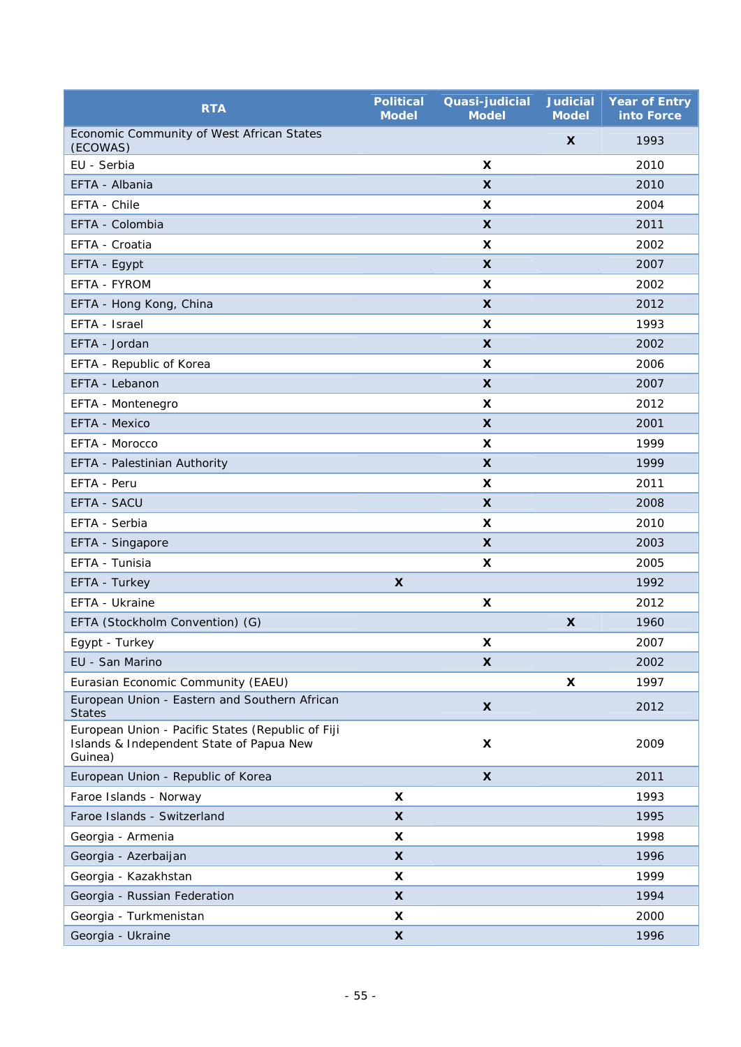| RTA | Political Model | Quasi-judicial Model | Judicial Model | Year of Entry into Force |
|---|---|---|---|---|
| Economic Community of West African States (ECOWAS) | | | X | 1993 |
| EU - Serbia | | X | | 2010 |
| EFTA - Albania | | X | | 2010 |
| EFTA - Chile | | X | | 2004 |
| EFTA - Colombia | | X | | 2011 |
| EFTA - Croatia | | X | | 2002 |
| EFTA - Egypt | | X | | 2007 |
| EFTA - FYROM | | X | | 2002 |
| EFTA - Hong Kong, China | | X | | 2012 |
| EFTA - Israel | | X | | 1993 |
| EFTA - Jordan | | X | | 2002 |
| EFTA - Republic of Korea | | X | | 2006 |
| EFTA - Lebanon | | X | | 2007 |
| EFTA - Montenegro | | X | | 2012 |
| EFTA - Mexico | | X | | 2001 |
| EFTA - Morocco | | X | | 1999 |
| EFTA - Palestinian Authority | | X | | 1999 |
| EFTA - Peru | | X | | 2011 |
| EFTA - SACU | | X | | 2008 |
| EFTA - Serbia | | X | | 2010 |
| EFTA - Singapore | | X | | 2003 |
| EFTA - Tunisia | | X | | 2005 |
| EFTA - Turkey | X | | | 1992 |
| EFTA - Ukraine | | X | | 2012 |
| EFTA (Stockholm Convention) (G) | | | X | 1960 |
| Egypt - Turkey | | X | | 2007 |
| EU - San Marino | | X | | 2002 |
| Eurasian Economic Community (EAEU) | | | X | 1997 |
| European Union - Eastern and Southern African States | | X | | 2012 |
| European Union - Pacific States (Republic of Fiji Islands & Independent State of Papua New Guinea) | | X | | 2009 |
| European Union - Republic of Korea | | X | | 2011 |
| Faroe Islands - Norway | X | | | 1993 |
| Faroe Islands - Switzerland | X | | | 1995 |
| Georgia - Armenia | X | | | 1998 |
| Georgia - Azerbaijan | X | | | 1996 |
| Georgia - Kazakhstan | X | | | 1999 |
| Georgia - Russian Federation | X | | | 1994 |
| Georgia - Turkmenistan | X | | | 2000 |
| Georgia - Ukraine | X | | | 1996 |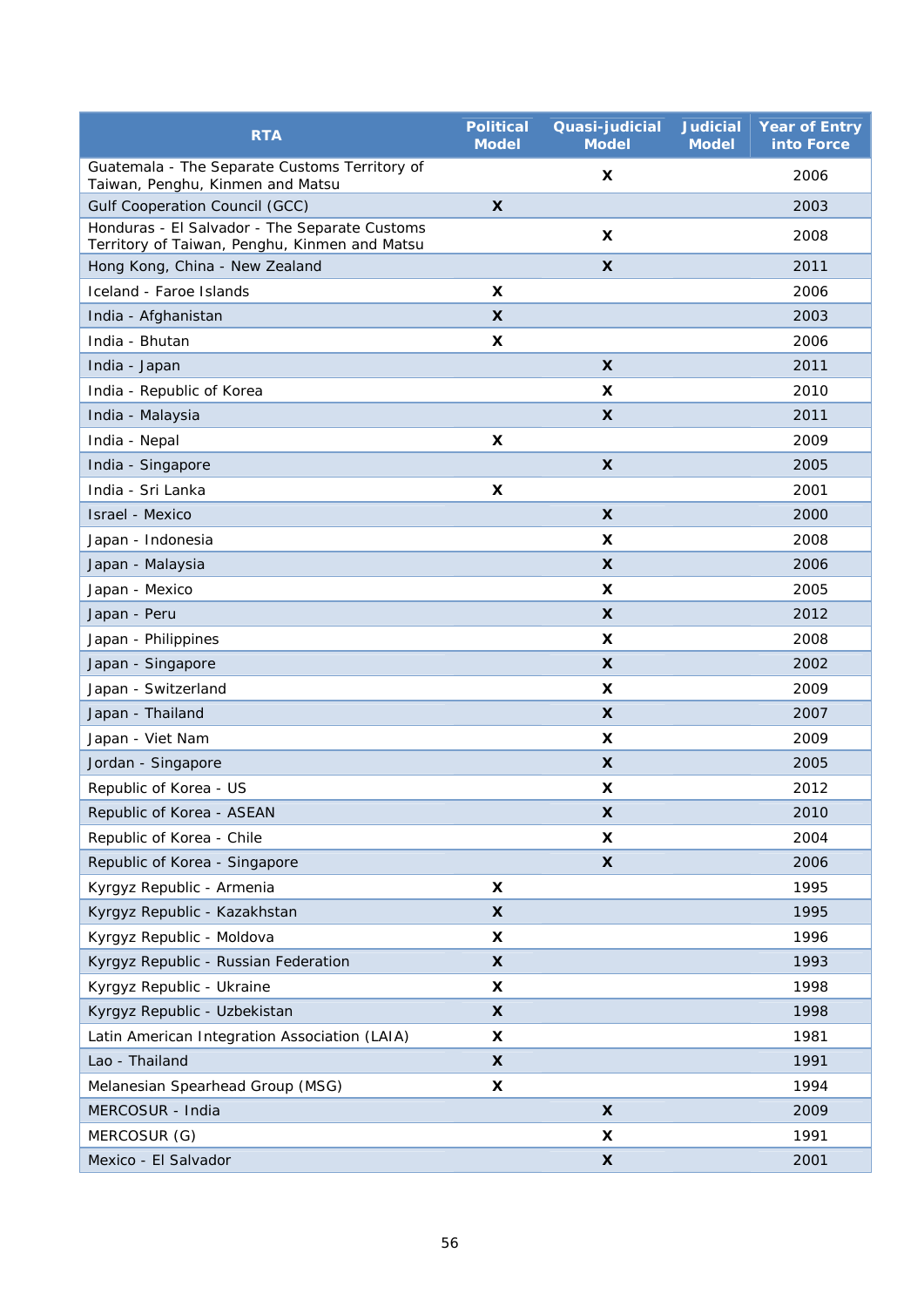| RTA | Political Model | Quasi-judicial Model | Judicial Model | Year of Entry into Force |
|---|---|---|---|---|
| Guatemala - The Separate Customs Territory of Taiwan, Penghu, Kinmen and Matsu | | X | | 2006 |
| Gulf Cooperation Council (GCC) | X | | | 2003 |
| Honduras - El Salvador - The Separate Customs Territory of Taiwan, Penghu, Kinmen and Matsu | | X | | 2008 |
| Hong Kong, China - New Zealand | | X | | 2011 |
| Iceland - Faroe Islands | X | | | 2006 |
| India - Afghanistan | X | | | 2003 |
| India - Bhutan | X | | | 2006 |
| India - Japan | | X | | 2011 |
| India - Republic of Korea | | X | | 2010 |
| India - Malaysia | | X | | 2011 |
| India - Nepal | X | | | 2009 |
| India - Singapore | | X | | 2005 |
| India - Sri Lanka | X | | | 2001 |
| Israel - Mexico | | X | | 2000 |
| Japan - Indonesia | | X | | 2008 |
| Japan - Malaysia | | X | | 2006 |
| Japan - Mexico | | X | | 2005 |
| Japan - Peru | | X | | 2012 |
| Japan - Philippines | | X | | 2008 |
| Japan - Singapore | | X | | 2002 |
| Japan - Switzerland | | X | | 2009 |
| Japan - Thailand | | X | | 2007 |
| Japan - Viet Nam | | X | | 2009 |
| Jordan - Singapore | | X | | 2005 |
| Republic of Korea - US | | X | | 2012 |
| Republic of Korea - ASEAN | | X | | 2010 |
| Republic of Korea - Chile | | X | | 2004 |
| Republic of Korea - Singapore | | X | | 2006 |
| Kyrgyz Republic - Armenia | X | | | 1995 |
| Kyrgyz Republic - Kazakhstan | X | | | 1995 |
| Kyrgyz Republic - Moldova | X | | | 1996 |
| Kyrgyz Republic - Russian Federation | X | | | 1993 |
| Kyrgyz Republic - Ukraine | X | | | 1998 |
| Kyrgyz Republic - Uzbekistan | X | | | 1998 |
| Latin American Integration Association (LAIA) | X | | | 1981 |
| Lao - Thailand | X | | | 1991 |
| Melanesian Spearhead Group (MSG) | X | | | 1994 |
| MERCOSUR - India | | X | | 2009 |
| MERCOSUR (G) | | X | | 1991 |
| Mexico - El Salvador | | X | | 2001 |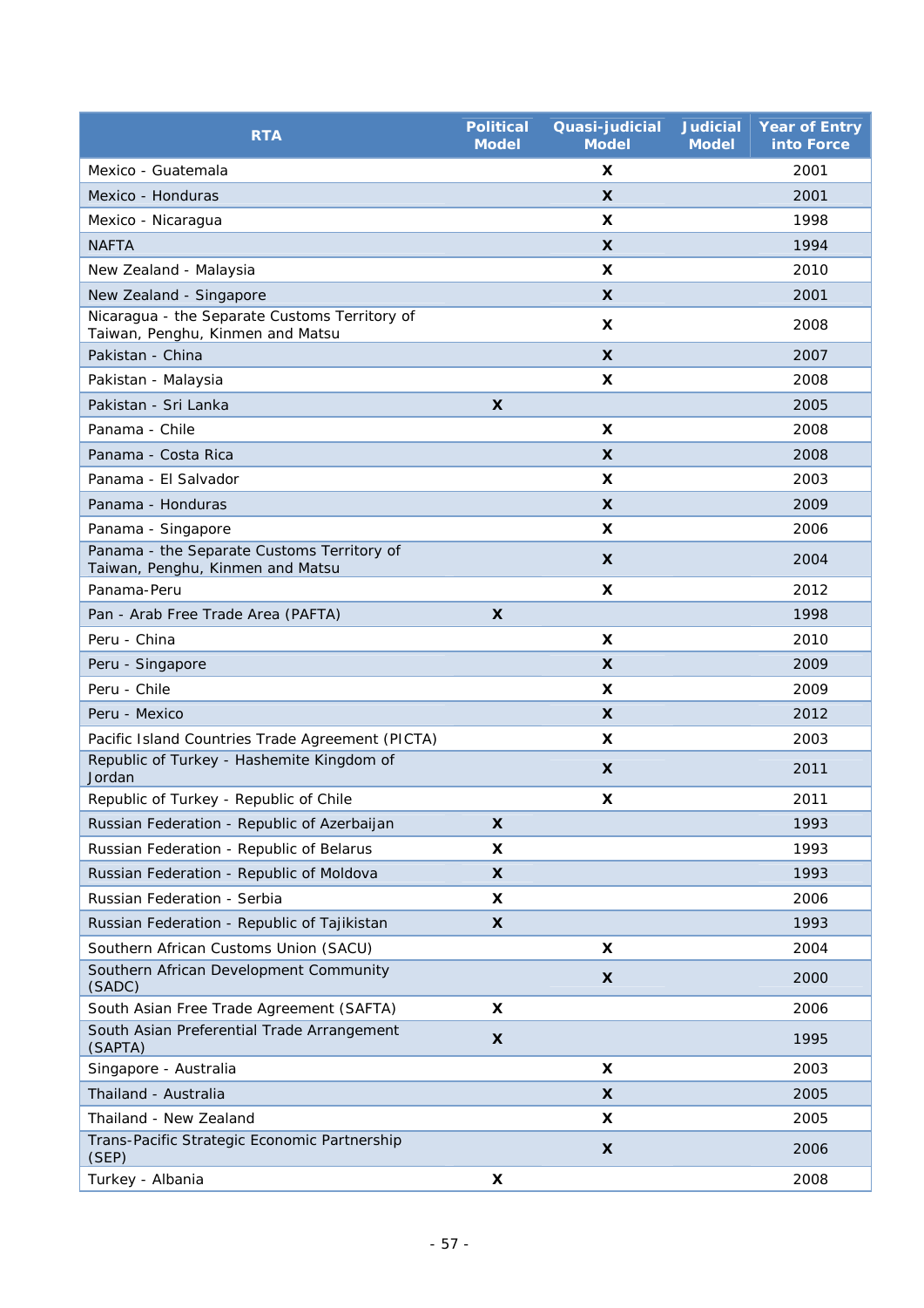| RTA | Political Model | Quasi-judicial Model | Judicial Model | Year of Entry into Force |
|---|---|---|---|---|
| Mexico - Guatemala | | X | | 2001 |
| Mexico - Honduras | | X | | 2001 |
| Mexico - Nicaragua | | X | | 1998 |
| NAFTA | | X | | 1994 |
| New Zealand - Malaysia | | X | | 2010 |
| New Zealand - Singapore | | X | | 2001 |
| Nicaragua - the Separate Customs Territory of Taiwan, Penghu, Kinmen and Matsu | | X | | 2008 |
| Pakistan - China | | X | | 2007 |
| Pakistan - Malaysia | | X | | 2008 |
| Pakistan - Sri Lanka | X | | | 2005 |
| Panama - Chile | | X | | 2008 |
| Panama - Costa Rica | | X | | 2008 |
| Panama - El Salvador | | X | | 2003 |
| Panama - Honduras | | X | | 2009 |
| Panama - Singapore | | X | | 2006 |
| Panama - the Separate Customs Territory of Taiwan, Penghu, Kinmen and Matsu | | X | | 2004 |
| Panama-Peru | | X | | 2012 |
| Pan - Arab Free Trade Area (PAFTA) | X | | | 1998 |
| Peru - China | | X | | 2010 |
| Peru - Singapore | | X | | 2009 |
| Peru - Chile | | X | | 2009 |
| Peru - Mexico | | X | | 2012 |
| Pacific Island Countries Trade Agreement (PICTA) | | X | | 2003 |
| Republic of Turkey - Hashemite Kingdom of Jordan | | X | | 2011 |
| Republic of Turkey - Republic of Chile | | X | | 2011 |
| Russian Federation - Republic of Azerbaijan | X | | | 1993 |
| Russian Federation - Republic of Belarus | X | | | 1993 |
| Russian Federation - Republic of Moldova | X | | | 1993 |
| Russian Federation - Serbia | X | | | 2006 |
| Russian Federation - Republic of Tajikistan | X | | | 1993 |
| Southern African Customs Union (SACU) | | X | | 2004 |
| Southern African Development Community (SADC) | | X | | 2000 |
| South Asian Free Trade Agreement (SAFTA) | X | | | 2006 |
| South Asian Preferential Trade Arrangement (SAPTA) | X | | | 1995 |
| Singapore - Australia | | X | | 2003 |
| Thailand - Australia | | X | | 2005 |
| Thailand - New Zealand | | X | | 2005 |
| Trans-Pacific Strategic Economic Partnership (SEP) | | X | | 2006 |
| Turkey - Albania | X | | | 2008 |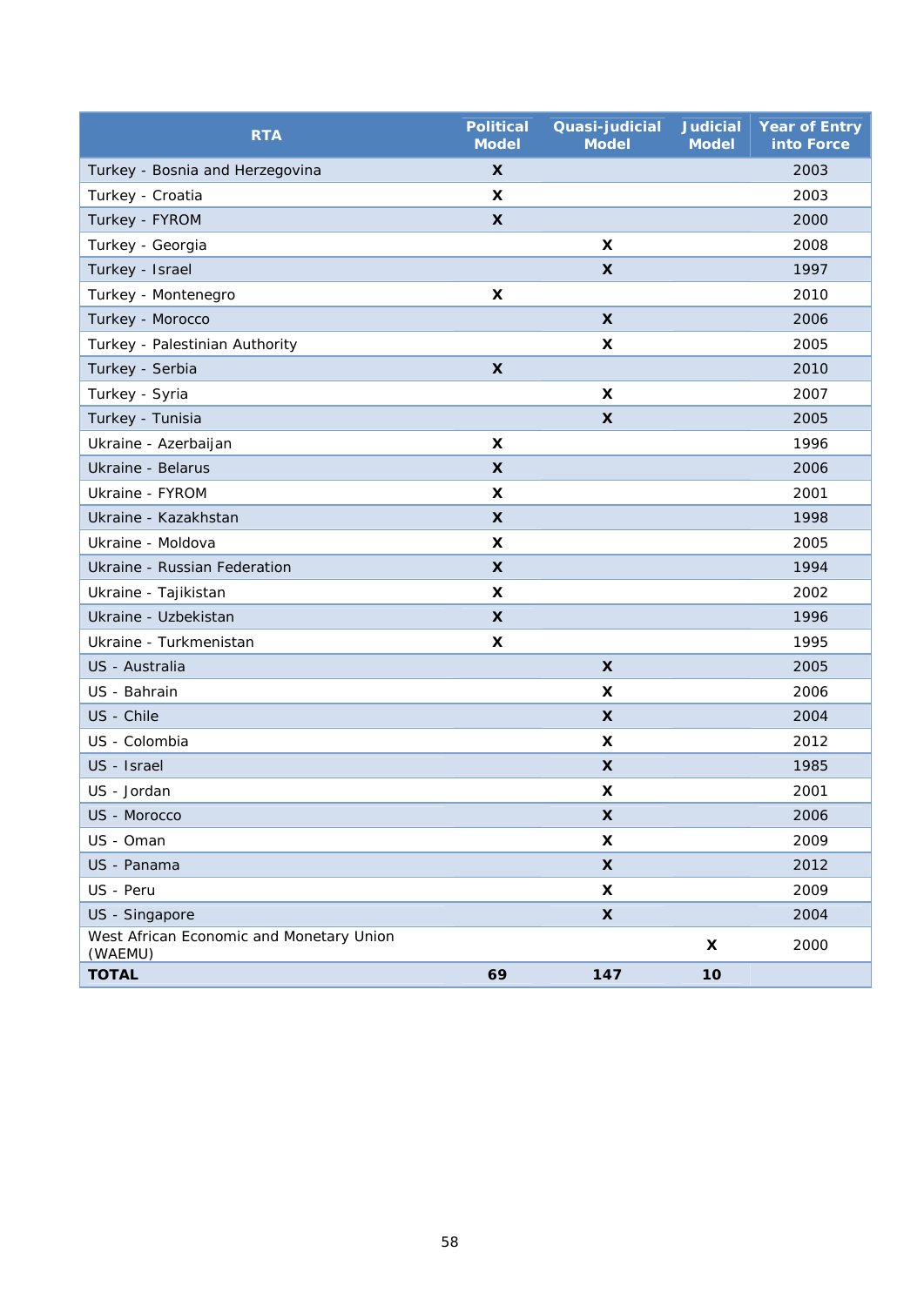| RTA | Political Model | Quasi-judicial Model | Judicial Model | Year of Entry into Force |
|---|---|---|---|---|
| Turkey - Bosnia and Herzegovina | X | | | 2003 |
| Turkey - Croatia | X | | | 2003 |
| Turkey - FYROM | X | | | 2000 |
| Turkey - Georgia | | X | | 2008 |
| Turkey - Israel | | X | | 1997 |
| Turkey - Montenegro | X | | | 2010 |
| Turkey - Morocco | | X | | 2006 |
| Turkey - Palestinian Authority | | X | | 2005 |
| Turkey - Serbia | X | | | 2010 |
| Turkey - Syria | | X | | 2007 |
| Turkey - Tunisia | | X | | 2005 |
| Ukraine - Azerbaijan | X | | | 1996 |
| Ukraine - Belarus | X | | | 2006 |
| Ukraine - FYROM | X | | | 2001 |
| Ukraine - Kazakhstan | X | | | 1998 |
| Ukraine - Moldova | X | | | 2005 |
| Ukraine - Russian Federation | X | | | 1994 |
| Ukraine - Tajikistan | X | | | 2002 |
| Ukraine - Uzbekistan | X | | | 1996 |
| Ukraine - Turkmenistan | X | | | 1995 |
| US - Australia | | X | | 2005 |
| US - Bahrain | | X | | 2006 |
| US - Chile | | X | | 2004 |
| US - Colombia | | X | | 2012 |
| US - Israel | | X | | 1985 |
| US - Jordan | | X | | 2001 |
| US - Morocco | | X | | 2006 |
| US - Oman | | X | | 2009 |
| US - Panama | | X | | 2012 |
| US - Peru | | X | | 2009 |
| US - Singapore | | X | | 2004 |
| West African Economic and Monetary Union (WAEMU) | | | X | 2000 |
| **TOTAL** | **69** | **147** | **10** | |